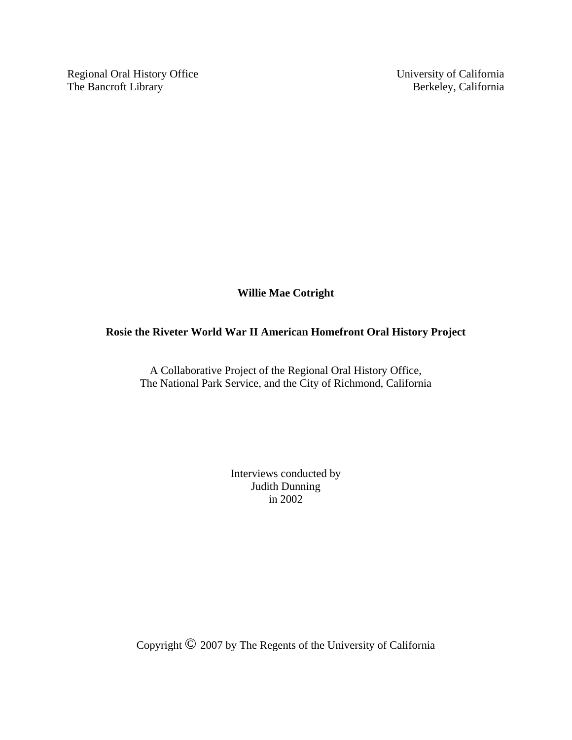Regional Oral History Office
The Bancroft Library

University of California
Berkeley, California

**Willie Mae Cotright**

**Rosie the Riveter World War II American Homefront Oral History Project**

A Collaborative Project of the Regional Oral History Office,
The National Park Service, and the City of Richmond, California

Interviews conducted by
Judith Dunning
in 2002

Copyright © 2007 by The Regents of the University of California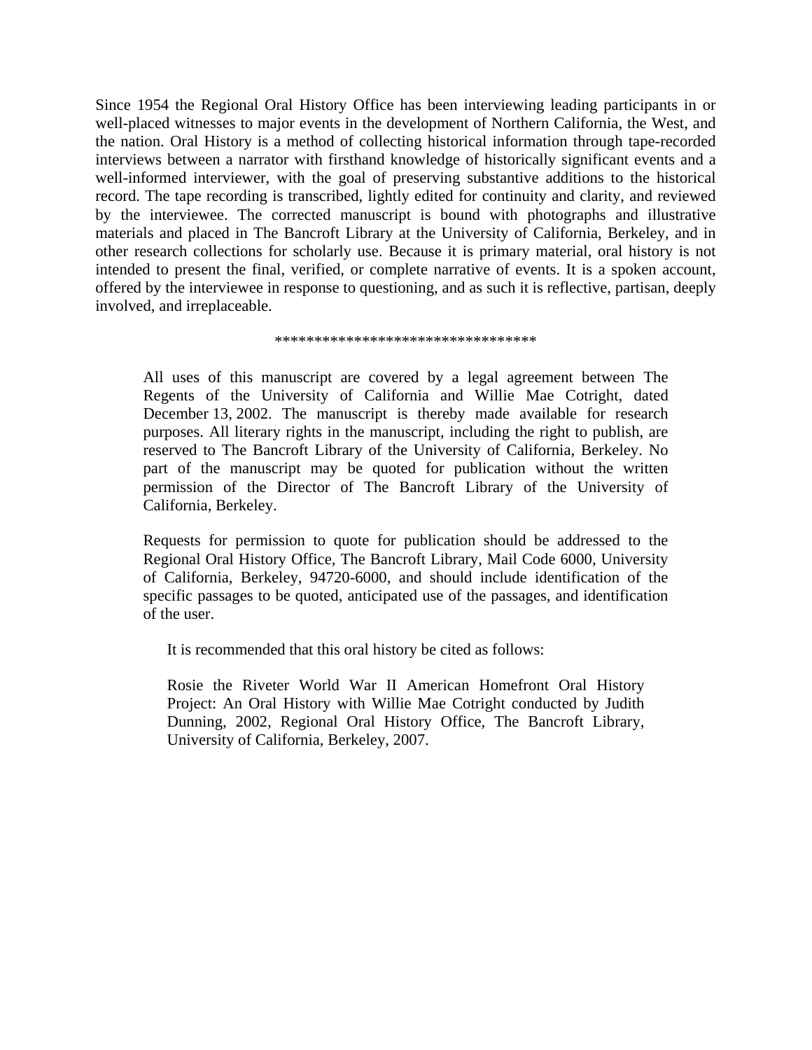Since 1954 the Regional Oral History Office has been interviewing leading participants in or well-placed witnesses to major events in the development of Northern California, the West, and the nation. Oral History is a method of collecting historical information through tape-recorded interviews between a narrator with firsthand knowledge of historically significant events and a well-informed interviewer, with the goal of preserving substantive additions to the historical record. The tape recording is transcribed, lightly edited for continuity and clarity, and reviewed by the interviewee. The corrected manuscript is bound with photographs and illustrative materials and placed in The Bancroft Library at the University of California, Berkeley, and in other research collections for scholarly use. Because it is primary material, oral history is not intended to present the final, verified, or complete narrative of events. It is a spoken account, offered by the interviewee in response to questioning, and as such it is reflective, partisan, deeply involved, and irreplaceable.

*********************************

All uses of this manuscript are covered by a legal agreement between The Regents of the University of California and Willie Mae Cotright, dated December 13, 2002. The manuscript is thereby made available for research purposes. All literary rights in the manuscript, including the right to publish, are reserved to The Bancroft Library of the University of California, Berkeley. No part of the manuscript may be quoted for publication without the written permission of the Director of The Bancroft Library of the University of California, Berkeley.

Requests for permission to quote for publication should be addressed to the Regional Oral History Office, The Bancroft Library, Mail Code 6000, University of California, Berkeley, 94720-6000, and should include identification of the specific passages to be quoted, anticipated use of the passages, and identification of the user.

It is recommended that this oral history be cited as follows:

Rosie the Riveter World War II American Homefront Oral History Project: An Oral History with Willie Mae Cotright conducted by Judith Dunning, 2002, Regional Oral History Office, The Bancroft Library, University of California, Berkeley, 2007.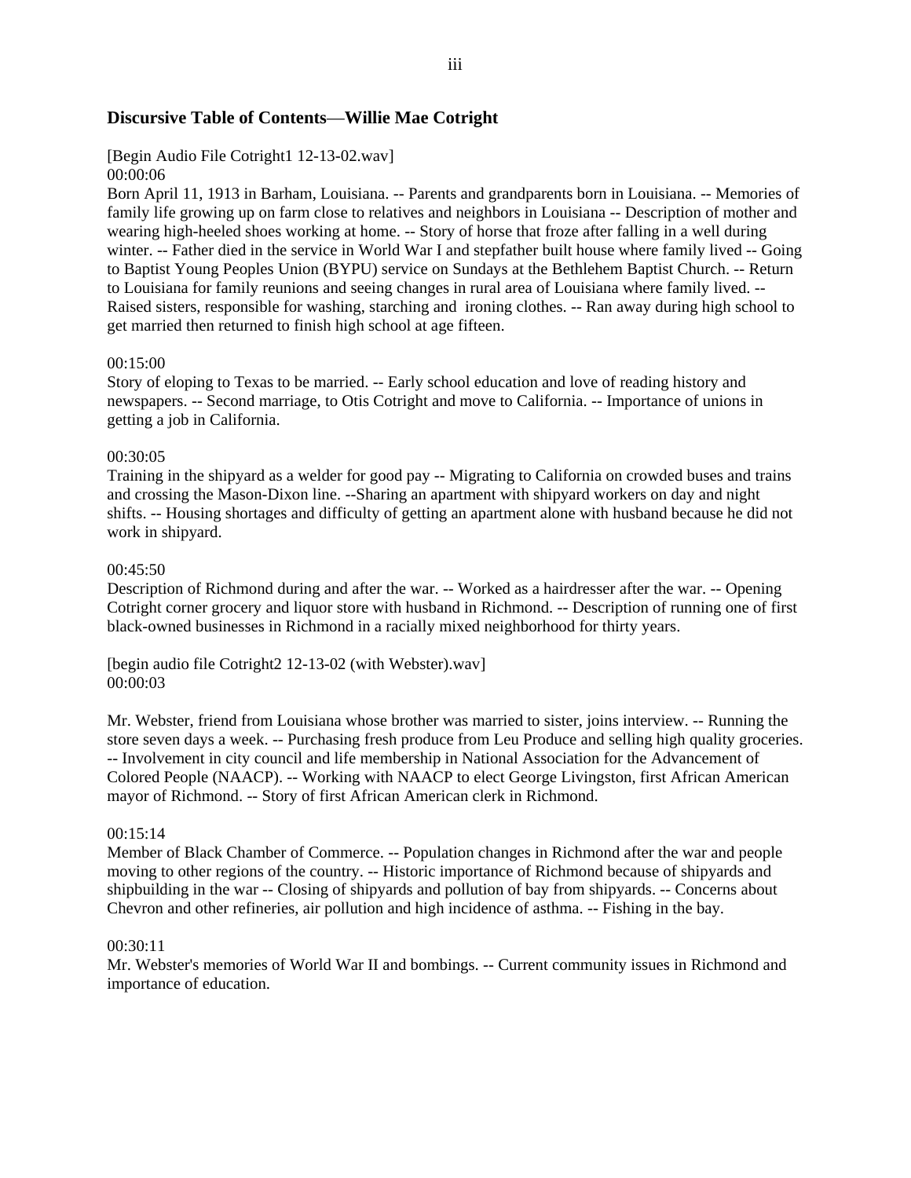## Discursive Table of Contents—Willie Mae Cotright

[Begin Audio File Cotright1 12-13-02.wav]
00:00:06
Born April 11, 1913 in Barham, Louisiana. -- Parents and grandparents born in Louisiana. -- Memories of family life growing up on farm close to relatives and neighbors in Louisiana -- Description of mother and wearing high-heeled shoes working at home. -- Story of horse that froze after falling in a well during winter. -- Father died in the service in World War I and stepfather built house where family lived -- Going to Baptist Young Peoples Union (BYPU) service on Sundays at the Bethlehem Baptist Church. -- Return to Louisiana for family reunions and seeing changes in rural area of Louisiana where family lived. -- Raised sisters, responsible for washing, starching and ironing clothes. -- Ran away during high school to get married then returned to finish high school at age fifteen.

00:15:00
Story of eloping to Texas to be married. -- Early school education and love of reading history and newspapers. -- Second marriage, to Otis Cotright and move to California. -- Importance of unions in getting a job in California.

00:30:05
Training in the shipyard as a welder for good pay -- Migrating to California on crowded buses and trains and crossing the Mason-Dixon line. --Sharing an apartment with shipyard workers on day and night shifts. -- Housing shortages and difficulty of getting an apartment alone with husband because he did not work in shipyard.

00:45:50
Description of Richmond during and after the war. -- Worked as a hairdresser after the war. -- Opening Cotright corner grocery and liquor store with husband in Richmond. -- Description of running one of first black-owned businesses in Richmond in a racially mixed neighborhood for thirty years.

[begin audio file Cotright2 12-13-02 (with Webster).wav]
00:00:03

Mr. Webster, friend from Louisiana whose brother was married to sister, joins interview. -- Running the store seven days a week. -- Purchasing fresh produce from Leu Produce and selling high quality groceries. -- Involvement in city council and life membership in National Association for the Advancement of Colored People (NAACP). -- Working with NAACP to elect George Livingston, first African American mayor of Richmond. -- Story of first African American clerk in Richmond.

00:15:14
Member of Black Chamber of Commerce. -- Population changes in Richmond after the war and people moving to other regions of the country. -- Historic importance of Richmond because of shipyards and shipbuilding in the war -- Closing of shipyards and pollution of bay from shipyards. -- Concerns about Chevron and other refineries, air pollution and high incidence of asthma. -- Fishing in the bay.

00:30:11
Mr. Webster's memories of World War II and bombings. -- Current community issues in Richmond and importance of education.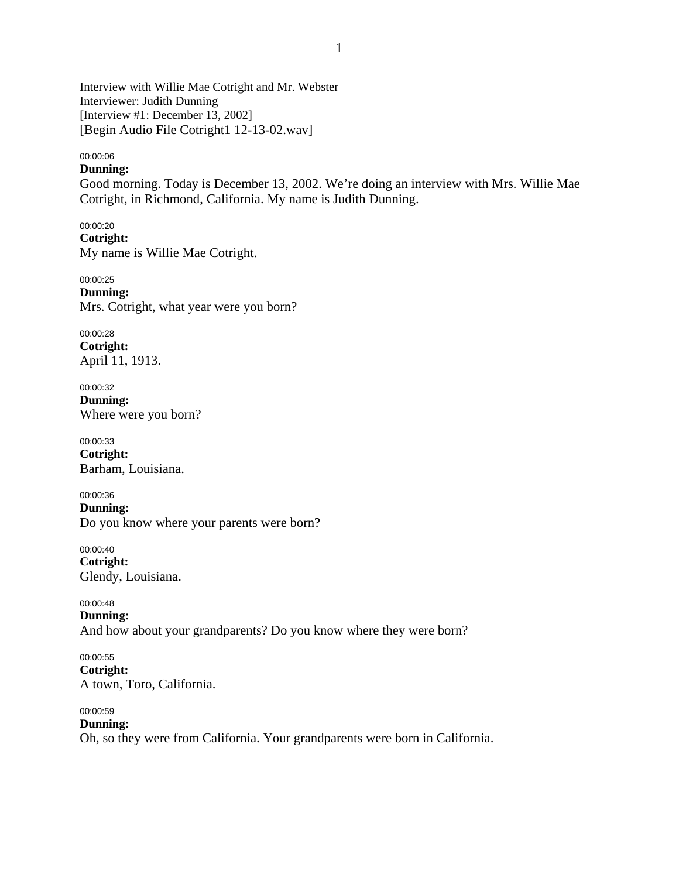Interview with Willie Mae Cotright and Mr. Webster
Interviewer: Judith Dunning
[Interview #1: December 13, 2002]
[Begin Audio File Cotright1 12-13-02.wav]

00:00:06
**Dunning:**
Good morning. Today is December 13, 2002. We're doing an interview with Mrs. Willie Mae Cotright, in Richmond, California. My name is Judith Dunning.

00:00:20
**Cotright:**
My name is Willie Mae Cotright.

00:00:25
**Dunning:**
Mrs. Cotright, what year were you born?

00:00:28
**Cotright:**
April 11, 1913.

00:00:32
**Dunning:**
Where were you born?

00:00:33
**Cotright:**
Barham, Louisiana.

00:00:36
**Dunning:**
Do you know where your parents were born?

00:00:40
**Cotright:**
Glendy, Louisiana.

00:00:48
**Dunning:**
And how about your grandparents? Do you know where they were born?

00:00:55
**Cotright:**
A town, Toro, California.

00:00:59
**Dunning:**
Oh, so they were from California. Your grandparents were born in California.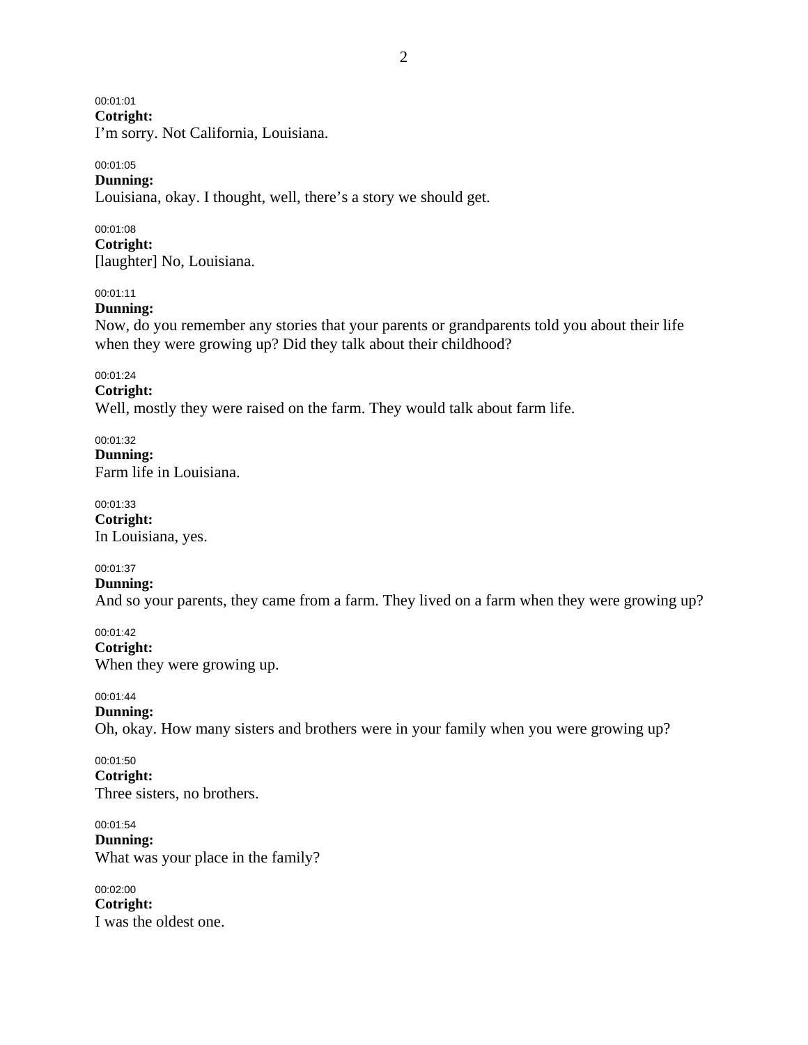00:01:01
**Cotright:**
I’m sorry. Not California, Louisiana.

00:01:05
**Dunning:**
Louisiana, okay. I thought, well, there’s a story we should get.

00:01:08
**Cotright:**
[laughter] No, Louisiana.

00:01:11
**Dunning:**
Now, do you remember any stories that your parents or grandparents told you about their life when they were growing up? Did they talk about their childhood?

00:01:24
**Cotright:**
Well, mostly they were raised on the farm. They would talk about farm life.

00:01:32
**Dunning:**
Farm life in Louisiana.

00:01:33
**Cotright:**
In Louisiana, yes.

00:01:37
**Dunning:**
And so your parents, they came from a farm. They lived on a farm when they were growing up?

00:01:42
**Cotright:**
When they were growing up.

00:01:44
**Dunning:**
Oh, okay. How many sisters and brothers were in your family when you were growing up?

00:01:50
**Cotright:**
Three sisters, no brothers.

00:01:54
**Dunning:**
What was your place in the family?

00:02:00
**Cotright:**
I was the oldest one.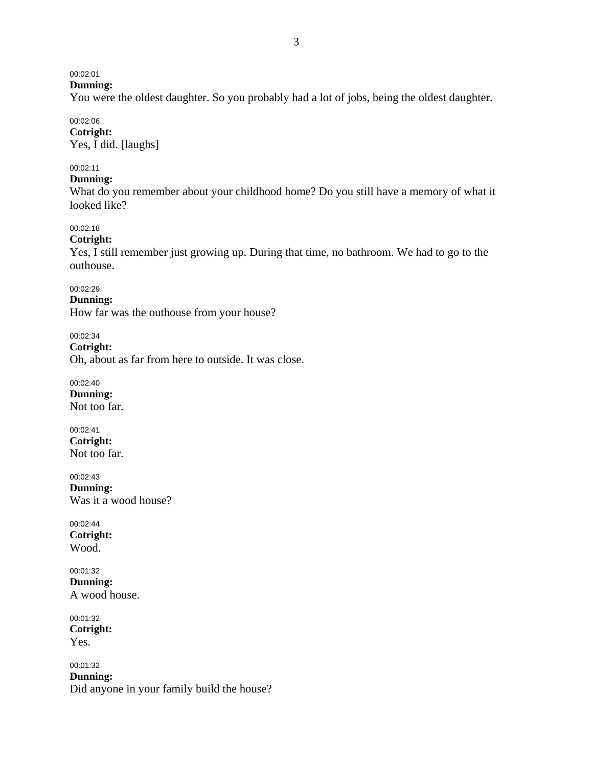00:02:01
**Dunning:**
You were the oldest daughter. So you probably had a lot of jobs, being the oldest daughter.

00:02:06
**Cotright:**
Yes, I did. [laughs]

00:02:11
**Dunning:**
What do you remember about your childhood home? Do you still have a memory of what it looked like?

00:02:18
**Cotright:**
Yes, I still remember just growing up. During that time, no bathroom. We had to go to the outhouse.

00:02:29
**Dunning:**
How far was the outhouse from your house?

00:02:34
**Cotright:**
Oh, about as far from here to outside. It was close.

00:02:40
**Dunning:**
Not too far.

00:02:41
**Cotright:**
Not too far.

00:02:43
**Dunning:**
Was it a wood house?

00:02:44
**Cotright:**
Wood.

00:01:32
**Dunning:**
A wood house.

00:01:32
**Cotright:**
Yes.

00:01:32
**Dunning:**
Did anyone in your family build the house?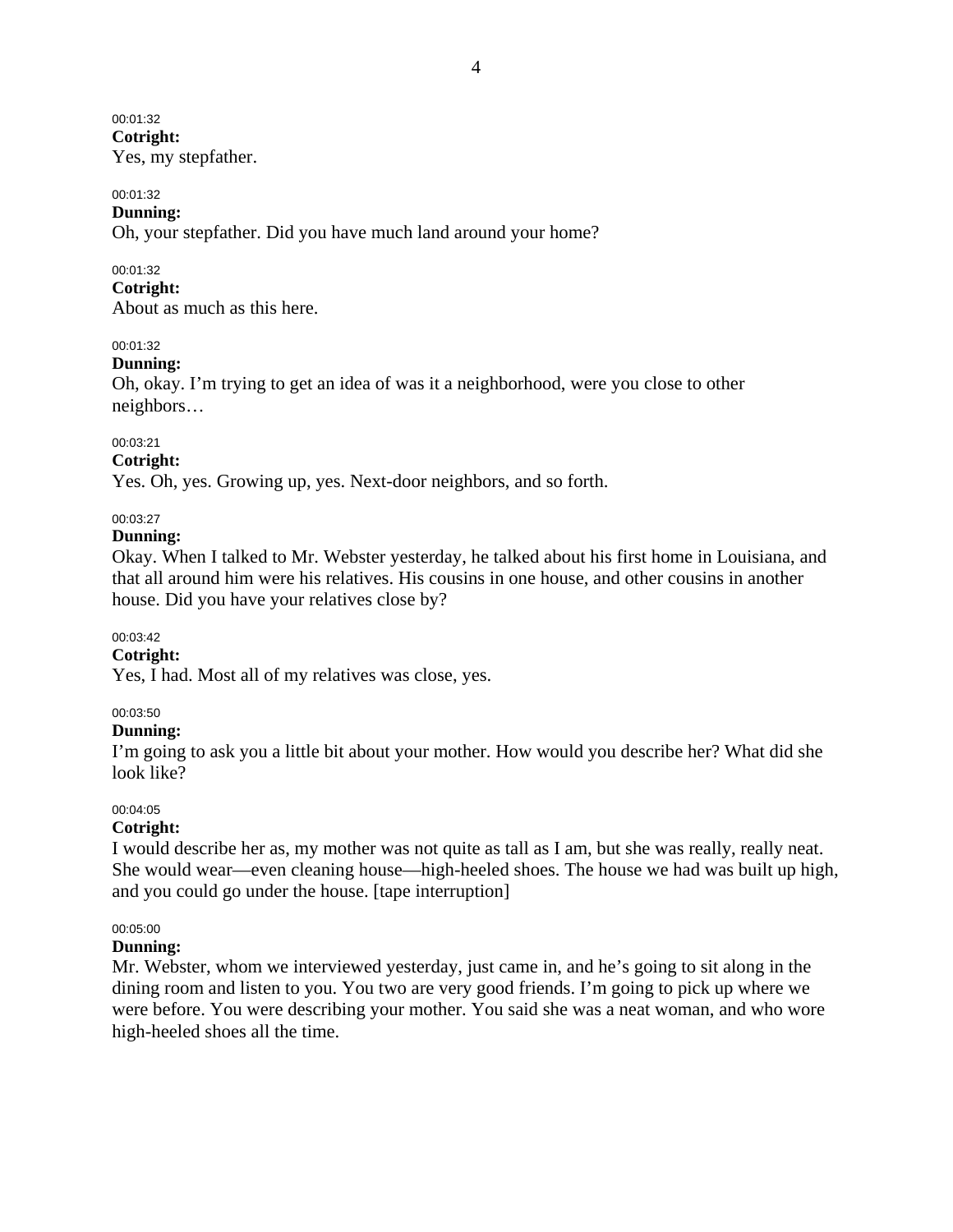00:01:32
**Cotright:**
Yes, my stepfather.

00:01:32
**Dunning:**
Oh, your stepfather. Did you have much land around your home?

00:01:32
**Cotright:**
About as much as this here.

00:01:32
**Dunning:**
Oh, okay. I'm trying to get an idea of was it a neighborhood, were you close to other neighbors…

00:03:21
**Cotright:**
Yes. Oh, yes. Growing up, yes. Next-door neighbors, and so forth.

00:03:27
**Dunning:**
Okay. When I talked to Mr. Webster yesterday, he talked about his first home in Louisiana, and that all around him were his relatives. His cousins in one house, and other cousins in another house. Did you have your relatives close by?

00:03:42
**Cotright:**
Yes, I had. Most all of my relatives was close, yes.

00:03:50
**Dunning:**
I'm going to ask you a little bit about your mother. How would you describe her? What did she look like?

00:04:05
**Cotright:**
I would describe her as, my mother was not quite as tall as I am, but she was really, really neat. She would wear—even cleaning house—high-heeled shoes. The house we had was built up high, and you could go under the house. [tape interruption]

00:05:00
**Dunning:**
Mr. Webster, whom we interviewed yesterday, just came in, and he's going to sit along in the dining room and listen to you. You two are very good friends. I'm going to pick up where we were before. You were describing your mother. You said she was a neat woman, and who wore high-heeled shoes all the time.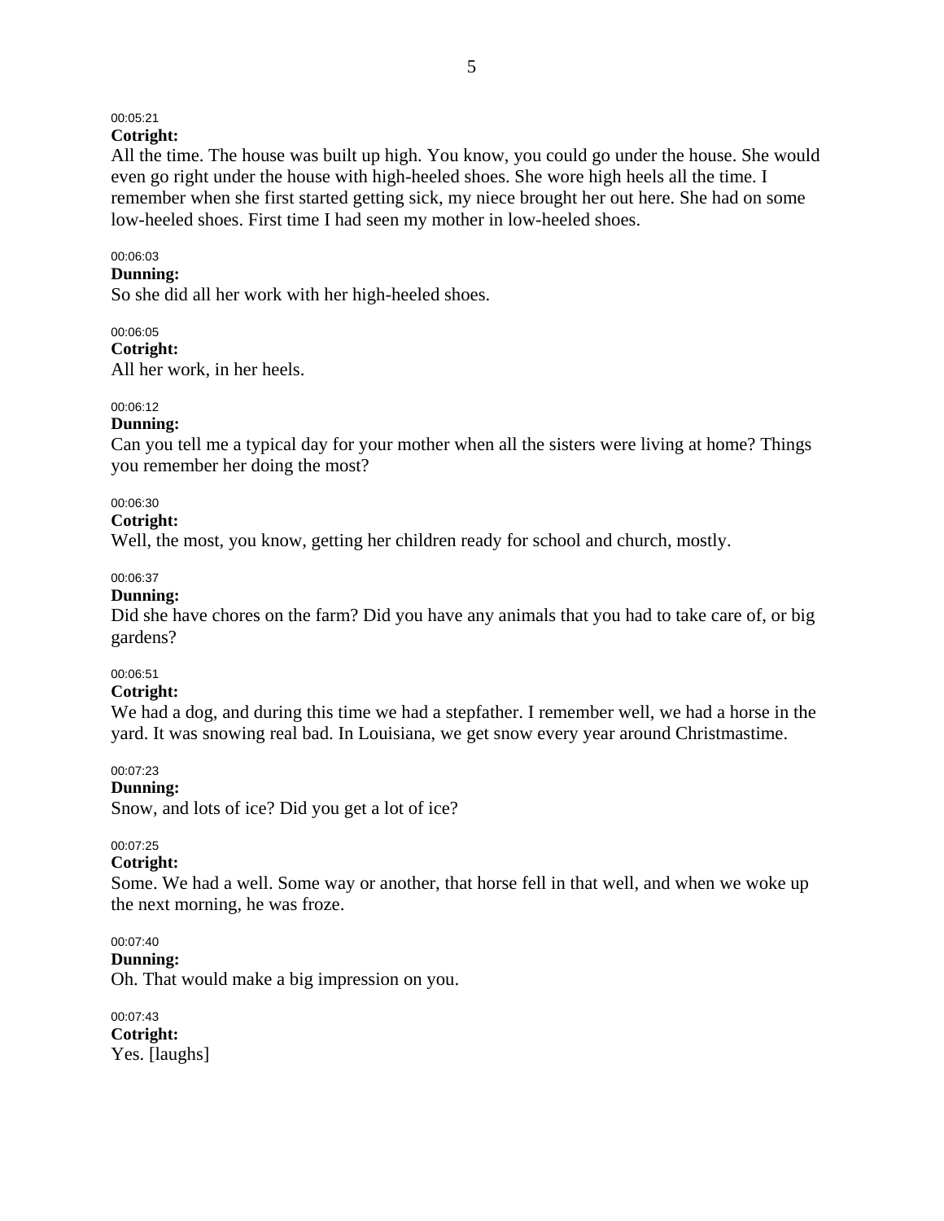00:05:21
**Cotright:**
All the time. The house was built up high. You know, you could go under the house. She would even go right under the house with high-heeled shoes. She wore high heels all the time. I remember when she first started getting sick, my niece brought her out here. She had on some low-heeled shoes. First time I had seen my mother in low-heeled shoes.

00:06:03
**Dunning:**
So she did all her work with her high-heeled shoes.

00:06:05
**Cotright:**
All her work, in her heels.

00:06:12
**Dunning:**
Can you tell me a typical day for your mother when all the sisters were living at home? Things you remember her doing the most?

00:06:30
**Cotright:**
Well, the most, you know, getting her children ready for school and church, mostly.

00:06:37
**Dunning:**
Did she have chores on the farm? Did you have any animals that you had to take care of, or big gardens?

00:06:51
**Cotright:**
We had a dog, and during this time we had a stepfather. I remember well, we had a horse in the yard. It was snowing real bad. In Louisiana, we get snow every year around Christmastime.

00:07:23
**Dunning:**
Snow, and lots of ice? Did you get a lot of ice?

00:07:25
**Cotright:**
Some. We had a well. Some way or another, that horse fell in that well, and when we woke up the next morning, he was froze.

00:07:40
**Dunning:**
Oh. That would make a big impression on you.

00:07:43
**Cotright:**
Yes. [laughs]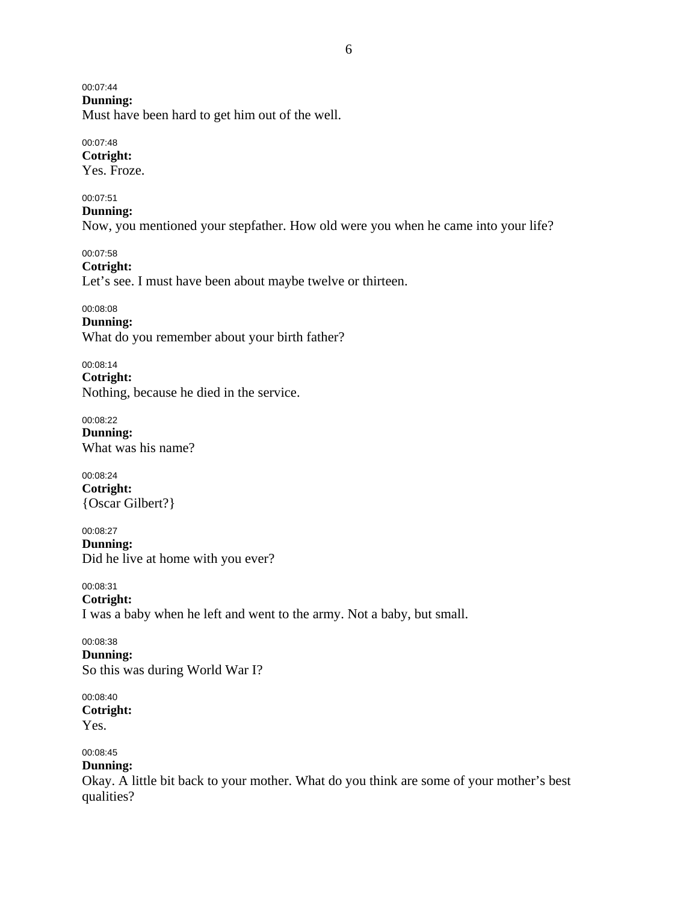00:07:44
**Dunning:**
Must have been hard to get him out of the well.

00:07:48
**Cotright:**
Yes. Froze.

00:07:51
**Dunning:**
Now, you mentioned your stepfather. How old were you when he came into your life?

00:07:58
**Cotright:**
Let's see. I must have been about maybe twelve or thirteen.

00:08:08
**Dunning:**
What do you remember about your birth father?

00:08:14
**Cotright:**
Nothing, because he died in the service.

00:08:22
**Dunning:**
What was his name?

00:08:24
**Cotright:**
{Oscar Gilbert?}

00:08:27
**Dunning:**
Did he live at home with you ever?

00:08:31
**Cotright:**
I was a baby when he left and went to the army. Not a baby, but small.

00:08:38
**Dunning:**
So this was during World War I?

00:08:40
**Cotright:**
Yes.

00:08:45
**Dunning:**
Okay. A little bit back to your mother. What do you think are some of your mother's best qualities?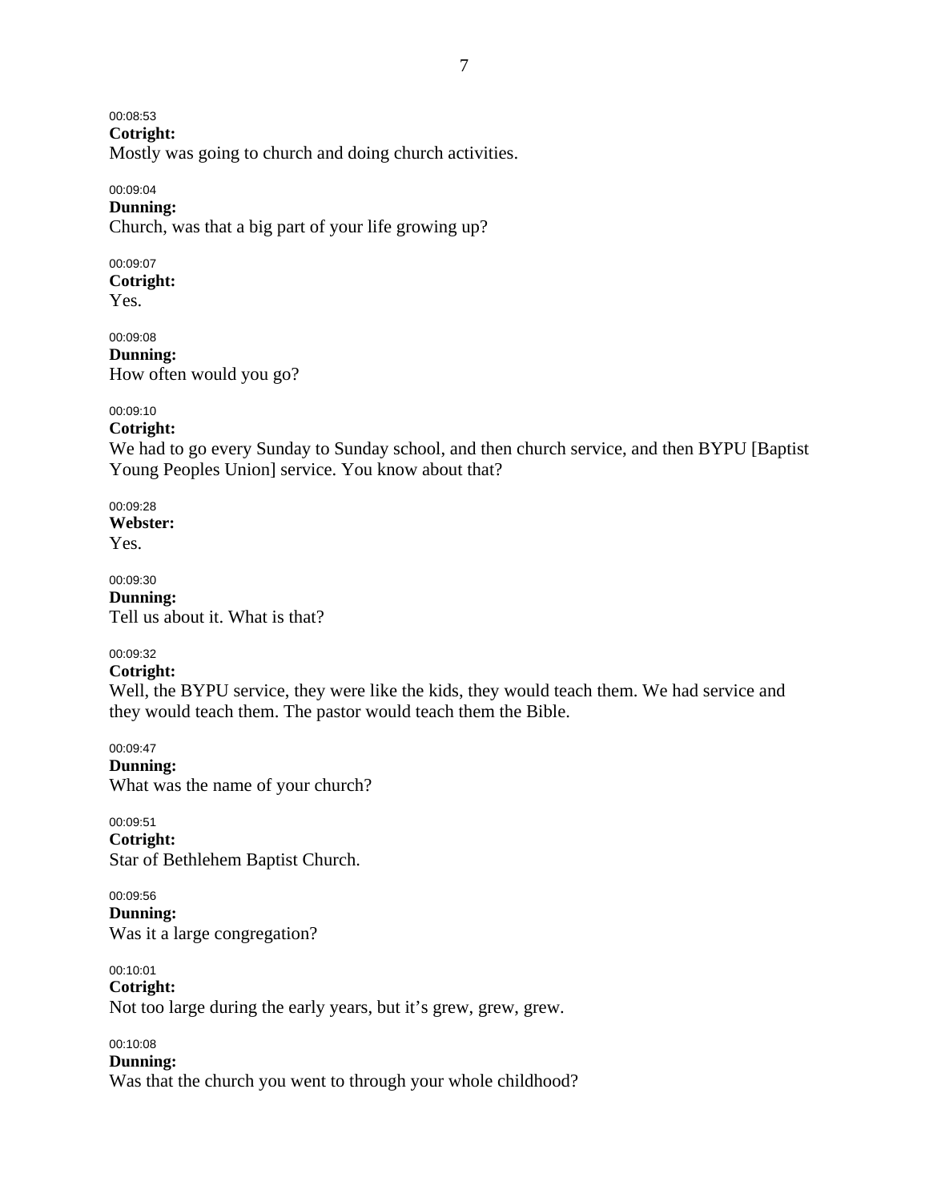00:08:53
**Cotright:**
Mostly was going to church and doing church activities.

00:09:04
**Dunning:**
Church, was that a big part of your life growing up?

00:09:07
**Cotright:**
Yes.

00:09:08
**Dunning:**
How often would you go?

00:09:10
**Cotright:**
We had to go every Sunday to Sunday school, and then church service, and then BYPU [Baptist Young Peoples Union] service. You know about that?

00:09:28
**Webster:**
Yes.

00:09:30
**Dunning:**
Tell us about it. What is that?

00:09:32
**Cotright:**
Well, the BYPU service, they were like the kids, they would teach them. We had service and they would teach them. The pastor would teach them the Bible.

00:09:47
**Dunning:**
What was the name of your church?

00:09:51
**Cotright:**
Star of Bethlehem Baptist Church.

00:09:56
**Dunning:**
Was it a large congregation?

00:10:01
**Cotright:**
Not too large during the early years, but it's grew, grew, grew.

00:10:08
**Dunning:**
Was that the church you went to through your whole childhood?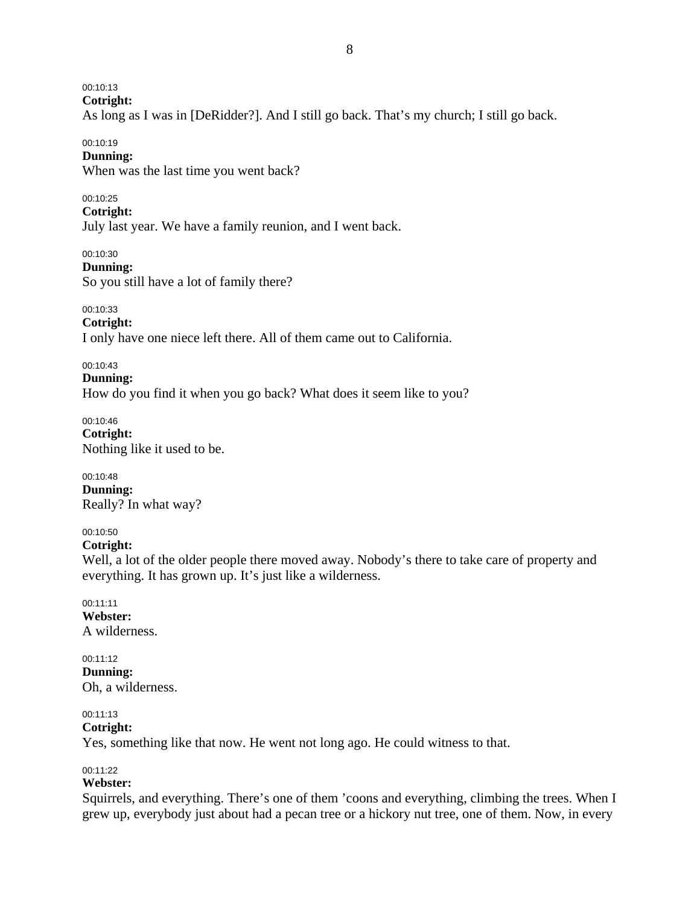00:10:13
**Cotright:**
As long as I was in [DeRidder?]. And I still go back. That's my church; I still go back.

00:10:19
**Dunning:**
When was the last time you went back?

00:10:25
**Cotright:**
July last year. We have a family reunion, and I went back.

00:10:30
**Dunning:**
So you still have a lot of family there?

00:10:33
**Cotright:**
I only have one niece left there. All of them came out to California.

00:10:43
**Dunning:**
How do you find it when you go back? What does it seem like to you?

00:10:46
**Cotright:**
Nothing like it used to be.

00:10:48
**Dunning:**
Really? In what way?

00:10:50
**Cotright:**
Well, a lot of the older people there moved away. Nobody's there to take care of property and everything. It has grown up. It's just like a wilderness.

00:11:11
**Webster:**
A wilderness.

00:11:12
**Dunning:**
Oh, a wilderness.

00:11:13
**Cotright:**
Yes, something like that now. He went not long ago. He could witness to that.

00:11:22
**Webster:**
Squirrels, and everything. There's one of them 'coons and everything, climbing the trees. When I grew up, everybody just about had a pecan tree or a hickory nut tree, one of them. Now, in every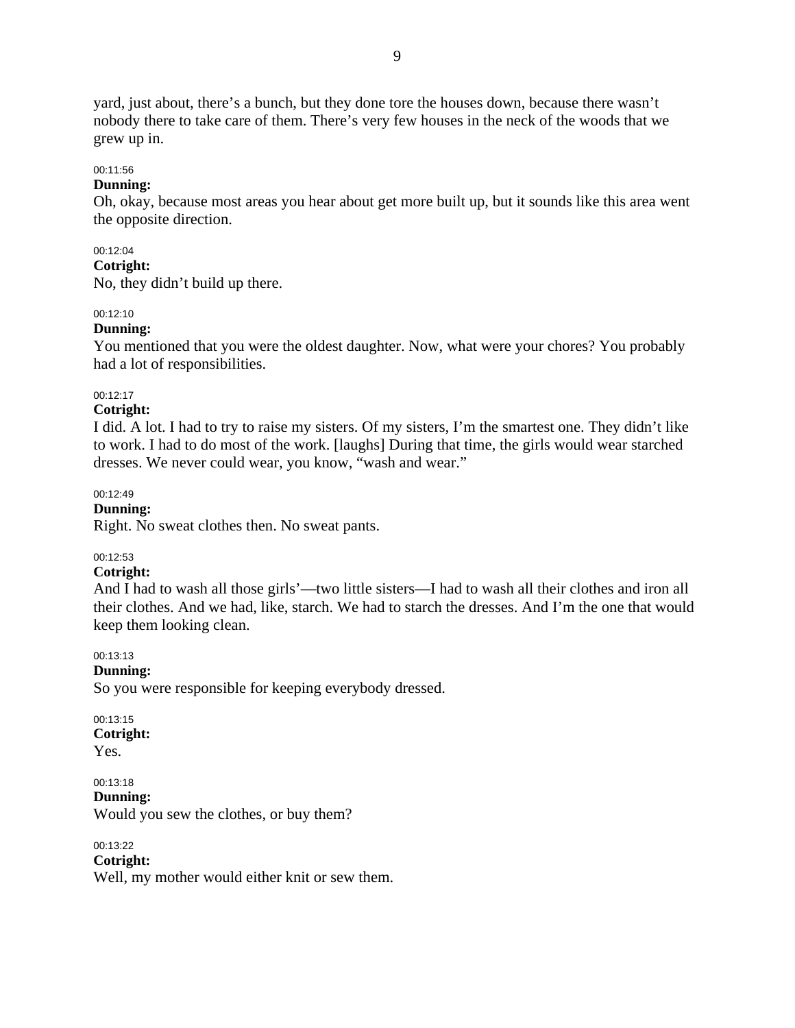yard, just about, there's a bunch, but they done tore the houses down, because there wasn't nobody there to take care of them. There's very few houses in the neck of the woods that we grew up in.

00:11:56
**Dunning:**
Oh, okay, because most areas you hear about get more built up, but it sounds like this area went the opposite direction.

00:12:04
**Cotright:**
No, they didn't build up there.

00:12:10
**Dunning:**
You mentioned that you were the oldest daughter. Now, what were your chores? You probably had a lot of responsibilities.

00:12:17
**Cotright:**
I did. A lot. I had to try to raise my sisters. Of my sisters, I'm the smartest one. They didn't like to work. I had to do most of the work. [laughs] During that time, the girls would wear starched dresses. We never could wear, you know, "wash and wear."

00:12:49
**Dunning:**
Right. No sweat clothes then. No sweat pants.

00:12:53
**Cotright:**
And I had to wash all those girls'—two little sisters—I had to wash all their clothes and iron all their clothes. And we had, like, starch. We had to starch the dresses. And I'm the one that would keep them looking clean.

00:13:13
**Dunning:**
So you were responsible for keeping everybody dressed.

00:13:15
**Cotright:**
Yes.

00:13:18
**Dunning:**
Would you sew the clothes, or buy them?

00:13:22
**Cotright:**
Well, my mother would either knit or sew them.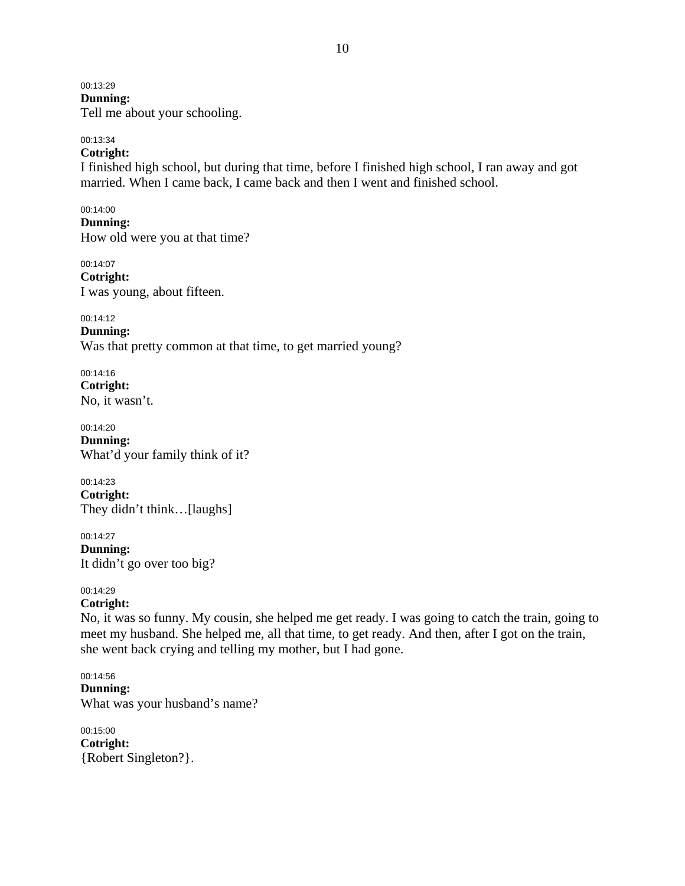00:13:29
**Dunning:**
Tell me about your schooling.

00:13:34
**Cotright:**
I finished high school, but during that time, before I finished high school, I ran away and got married. When I came back, I came back and then I went and finished school.

00:14:00
**Dunning:**
How old were you at that time?

00:14:07
**Cotright:**
I was young, about fifteen.

00:14:12
**Dunning:**
Was that pretty common at that time, to get married young?

00:14:16
**Cotright:**
No, it wasn't.

00:14:20
**Dunning:**
What'd your family think of it?

00:14:23
**Cotright:**
They didn't think…[laughs]

00:14:27
**Dunning:**
It didn't go over too big?

00:14:29
**Cotright:**
No, it was so funny. My cousin, she helped me get ready. I was going to catch the train, going to meet my husband. She helped me, all that time, to get ready. And then, after I got on the train, she went back crying and telling my mother, but I had gone.

00:14:56
**Dunning:**
What was your husband's name?

00:15:00
**Cotright:**
{Robert Singleton?}.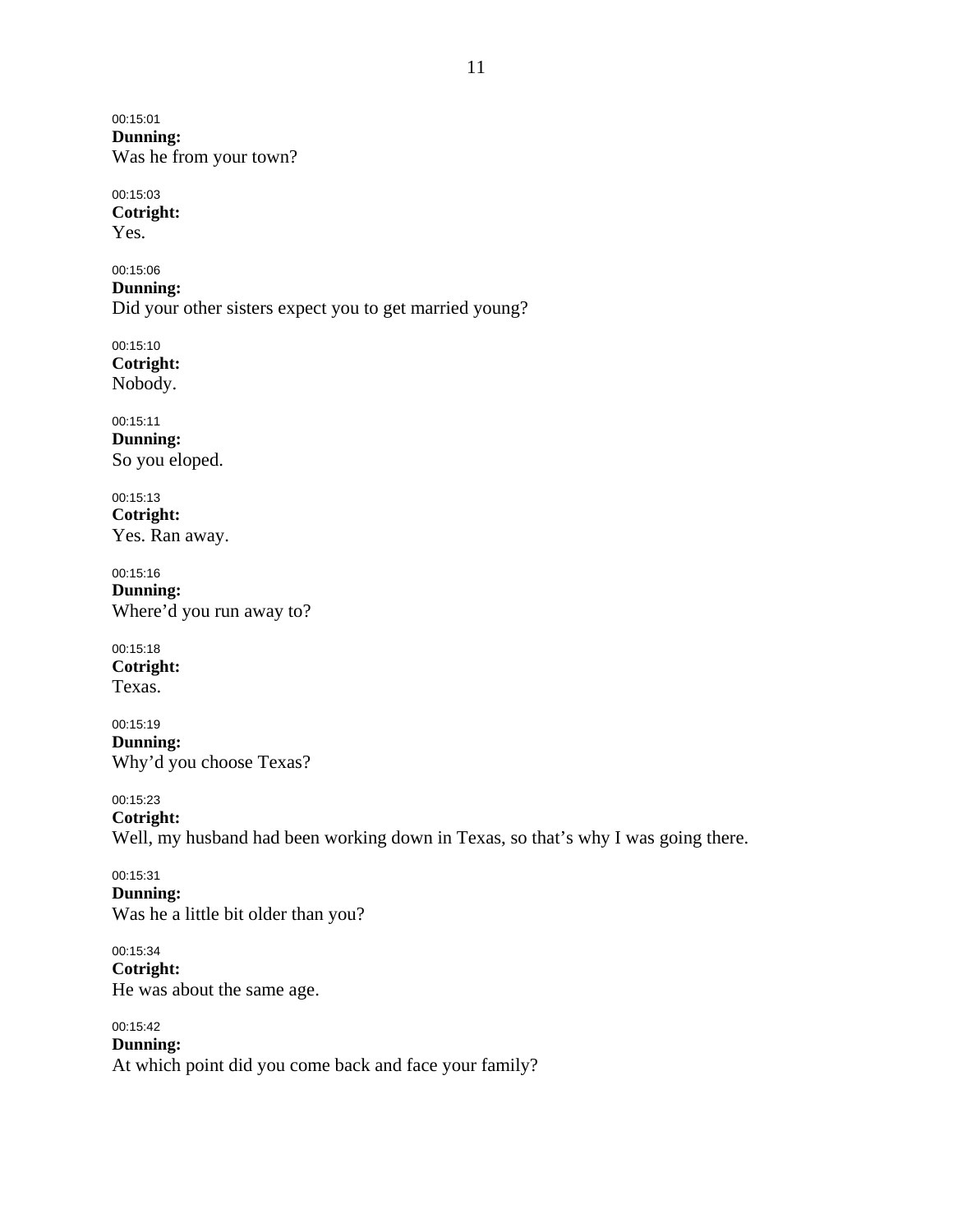00:15:01
**Dunning:**
Was he from your town?

00:15:03
**Cotright:**
Yes.

00:15:06
**Dunning:**
Did your other sisters expect you to get married young?

00:15:10
**Cotright:**
Nobody.

00:15:11
**Dunning:**
So you eloped.

00:15:13
**Cotright:**
Yes. Ran away.

00:15:16
**Dunning:**
Where'd you run away to?

00:15:18
**Cotright:**
Texas.

00:15:19
**Dunning:**
Why'd you choose Texas?

00:15:23
**Cotright:**
Well, my husband had been working down in Texas, so that's why I was going there.

00:15:31
**Dunning:**
Was he a little bit older than you?

00:15:34
**Cotright:**
He was about the same age.

00:15:42
**Dunning:**
At which point did you come back and face your family?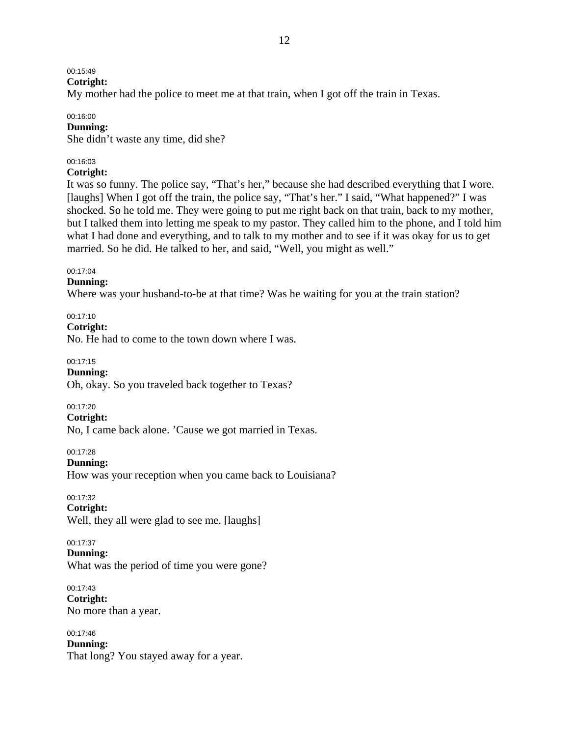00:15:49

**Cotright:**

My mother had the police to meet me at that train, when I got off the train in Texas.

00:16:00

**Dunning:**

She didn't waste any time, did she?

00:16:03

**Cotright:**

It was so funny. The police say, "That's her," because she had described everything that I wore. [laughs] When I got off the train, the police say, "That's her." I said, "What happened?" I was shocked. So he told me. They were going to put me right back on that train, back to my mother, but I talked them into letting me speak to my pastor. They called him to the phone, and I told him what I had done and everything, and to talk to my mother and to see if it was okay for us to get married. So he did. He talked to her, and said, "Well, you might as well."

00:17:04

**Dunning:**

Where was your husband-to-be at that time? Was he waiting for you at the train station?

00:17:10

**Cotright:**

No. He had to come to the town down where I was.

00:17:15

**Dunning:**

Oh, okay. So you traveled back together to Texas?

00:17:20

**Cotright:**

No, I came back alone. 'Cause we got married in Texas.

00:17:28

**Dunning:**

How was your reception when you came back to Louisiana?

00:17:32

**Cotright:**

Well, they all were glad to see me. [laughs]

00:17:37

**Dunning:**

What was the period of time you were gone?

00:17:43

**Cotright:**

No more than a year.

00:17:46

**Dunning:**

That long? You stayed away for a year.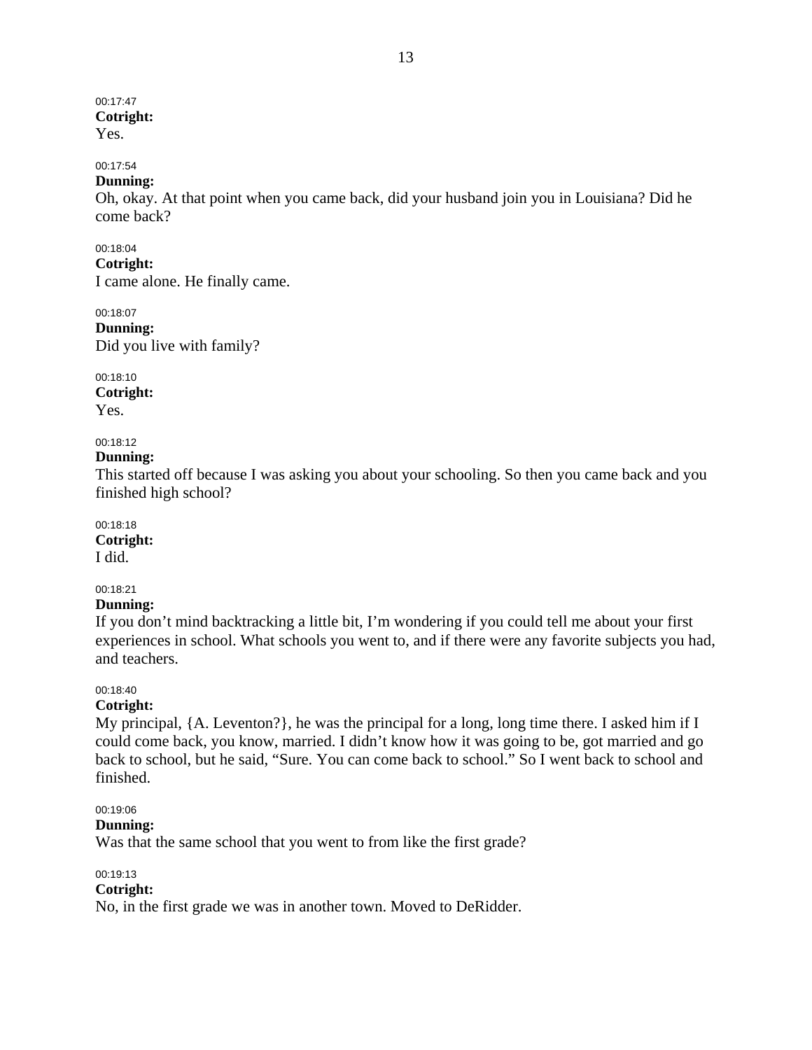00:17:47
**Cotright:**
Yes.

00:17:54
**Dunning:**
Oh, okay. At that point when you came back, did your husband join you in Louisiana? Did he come back?

00:18:04
**Cotright:**
I came alone. He finally came.

00:18:07
**Dunning:**
Did you live with family?

00:18:10
**Cotright:**
Yes.

00:18:12
**Dunning:**
This started off because I was asking you about your schooling. So then you came back and you finished high school?

00:18:18
**Cotright:**
I did.

00:18:21
**Dunning:**
If you don't mind backtracking a little bit, I'm wondering if you could tell me about your first experiences in school. What schools you went to, and if there were any favorite subjects you had, and teachers.

00:18:40
**Cotright:**
My principal, {A. Leventon?}, he was the principal for a long, long time there. I asked him if I could come back, you know, married. I didn't know how it was going to be, got married and go back to school, but he said, "Sure. You can come back to school." So I went back to school and finished.

00:19:06
**Dunning:**
Was that the same school that you went to from like the first grade?

00:19:13
**Cotright:**
No, in the first grade we was in another town. Moved to DeRidder.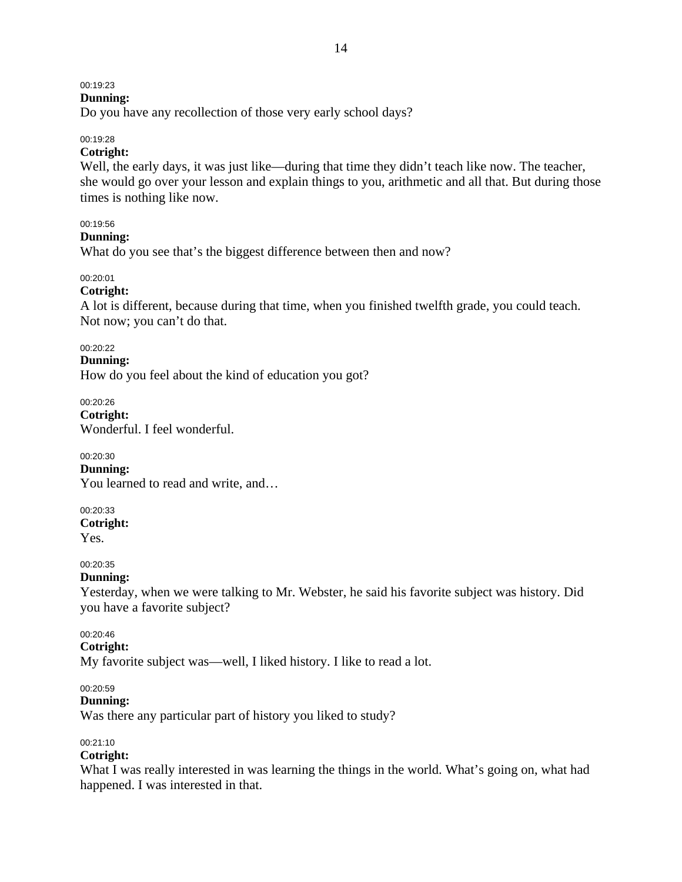00:19:23
**Dunning:**
Do you have any recollection of those very early school days?

00:19:28
**Cotright:**
Well, the early days, it was just like—during that time they didn't teach like now. The teacher, she would go over your lesson and explain things to you, arithmetic and all that. But during those times is nothing like now.

00:19:56
**Dunning:**
What do you see that's the biggest difference between then and now?

00:20:01
**Cotright:**
A lot is different, because during that time, when you finished twelfth grade, you could teach. Not now; you can't do that.

00:20:22
**Dunning:**
How do you feel about the kind of education you got?

00:20:26
**Cotright:**
Wonderful. I feel wonderful.

00:20:30
**Dunning:**
You learned to read and write, and…

00:20:33
**Cotright:**
Yes.

00:20:35
**Dunning:**
Yesterday, when we were talking to Mr. Webster, he said his favorite subject was history. Did you have a favorite subject?

00:20:46
**Cotright:**
My favorite subject was—well, I liked history. I like to read a lot.

00:20:59
**Dunning:**
Was there any particular part of history you liked to study?

00:21:10
**Cotright:**
What I was really interested in was learning the things in the world. What's going on, what had happened. I was interested in that.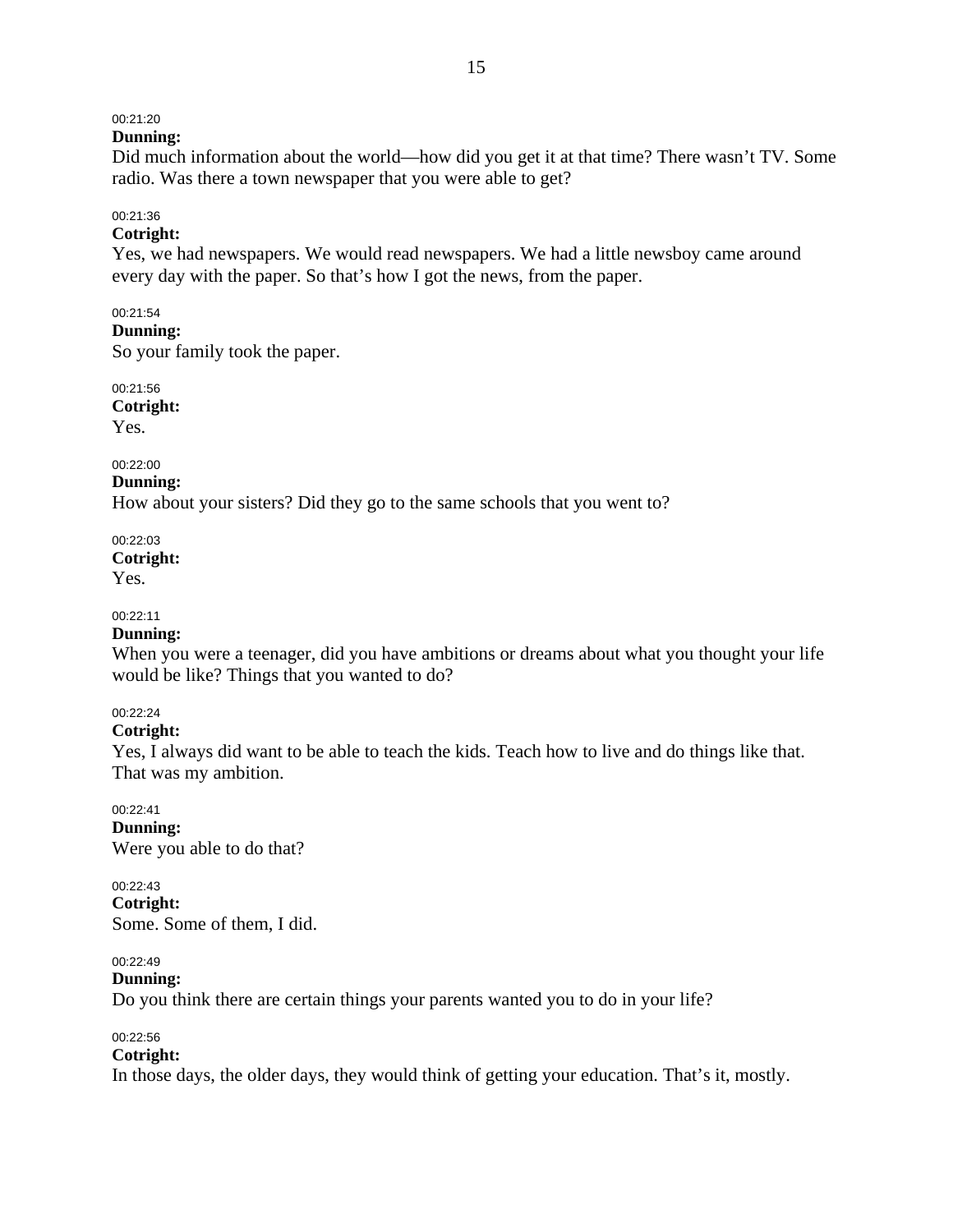00:21:20
**Dunning:**
Did much information about the world—how did you get it at that time? There wasn't TV. Some radio. Was there a town newspaper that you were able to get?

00:21:36
**Cotright:**
Yes, we had newspapers. We would read newspapers. We had a little newsboy came around every day with the paper. So that's how I got the news, from the paper.

00:21:54
**Dunning:**
So your family took the paper.

00:21:56
**Cotright:**
Yes.

00:22:00
**Dunning:**
How about your sisters? Did they go to the same schools that you went to?

00:22:03
**Cotright:**
Yes.

00:22:11
**Dunning:**
When you were a teenager, did you have ambitions or dreams about what you thought your life would be like? Things that you wanted to do?

00:22:24
**Cotright:**
Yes, I always did want to be able to teach the kids. Teach how to live and do things like that. That was my ambition.

00:22:41
**Dunning:**
Were you able to do that?

00:22:43
**Cotright:**
Some. Some of them, I did.

00:22:49
**Dunning:**
Do you think there are certain things your parents wanted you to do in your life?

00:22:56
**Cotright:**
In those days, the older days, they would think of getting your education. That's it, mostly.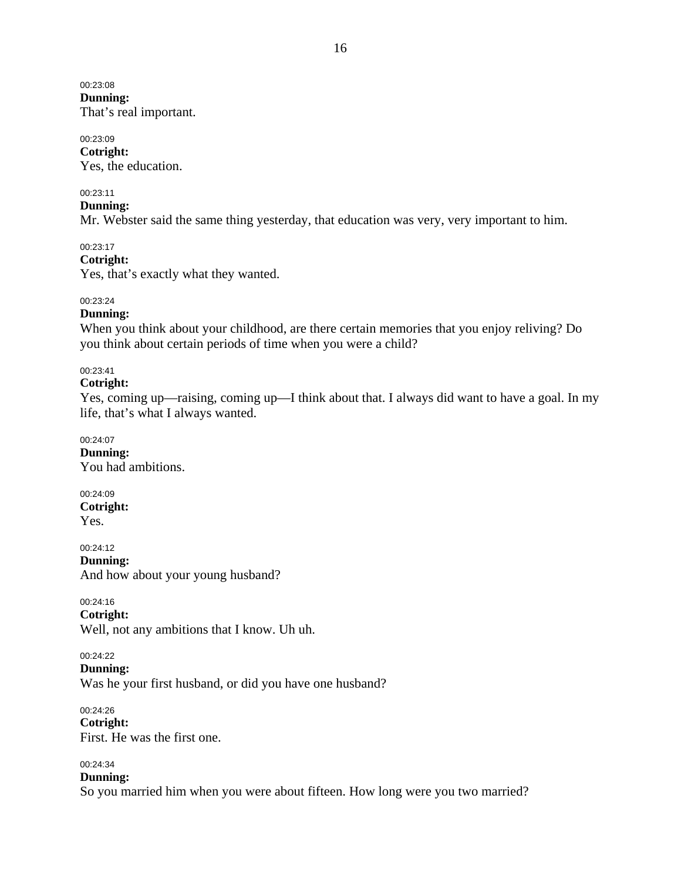00:23:08
**Dunning:**
That’s real important.

00:23:09
**Cotright:**
Yes, the education.

00:23:11
**Dunning:**
Mr. Webster said the same thing yesterday, that education was very, very important to him.

00:23:17
**Cotright:**
Yes, that’s exactly what they wanted.

00:23:24
**Dunning:**
When you think about your childhood, are there certain memories that you enjoy reliving? Do you think about certain periods of time when you were a child?

00:23:41
**Cotright:**
Yes, coming up—raising, coming up—I think about that. I always did want to have a goal. In my life, that’s what I always wanted.

00:24:07
**Dunning:**
You had ambitions.

00:24:09
**Cotright:**
Yes.

00:24:12
**Dunning:**
And how about your young husband?

00:24:16
**Cotright:**
Well, not any ambitions that I know. Uh uh.

00:24:22
**Dunning:**
Was he your first husband, or did you have one husband?

00:24:26
**Cotright:**
First. He was the first one.

00:24:34
**Dunning:**
So you married him when you were about fifteen. How long were you two married?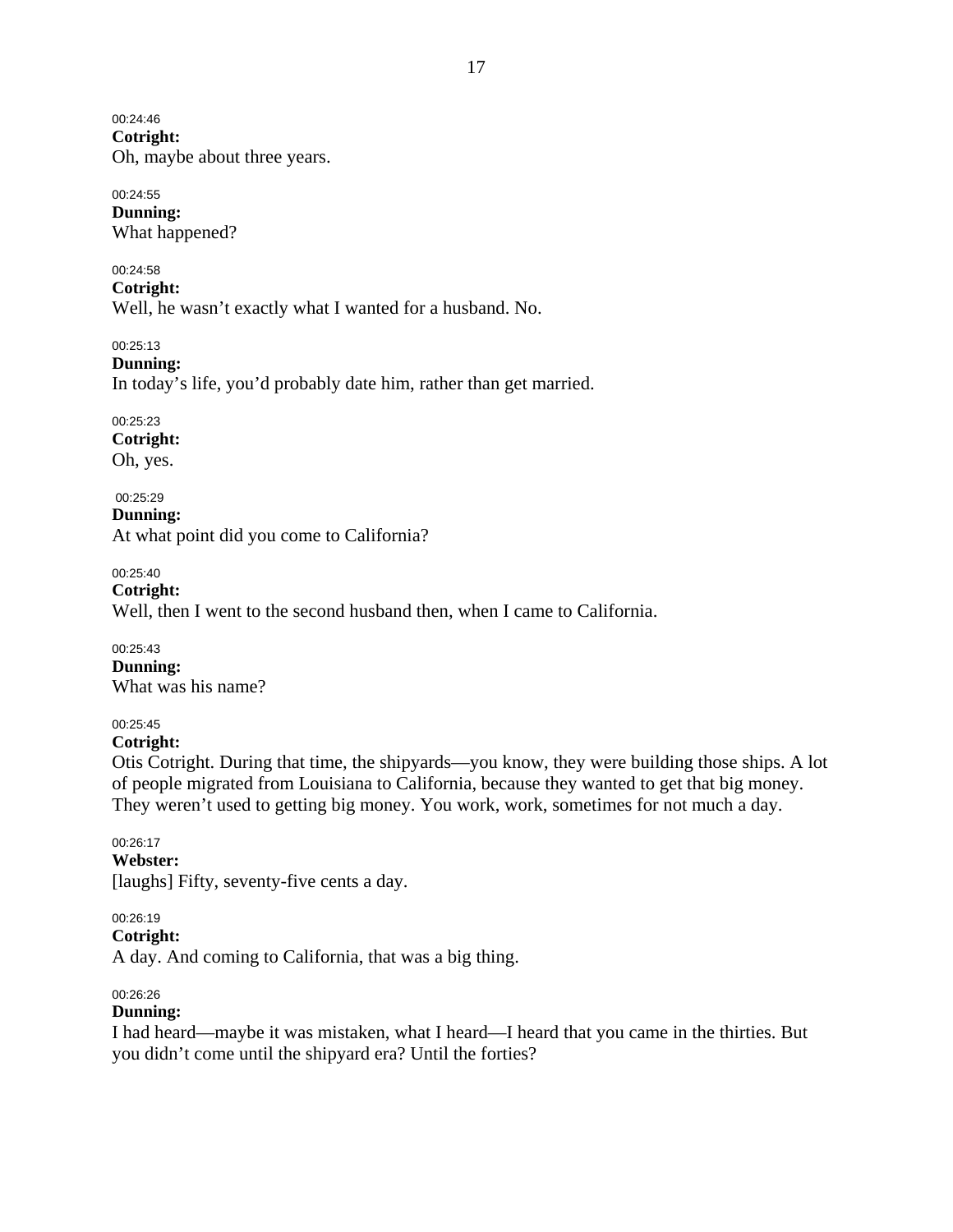00:24:46
**Cotright:**
Oh, maybe about three years.

00:24:55
**Dunning:**
What happened?

00:24:58
**Cotright:**
Well, he wasn't exactly what I wanted for a husband. No.

00:25:13
**Dunning:**
In today's life, you'd probably date him, rather than get married.

00:25:23
**Cotright:**
Oh, yes.

00:25:29
**Dunning:**
At what point did you come to California?

00:25:40
**Cotright:**
Well, then I went to the second husband then, when I came to California.

00:25:43
**Dunning:**
What was his name?

00:25:45
**Cotright:**
Otis Cotright. During that time, the shipyards—you know, they were building those ships. A lot of people migrated from Louisiana to California, because they wanted to get that big money. They weren't used to getting big money. You work, work, sometimes for not much a day.

00:26:17
**Webster:**
[laughs] Fifty, seventy-five cents a day.

00:26:19
**Cotright:**
A day. And coming to California, that was a big thing.

00:26:26
**Dunning:**
I had heard—maybe it was mistaken, what I heard—I heard that you came in the thirties. But you didn't come until the shipyard era? Until the forties?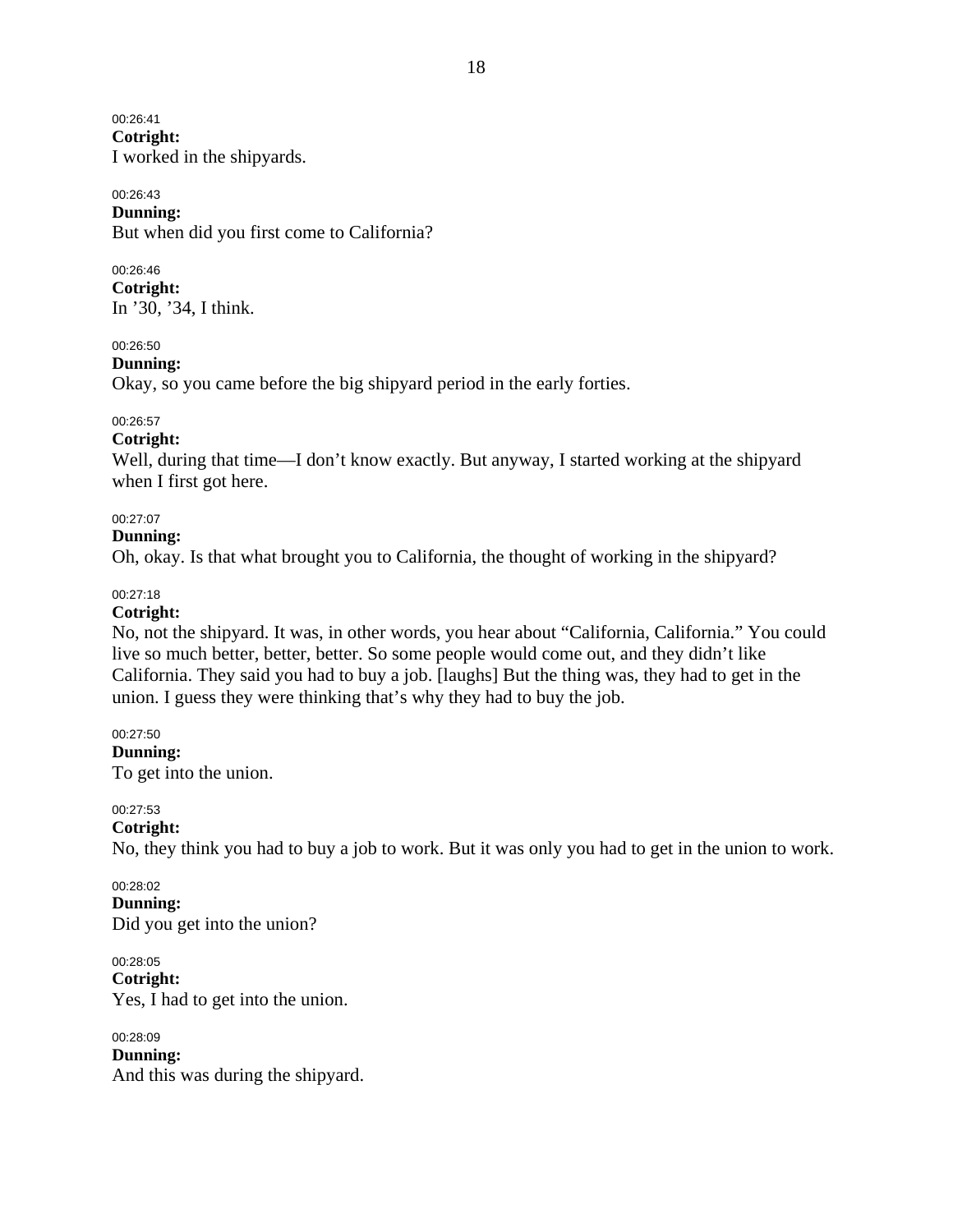00:26:41
**Cotright:**
I worked in the shipyards.

00:26:43
**Dunning:**
But when did you first come to California?

00:26:46
**Cotright:**
In ’30, ’34, I think.

00:26:50
**Dunning:**
Okay, so you came before the big shipyard period in the early forties.

00:26:57
**Cotright:**
Well, during that time—I don’t know exactly. But anyway, I started working at the shipyard when I first got here.

00:27:07
**Dunning:**
Oh, okay. Is that what brought you to California, the thought of working in the shipyard?

00:27:18
**Cotright:**
No, not the shipyard. It was, in other words, you hear about “California, California.” You could live so much better, better, better. So some people would come out, and they didn’t like California. They said you had to buy a job. [laughs] But the thing was, they had to get in the union. I guess they were thinking that’s why they had to buy the job.

00:27:50
**Dunning:**
To get into the union.

00:27:53
**Cotright:**
No, they think you had to buy a job to work. But it was only you had to get in the union to work.

00:28:02
**Dunning:**
Did you get into the union?

00:28:05
**Cotright:**
Yes, I had to get into the union.

00:28:09
**Dunning:**
And this was during the shipyard.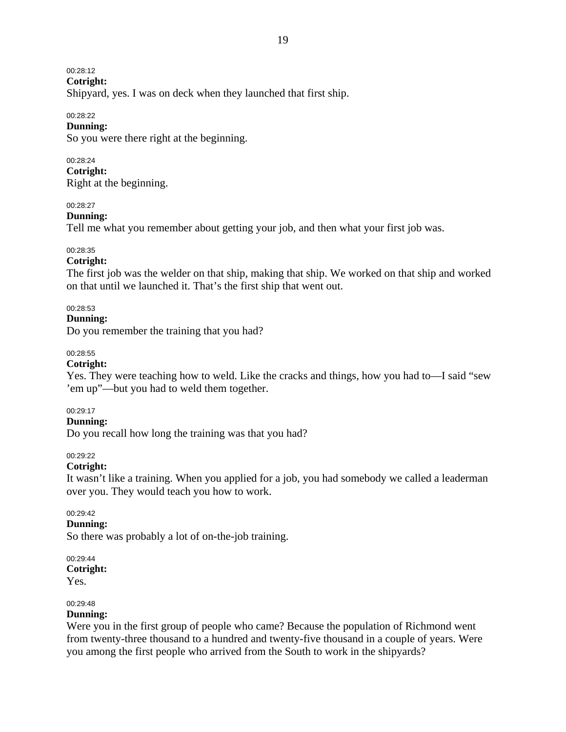00:28:12
**Cotright:**
Shipyard, yes. I was on deck when they launched that first ship.

00:28:22
**Dunning:**
So you were there right at the beginning.

00:28:24
**Cotright:**
Right at the beginning.

00:28:27
**Dunning:**
Tell me what you remember about getting your job, and then what your first job was.

00:28:35
**Cotright:**
The first job was the welder on that ship, making that ship. We worked on that ship and worked on that until we launched it. That's the first ship that went out.

00:28:53
**Dunning:**
Do you remember the training that you had?

00:28:55
**Cotright:**
Yes. They were teaching how to weld. Like the cracks and things, how you had to—I said "sew 'em up"—but you had to weld them together.

00:29:17
**Dunning:**
Do you recall how long the training was that you had?

00:29:22
**Cotright:**
It wasn't like a training. When you applied for a job, you had somebody we called a leaderman over you. They would teach you how to work.

00:29:42
**Dunning:**
So there was probably a lot of on-the-job training.

00:29:44
**Cotright:**
Yes.

00:29:48
**Dunning:**
Were you in the first group of people who came? Because the population of Richmond went from twenty-three thousand to a hundred and twenty-five thousand in a couple of years. Were you among the first people who arrived from the South to work in the shipyards?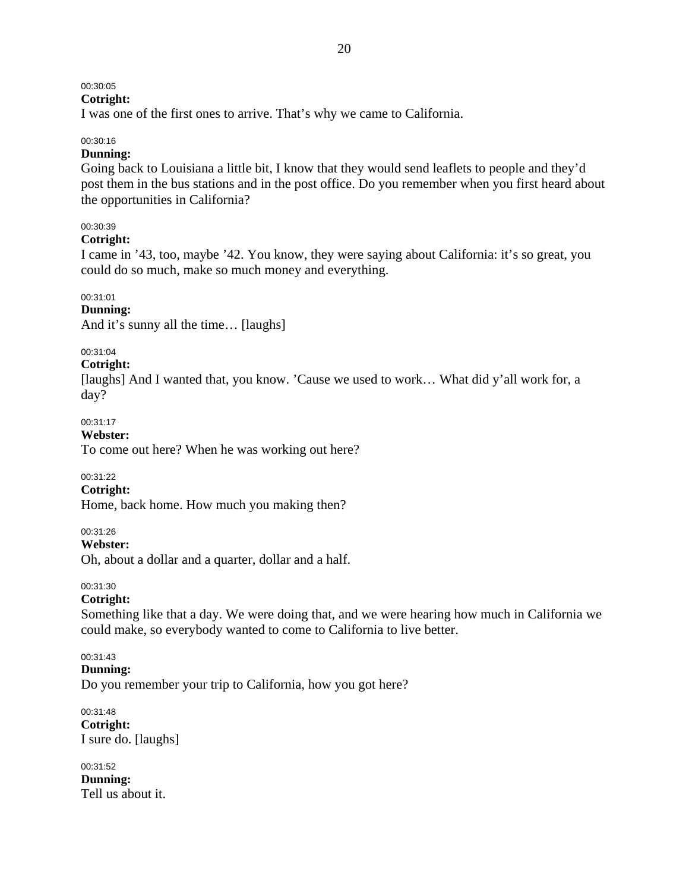00:30:05

**Cotright:**

I was one of the first ones to arrive. That’s why we came to California.

00:30:16

**Dunning:**

Going back to Louisiana a little bit, I know that they would send leaflets to people and they’d post them in the bus stations and in the post office. Do you remember when you first heard about the opportunities in California?

00:30:39

**Cotright:**

I came in ’43, too, maybe ’42. You know, they were saying about California: it’s so great, you could do so much, make so much money and everything.

00:31:01

**Dunning:**

And it’s sunny all the time… [laughs]

00:31:04

**Cotright:**

[laughs] And I wanted that, you know. ’Cause we used to work… What did y’all work for, a day?

00:31:17

**Webster:**

To come out here? When he was working out here?

00:31:22

**Cotright:**

Home, back home. How much you making then?

00:31:26

**Webster:**

Oh, about a dollar and a quarter, dollar and a half.

00:31:30

**Cotright:**

Something like that a day. We were doing that, and we were hearing how much in California we could make, so everybody wanted to come to California to live better.

00:31:43

**Dunning:**

Do you remember your trip to California, how you got here?

00:31:48

**Cotright:**

I sure do. [laughs]

00:31:52

**Dunning:**

Tell us about it.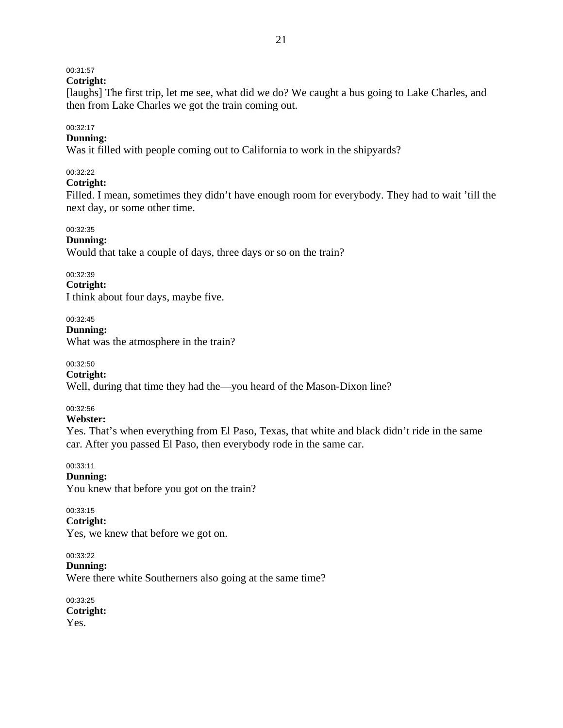00:31:57

**Cotright:**

[laughs] The first trip, let me see, what did we do? We caught a bus going to Lake Charles, and then from Lake Charles we got the train coming out.

00:32:17

**Dunning:**

Was it filled with people coming out to California to work in the shipyards?

00:32:22

**Cotright:**

Filled. I mean, sometimes they didn't have enough room for everybody. They had to wait 'till the next day, or some other time.

00:32:35

**Dunning:**

Would that take a couple of days, three days or so on the train?

00:32:39

**Cotright:**

I think about four days, maybe five.

00:32:45

**Dunning:**

What was the atmosphere in the train?

00:32:50

**Cotright:**

Well, during that time they had the—you heard of the Mason-Dixon line?

00:32:56

**Webster:**

Yes. That's when everything from El Paso, Texas, that white and black didn't ride in the same car. After you passed El Paso, then everybody rode in the same car.

00:33:11

**Dunning:**

You knew that before you got on the train?

00:33:15

**Cotright:**

Yes, we knew that before we got on.

00:33:22

**Dunning:**

Were there white Southerners also going at the same time?

00:33:25

**Cotright:**

Yes.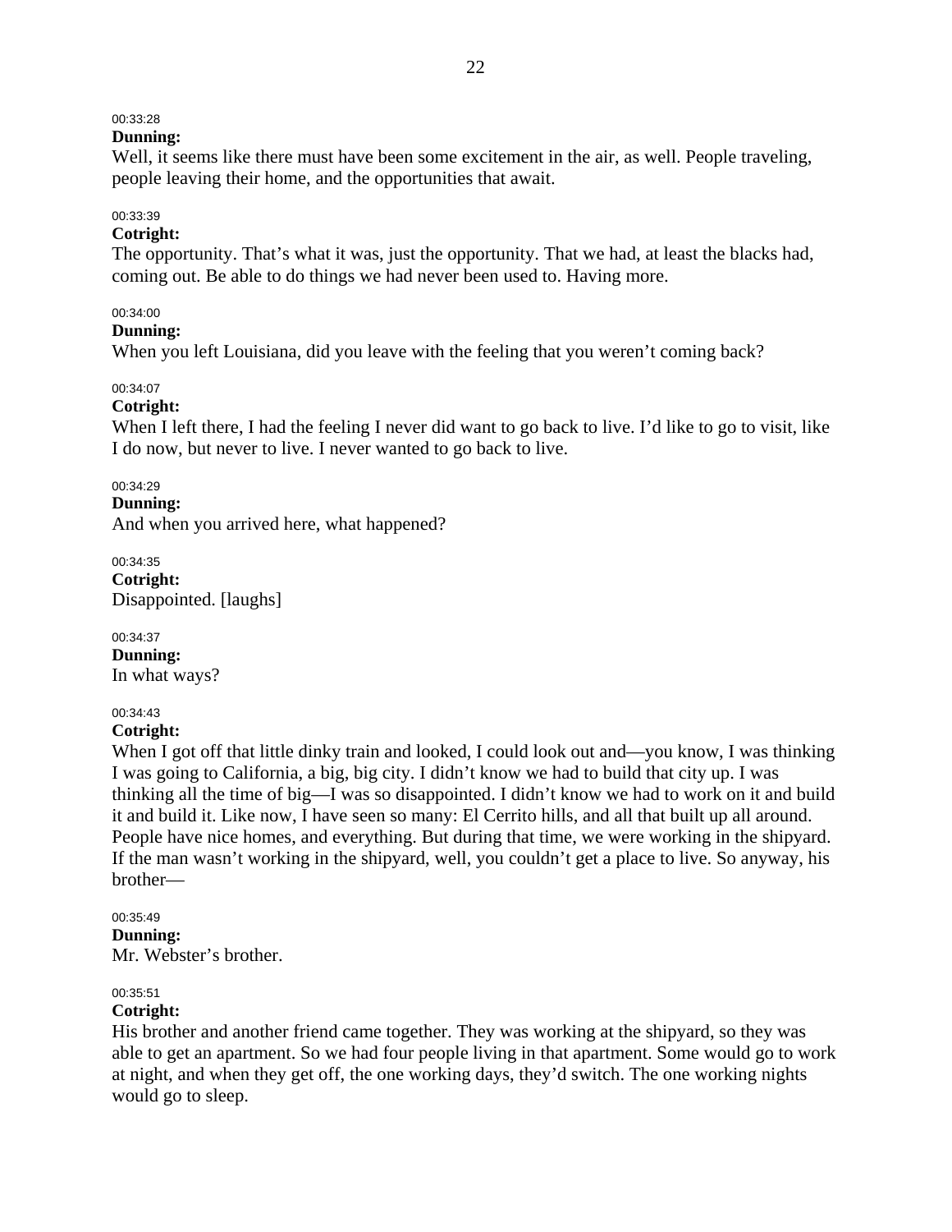00:33:28

**Dunning:**
Well, it seems like there must have been some excitement in the air, as well. People traveling, people leaving their home, and the opportunities that await.

00:33:39

**Cotright:**
The opportunity. That's what it was, just the opportunity. That we had, at least the blacks had, coming out. Be able to do things we had never been used to. Having more.

00:34:00

**Dunning:**
When you left Louisiana, did you leave with the feeling that you weren't coming back?

00:34:07

**Cotright:**
When I left there, I had the feeling I never did want to go back to live. I'd like to go to visit, like I do now, but never to live. I never wanted to go back to live.

00:34:29

**Dunning:**
And when you arrived here, what happened?

00:34:35

**Cotright:**
Disappointed. [laughs]

00:34:37

**Dunning:**
In what ways?

00:34:43

**Cotright:**
When I got off that little dinky train and looked, I could look out and—you know, I was thinking I was going to California, a big, big city. I didn't know we had to build that city up. I was thinking all the time of big—I was so disappointed. I didn't know we had to work on it and build it and build it. Like now, I have seen so many: El Cerrito hills, and all that built up all around. People have nice homes, and everything. But during that time, we were working in the shipyard. If the man wasn't working in the shipyard, well, you couldn't get a place to live. So anyway, his brother—

00:35:49

**Dunning:**
Mr. Webster's brother.

00:35:51

**Cotright:**
His brother and another friend came together. They was working at the shipyard, so they was able to get an apartment. So we had four people living in that apartment. Some would go to work at night, and when they get off, the one working days, they'd switch. The one working nights would go to sleep.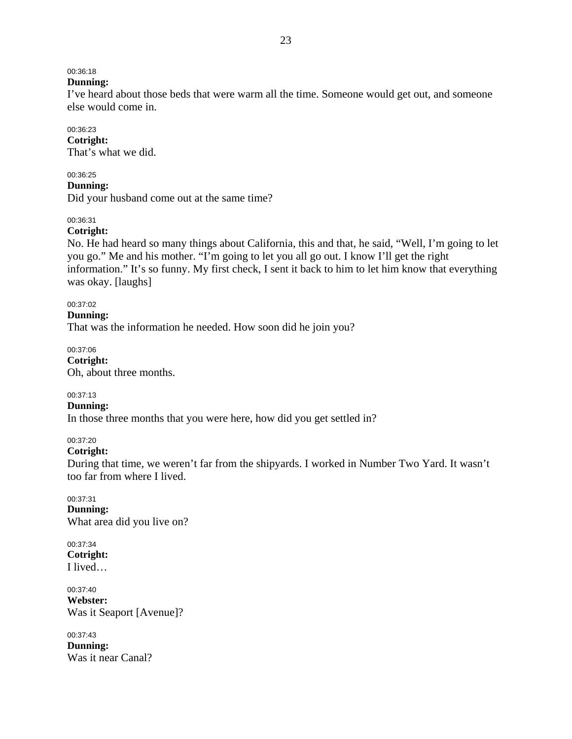00:36:18
**Dunning:**
I've heard about those beds that were warm all the time. Someone would get out, and someone else would come in.

00:36:23
**Cotright:**
That's what we did.

00:36:25
**Dunning:**
Did your husband come out at the same time?

00:36:31
**Cotright:**
No. He had heard so many things about California, this and that, he said, "Well, I'm going to let you go." Me and his mother. "I'm going to let you all go out. I know I'll get the right information." It's so funny. My first check, I sent it back to him to let him know that everything was okay. [laughs]

00:37:02
**Dunning:**
That was the information he needed. How soon did he join you?

00:37:06
**Cotright:**
Oh, about three months.

00:37:13
**Dunning:**
In those three months that you were here, how did you get settled in?

00:37:20
**Cotright:**
During that time, we weren't far from the shipyards. I worked in Number Two Yard. It wasn't too far from where I lived.

00:37:31
**Dunning:**
What area did you live on?

00:37:34
**Cotright:**
I lived…

00:37:40
**Webster:**
Was it Seaport [Avenue]?

00:37:43
**Dunning:**
Was it near Canal?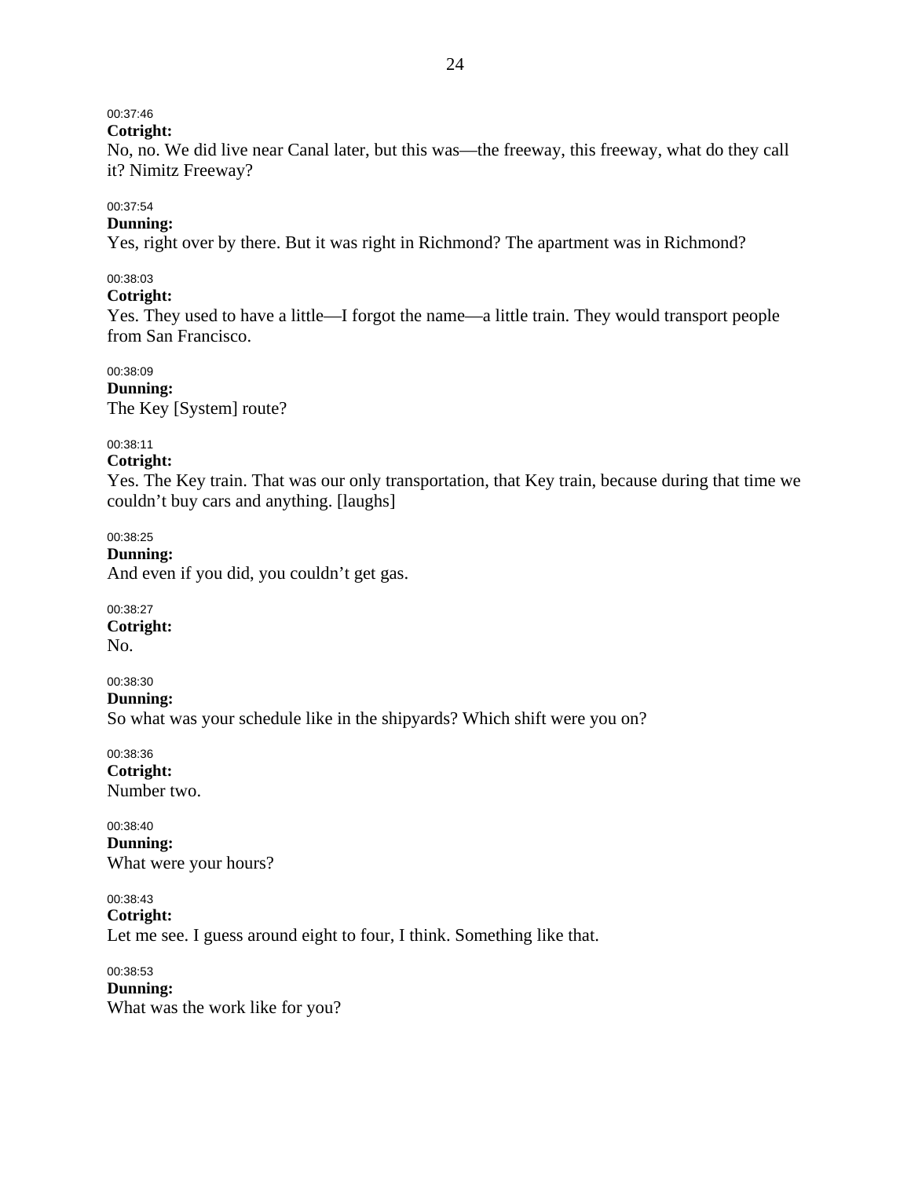00:37:46

**Cotright:**

No, no. We did live near Canal later, but this was—the freeway, this freeway, what do they call it? Nimitz Freeway?

00:37:54

**Dunning:**

Yes, right over by there. But it was right in Richmond? The apartment was in Richmond?

00:38:03

**Cotright:**

Yes. They used to have a little—I forgot the name—a little train. They would transport people from San Francisco.

00:38:09

**Dunning:**

The Key [System] route?

00:38:11

**Cotright:**

Yes. The Key train. That was our only transportation, that Key train, because during that time we couldn't buy cars and anything. [laughs]

00:38:25

**Dunning:**

And even if you did, you couldn't get gas.

00:38:27

**Cotright:**

No.

00:38:30

**Dunning:**

So what was your schedule like in the shipyards? Which shift were you on?

00:38:36

**Cotright:**

Number two.

00:38:40

**Dunning:**

What were your hours?

00:38:43

**Cotright:**

Let me see. I guess around eight to four, I think. Something like that.

00:38:53

**Dunning:**

What was the work like for you?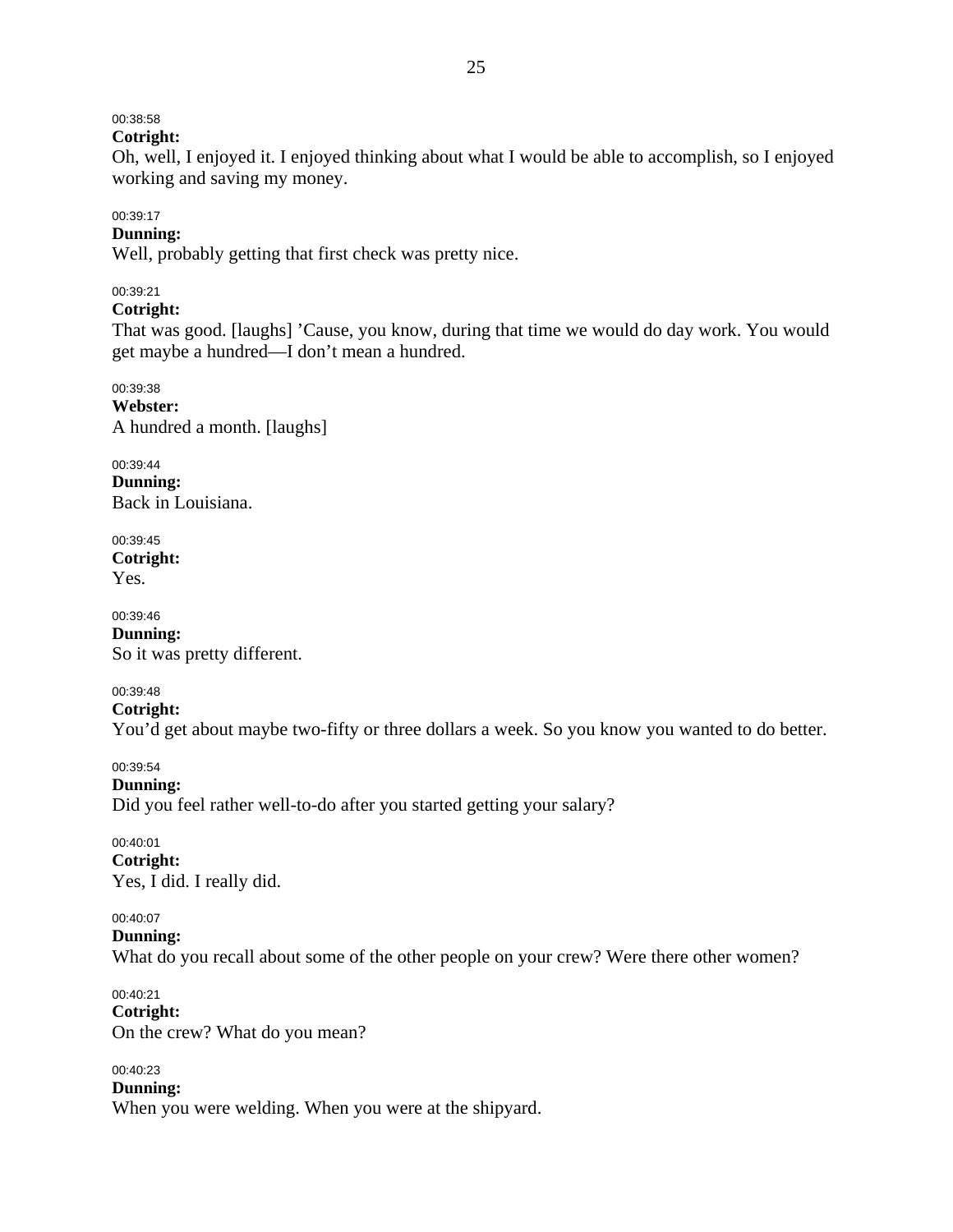00:38:58
**Cotright:**
Oh, well, I enjoyed it. I enjoyed thinking about what I would be able to accomplish, so I enjoyed working and saving my money.

00:39:17
**Dunning:**
Well, probably getting that first check was pretty nice.

00:39:21
**Cotright:**
That was good. [laughs] ’Cause, you know, during that time we would do day work. You would get maybe a hundred—I don’t mean a hundred.

00:39:38
**Webster:**
A hundred a month. [laughs]

00:39:44
**Dunning:**
Back in Louisiana.

00:39:45
**Cotright:**
Yes.

00:39:46
**Dunning:**
So it was pretty different.

00:39:48
**Cotright:**
You’d get about maybe two-fifty or three dollars a week. So you know you wanted to do better.

00:39:54
**Dunning:**
Did you feel rather well-to-do after you started getting your salary?

00:40:01
**Cotright:**
Yes, I did. I really did.

00:40:07
**Dunning:**
What do you recall about some of the other people on your crew? Were there other women?

00:40:21
**Cotright:**
On the crew? What do you mean?

00:40:23
**Dunning:**
When you were welding. When you were at the shipyard.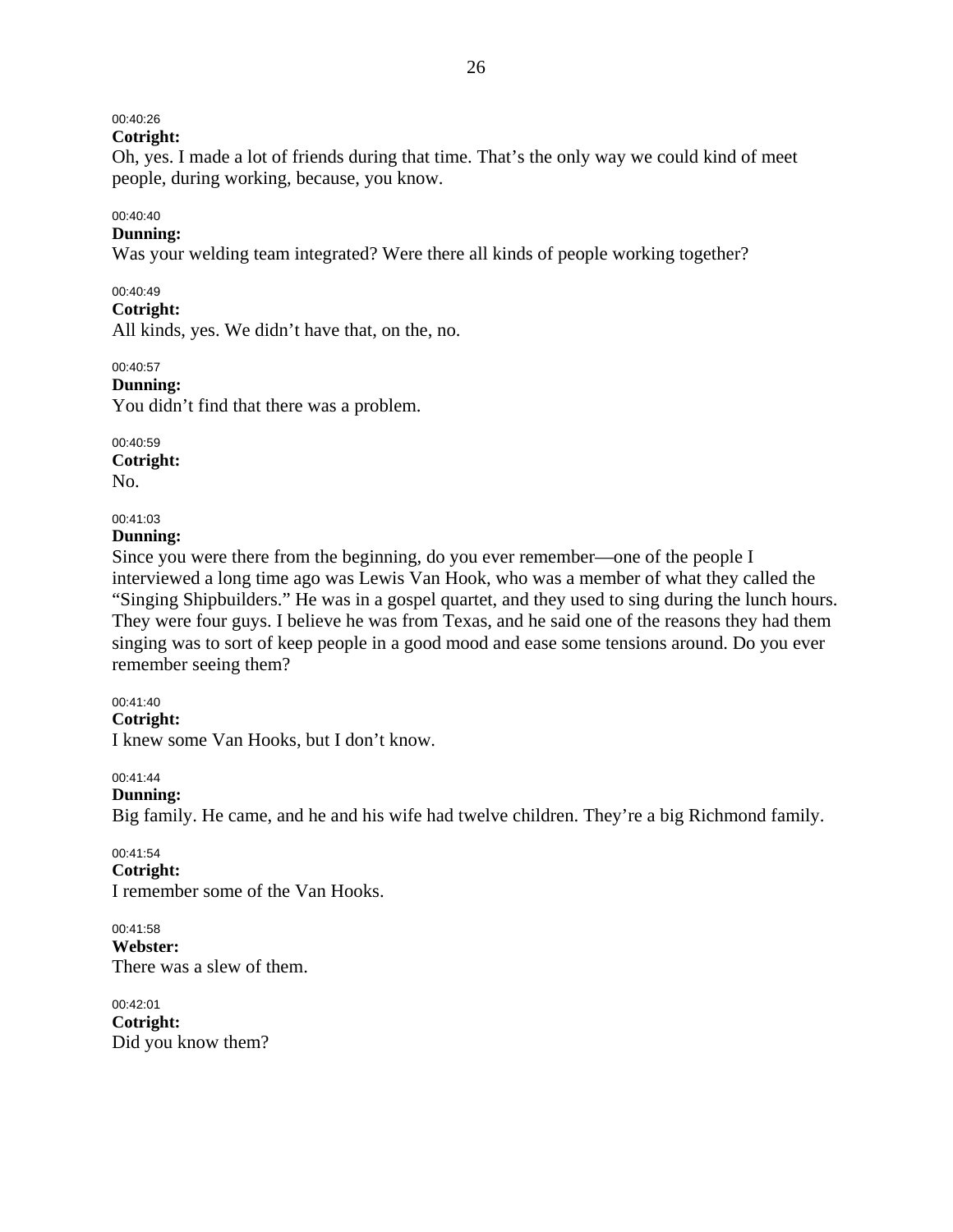00:40:26
**Cotright:**
Oh, yes. I made a lot of friends during that time. That's the only way we could kind of meet people, during working, because, you know.

00:40:40
**Dunning:**
Was your welding team integrated? Were there all kinds of people working together?

00:40:49
**Cotright:**
All kinds, yes. We didn't have that, on the, no.

00:40:57
**Dunning:**
You didn't find that there was a problem.

00:40:59
**Cotright:**
No.

00:41:03
**Dunning:**
Since you were there from the beginning, do you ever remember—one of the people I interviewed a long time ago was Lewis Van Hook, who was a member of what they called the "Singing Shipbuilders." He was in a gospel quartet, and they used to sing during the lunch hours. They were four guys. I believe he was from Texas, and he said one of the reasons they had them singing was to sort of keep people in a good mood and ease some tensions around. Do you ever remember seeing them?

00:41:40
**Cotright:**
I knew some Van Hooks, but I don't know.

00:41:44
**Dunning:**
Big family. He came, and he and his wife had twelve children. They're a big Richmond family.

00:41:54
**Cotright:**
I remember some of the Van Hooks.

00:41:58
**Webster:**
There was a slew of them.

00:42:01
**Cotright:**
Did you know them?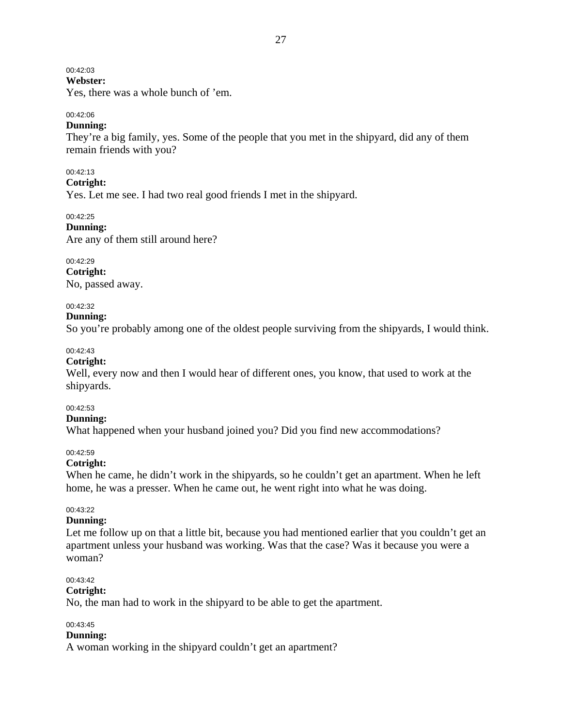00:42:03

**Webster:**

Yes, there was a whole bunch of ’em.

00:42:06

**Dunning:**

They’re a big family, yes. Some of the people that you met in the shipyard, did any of them remain friends with you?

00:42:13

**Cotright:**

Yes. Let me see. I had two real good friends I met in the shipyard.

00:42:25

**Dunning:**

Are any of them still around here?

00:42:29

**Cotright:**

No, passed away.

00:42:32

**Dunning:**

So you’re probably among one of the oldest people surviving from the shipyards, I would think.

00:42:43

**Cotright:**

Well, every now and then I would hear of different ones, you know, that used to work at the shipyards.

00:42:53

**Dunning:**

What happened when your husband joined you? Did you find new accommodations?

00:42:59

**Cotright:**

When he came, he didn’t work in the shipyards, so he couldn’t get an apartment. When he left home, he was a presser. When he came out, he went right into what he was doing.

00:43:22

**Dunning:**

Let me follow up on that a little bit, because you had mentioned earlier that you couldn’t get an apartment unless your husband was working. Was that the case? Was it because you were a woman?

00:43:42

**Cotright:**

No, the man had to work in the shipyard to be able to get the apartment.

00:43:45

**Dunning:**

A woman working in the shipyard couldn’t get an apartment?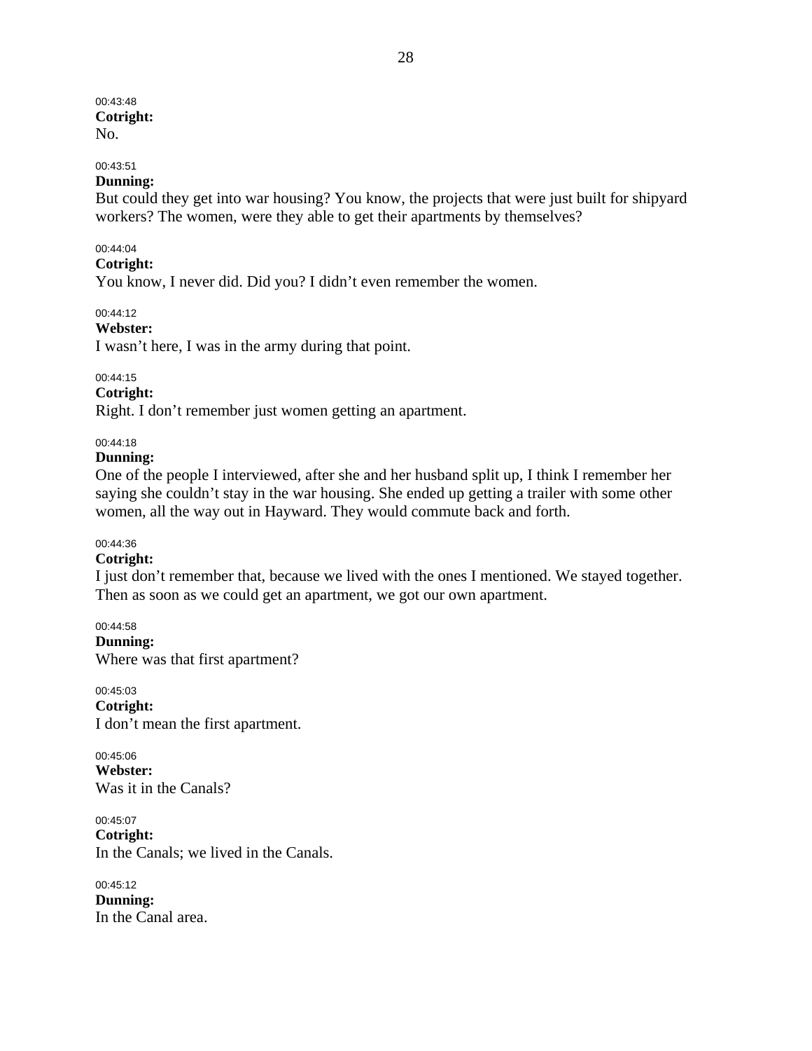00:43:48
**Cotright:**
No.

00:43:51
**Dunning:**
But could they get into war housing? You know, the projects that were just built for shipyard workers? The women, were they able to get their apartments by themselves?

00:44:04
**Cotright:**
You know, I never did. Did you? I didn't even remember the women.

00:44:12
**Webster:**
I wasn't here, I was in the army during that point.

00:44:15
**Cotright:**
Right. I don't remember just women getting an apartment.

00:44:18
**Dunning:**
One of the people I interviewed, after she and her husband split up, I think I remember her saying she couldn't stay in the war housing. She ended up getting a trailer with some other women, all the way out in Hayward. They would commute back and forth.

00:44:36
**Cotright:**
I just don't remember that, because we lived with the ones I mentioned. We stayed together. Then as soon as we could get an apartment, we got our own apartment.

00:44:58
**Dunning:**
Where was that first apartment?

00:45:03
**Cotright:**
I don't mean the first apartment.

00:45:06
**Webster:**
Was it in the Canals?

00:45:07
**Cotright:**
In the Canals; we lived in the Canals.

00:45:12
**Dunning:**
In the Canal area.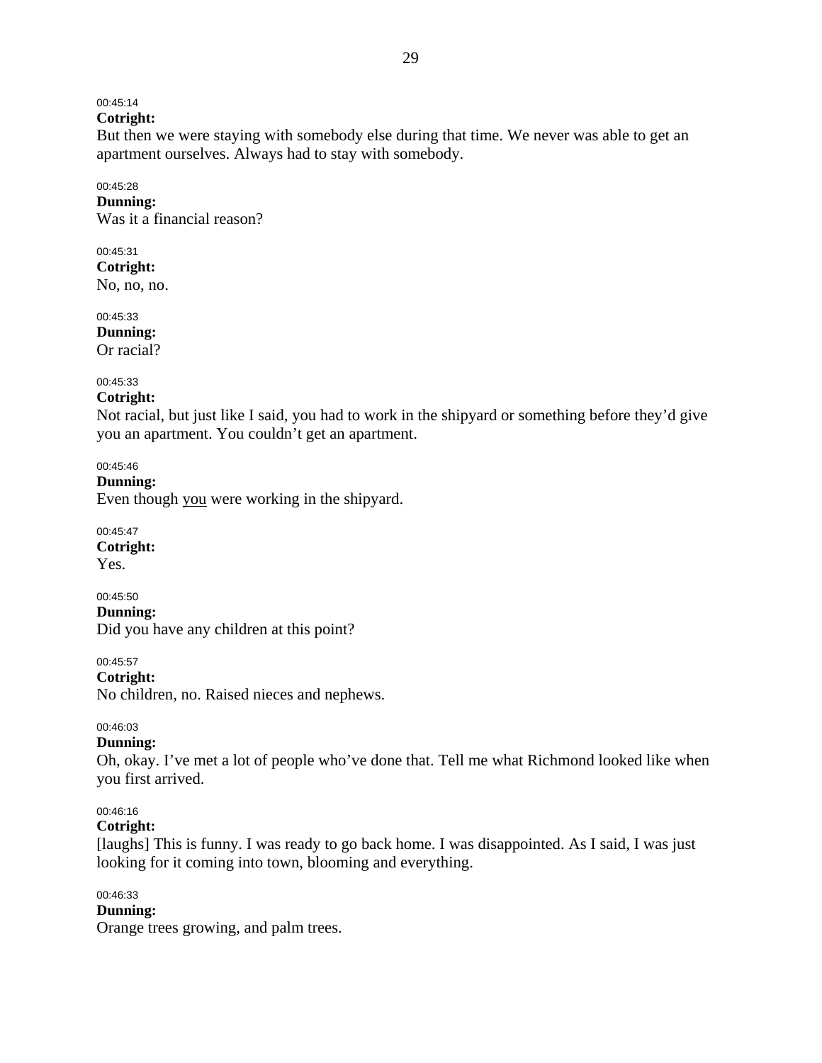00:45:14
**Cotright:**
But then we were staying with somebody else during that time. We never was able to get an apartment ourselves. Always had to stay with somebody.

00:45:28
**Dunning:**
Was it a financial reason?

00:45:31
**Cotright:**
No, no, no.

00:45:33
**Dunning:**
Or racial?

00:45:33
**Cotright:**
Not racial, but just like I said, you had to work in the shipyard or something before they'd give you an apartment. You couldn't get an apartment.

00:45:46
**Dunning:**
Even though <u>you</u> were working in the shipyard.

00:45:47
**Cotright:**
Yes.

00:45:50
**Dunning:**
Did you have any children at this point?

00:45:57
**Cotright:**
No children, no. Raised nieces and nephews.

00:46:03
**Dunning:**
Oh, okay. I've met a lot of people who've done that. Tell me what Richmond looked like when you first arrived.

00:46:16
**Cotright:**
[laughs] This is funny. I was ready to go back home. I was disappointed. As I said, I was just looking for it coming into town, blooming and everything.

00:46:33
**Dunning:**
Orange trees growing, and palm trees.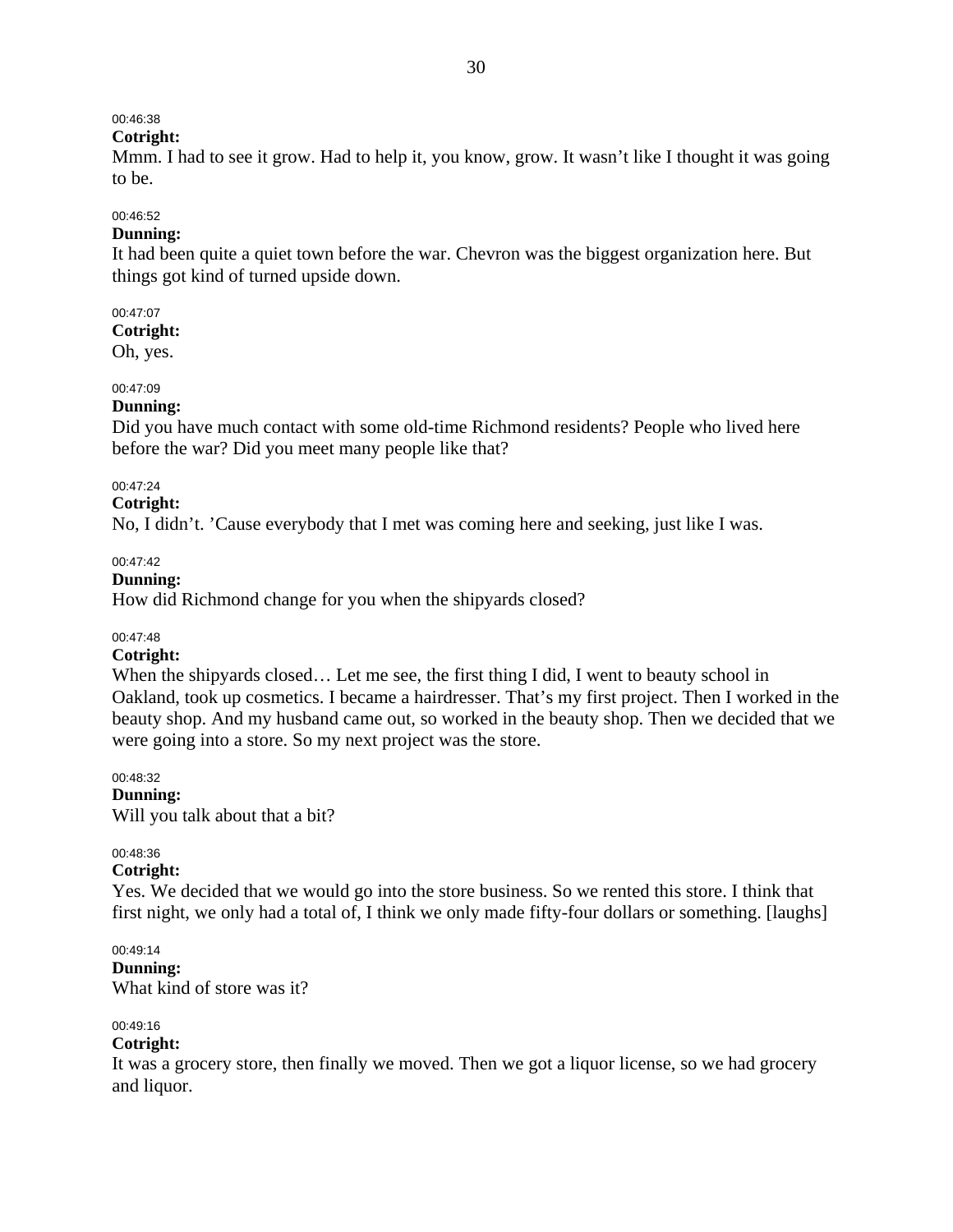00:46:38

**Cotright:**
Mmm. I had to see it grow. Had to help it, you know, grow. It wasn’t like I thought it was going to be.

00:46:52

**Dunning:**
It had been quite a quiet town before the war. Chevron was the biggest organization here. But things got kind of turned upside down.

00:47:07

**Cotright:**
Oh, yes.

00:47:09

**Dunning:**
Did you have much contact with some old-time Richmond residents? People who lived here before the war? Did you meet many people like that?

00:47:24

**Cotright:**
No, I didn’t. ’Cause everybody that I met was coming here and seeking, just like I was.

00:47:42

**Dunning:**
How did Richmond change for you when the shipyards closed?

00:47:48

**Cotright:**
When the shipyards closed… Let me see, the first thing I did, I went to beauty school in Oakland, took up cosmetics. I became a hairdresser. That’s my first project. Then I worked in the beauty shop. And my husband came out, so worked in the beauty shop. Then we decided that we were going into a store. So my next project was the store.

00:48:32

**Dunning:**
Will you talk about that a bit?

00:48:36

**Cotright:**
Yes. We decided that we would go into the store business. So we rented this store. I think that first night, we only had a total of, I think we only made fifty-four dollars or something. [laughs]

00:49:14

**Dunning:**
What kind of store was it?

00:49:16

**Cotright:**
It was a grocery store, then finally we moved. Then we got a liquor license, so we had grocery and liquor.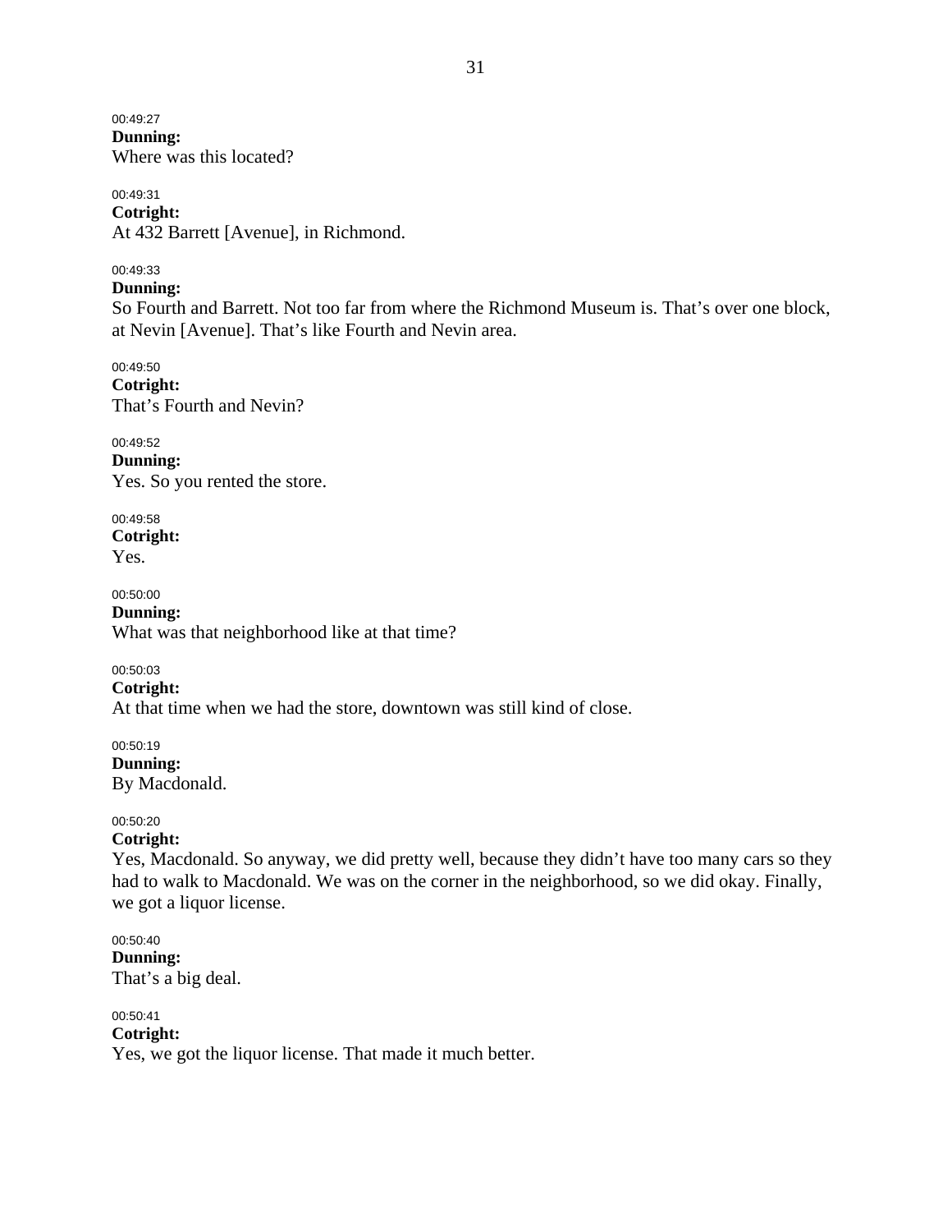00:49:27
**Dunning:**
Where was this located?

00:49:31
**Cotright:**
At 432 Barrett [Avenue], in Richmond.

00:49:33
**Dunning:**
So Fourth and Barrett. Not too far from where the Richmond Museum is. That's over one block, at Nevin [Avenue]. That's like Fourth and Nevin area.

00:49:50
**Cotright:**
That's Fourth and Nevin?

00:49:52
**Dunning:**
Yes. So you rented the store.

00:49:58
**Cotright:**
Yes.

00:50:00
**Dunning:**
What was that neighborhood like at that time?

00:50:03
**Cotright:**
At that time when we had the store, downtown was still kind of close.

00:50:19
**Dunning:**
By Macdonald.

00:50:20
**Cotright:**
Yes, Macdonald. So anyway, we did pretty well, because they didn't have too many cars so they had to walk to Macdonald. We was on the corner in the neighborhood, so we did okay. Finally, we got a liquor license.

00:50:40
**Dunning:**
That's a big deal.

00:50:41
**Cotright:**
Yes, we got the liquor license. That made it much better.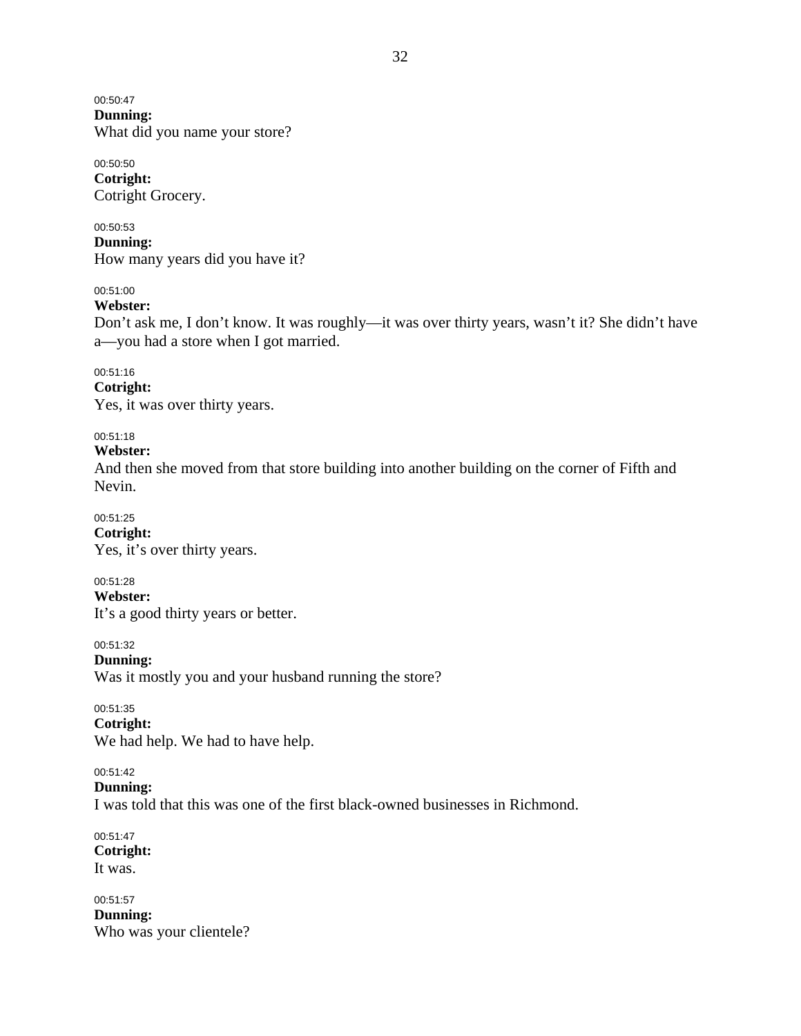00:50:47
**Dunning:**
What did you name your store?

00:50:50
**Cotright:**
Cotright Grocery.

00:50:53
**Dunning:**
How many years did you have it?

00:51:00
**Webster:**
Don't ask me, I don't know. It was roughly—it was over thirty years, wasn't it? She didn't have a—you had a store when I got married.

00:51:16
**Cotright:**
Yes, it was over thirty years.

00:51:18
**Webster:**
And then she moved from that store building into another building on the corner of Fifth and Nevin.

00:51:25
**Cotright:**
Yes, it's over thirty years.

00:51:28
**Webster:**
It's a good thirty years or better.

00:51:32
**Dunning:**
Was it mostly you and your husband running the store?

00:51:35
**Cotright:**
We had help. We had to have help.

00:51:42
**Dunning:**
I was told that this was one of the first black-owned businesses in Richmond.

00:51:47
**Cotright:**
It was.

00:51:57
**Dunning:**
Who was your clientele?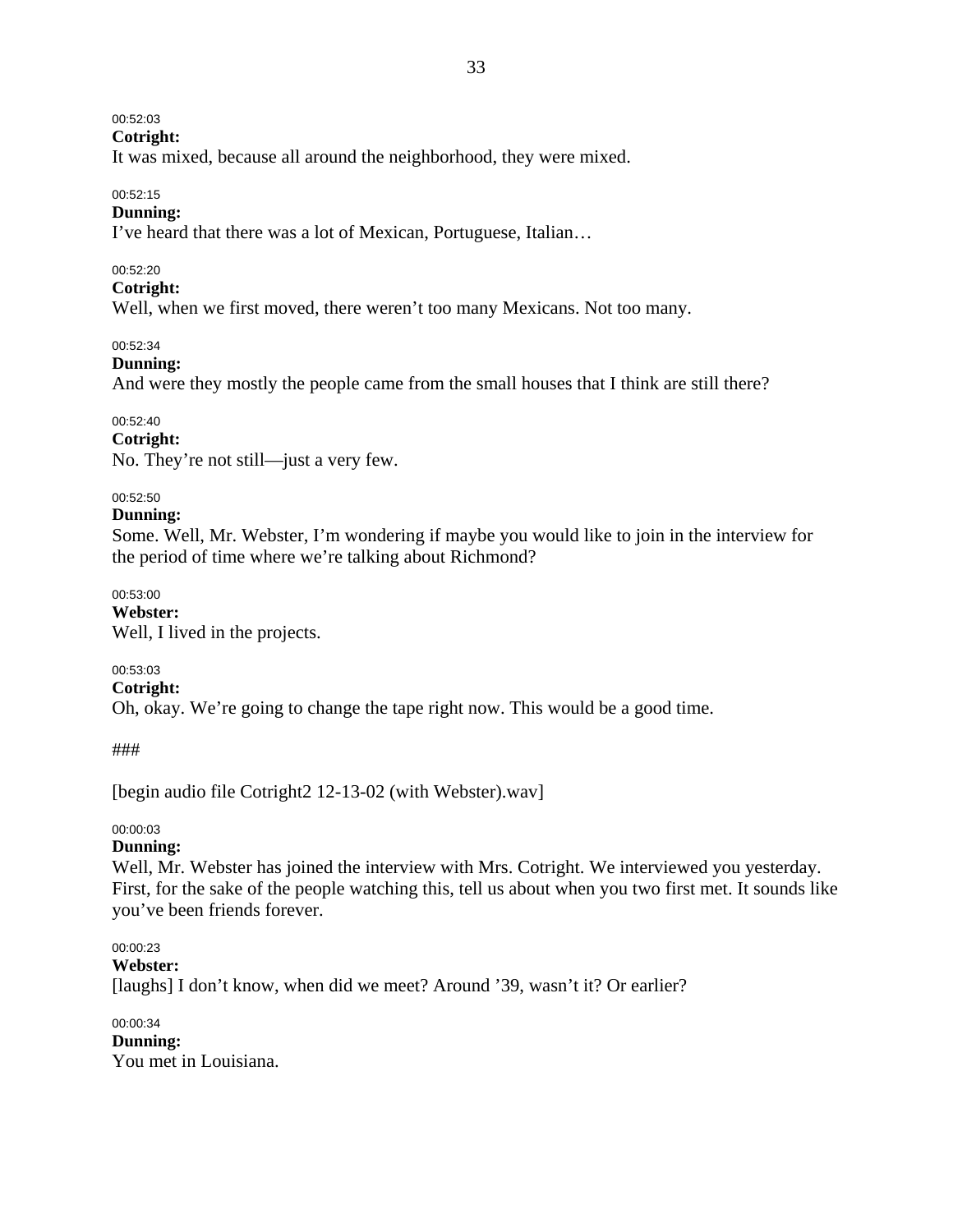00:52:03

**Cotright:**

It was mixed, because all around the neighborhood, they were mixed.

00:52:15

**Dunning:**

I've heard that there was a lot of Mexican, Portuguese, Italian…

00:52:20

**Cotright:**

Well, when we first moved, there weren't too many Mexicans. Not too many.

00:52:34

**Dunning:**

And were they mostly the people came from the small houses that I think are still there?

00:52:40

**Cotright:**

No. They're not still—just a very few.

00:52:50

**Dunning:**

Some. Well, Mr. Webster, I'm wondering if maybe you would like to join in the interview for the period of time where we're talking about Richmond?

00:53:00

**Webster:**

Well, I lived in the projects.

00:53:03

**Cotright:**

Oh, okay. We're going to change the tape right now. This would be a good time.

###

[begin audio file Cotright2 12-13-02 (with Webster).wav]

00:00:03

**Dunning:**

Well, Mr. Webster has joined the interview with Mrs. Cotright. We interviewed you yesterday. First, for the sake of the people watching this, tell us about when you two first met. It sounds like you've been friends forever.

00:00:23

**Webster:**

[laughs] I don't know, when did we meet? Around '39, wasn't it? Or earlier?

00:00:34

**Dunning:**

You met in Louisiana.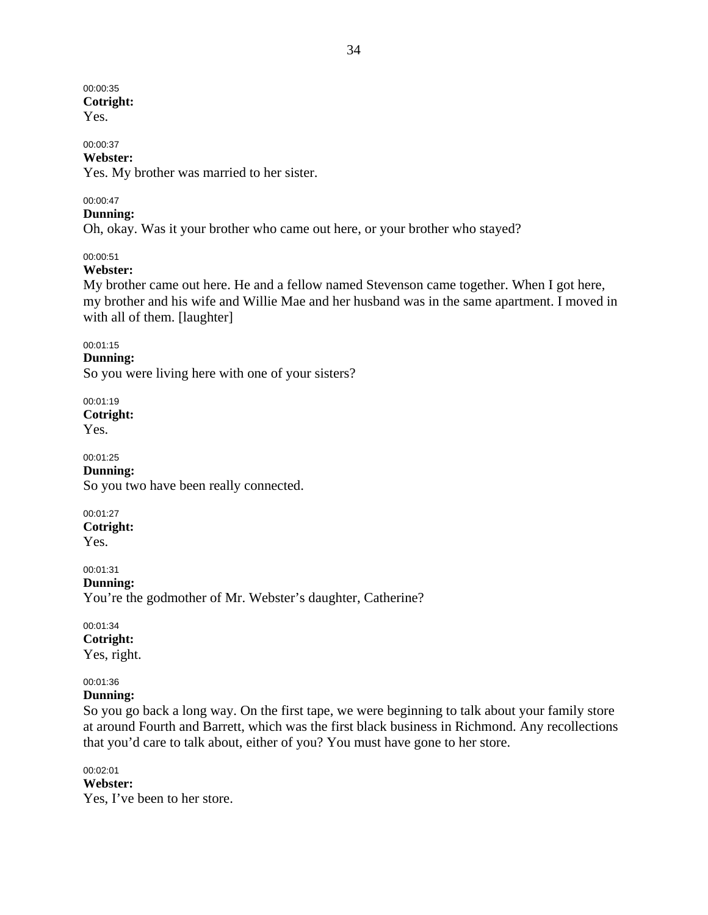00:00:35
**Cotright:**
Yes.

00:00:37
**Webster:**
Yes. My brother was married to her sister.

00:00:47
**Dunning:**
Oh, okay. Was it your brother who came out here, or your brother who stayed?

00:00:51
**Webster:**
My brother came out here. He and a fellow named Stevenson came together. When I got here, my brother and his wife and Willie Mae and her husband was in the same apartment. I moved in with all of them. [laughter]

00:01:15
**Dunning:**
So you were living here with one of your sisters?

00:01:19
**Cotright:**
Yes.

00:01:25
**Dunning:**
So you two have been really connected.

00:01:27
**Cotright:**
Yes.

00:01:31
**Dunning:**
You're the godmother of Mr. Webster's daughter, Catherine?

00:01:34
**Cotright:**
Yes, right.

00:01:36
**Dunning:**
So you go back a long way. On the first tape, we were beginning to talk about your family store at around Fourth and Barrett, which was the first black business in Richmond. Any recollections that you'd care to talk about, either of you? You must have gone to her store.

00:02:01
**Webster:**
Yes, I've been to her store.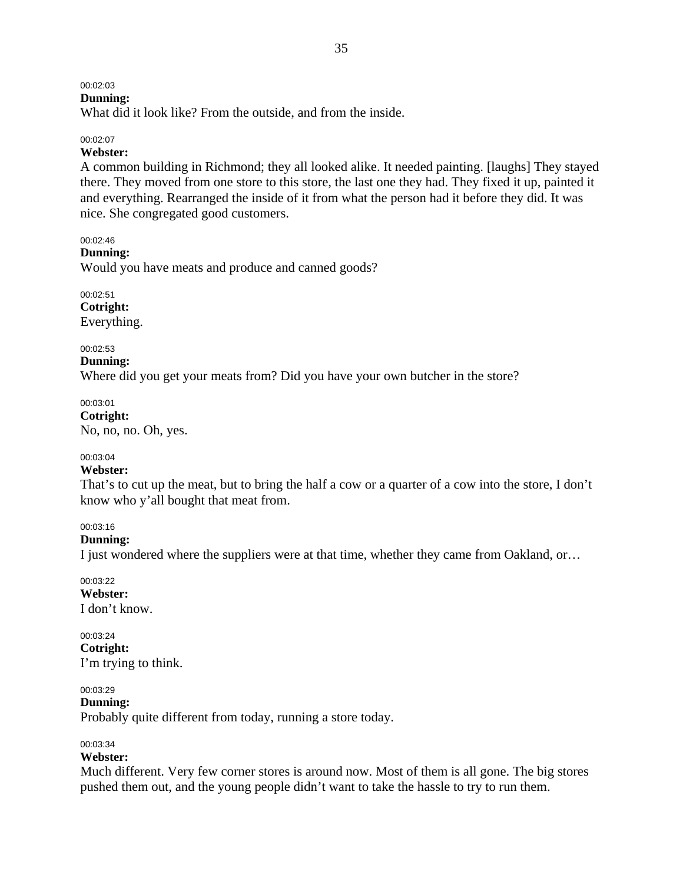00:02:03
**Dunning:**
What did it look like? From the outside, and from the inside.

00:02:07
**Webster:**
A common building in Richmond; they all looked alike. It needed painting. [laughs] They stayed there. They moved from one store to this store, the last one they had. They fixed it up, painted it and everything. Rearranged the inside of it from what the person had it before they did. It was nice. She congregated good customers.

00:02:46
**Dunning:**
Would you have meats and produce and canned goods?

00:02:51
**Cotright:**
Everything.

00:02:53
**Dunning:**
Where did you get your meats from? Did you have your own butcher in the store?

00:03:01
**Cotright:**
No, no, no. Oh, yes.

00:03:04
**Webster:**
That's to cut up the meat, but to bring the half a cow or a quarter of a cow into the store, I don't know who y'all bought that meat from.

00:03:16
**Dunning:**
I just wondered where the suppliers were at that time, whether they came from Oakland, or…

00:03:22
**Webster:**
I don't know.

00:03:24
**Cotright:**
I'm trying to think.

00:03:29
**Dunning:**
Probably quite different from today, running a store today.

00:03:34
**Webster:**
Much different. Very few corner stores is around now. Most of them is all gone. The big stores pushed them out, and the young people didn't want to take the hassle to try to run them.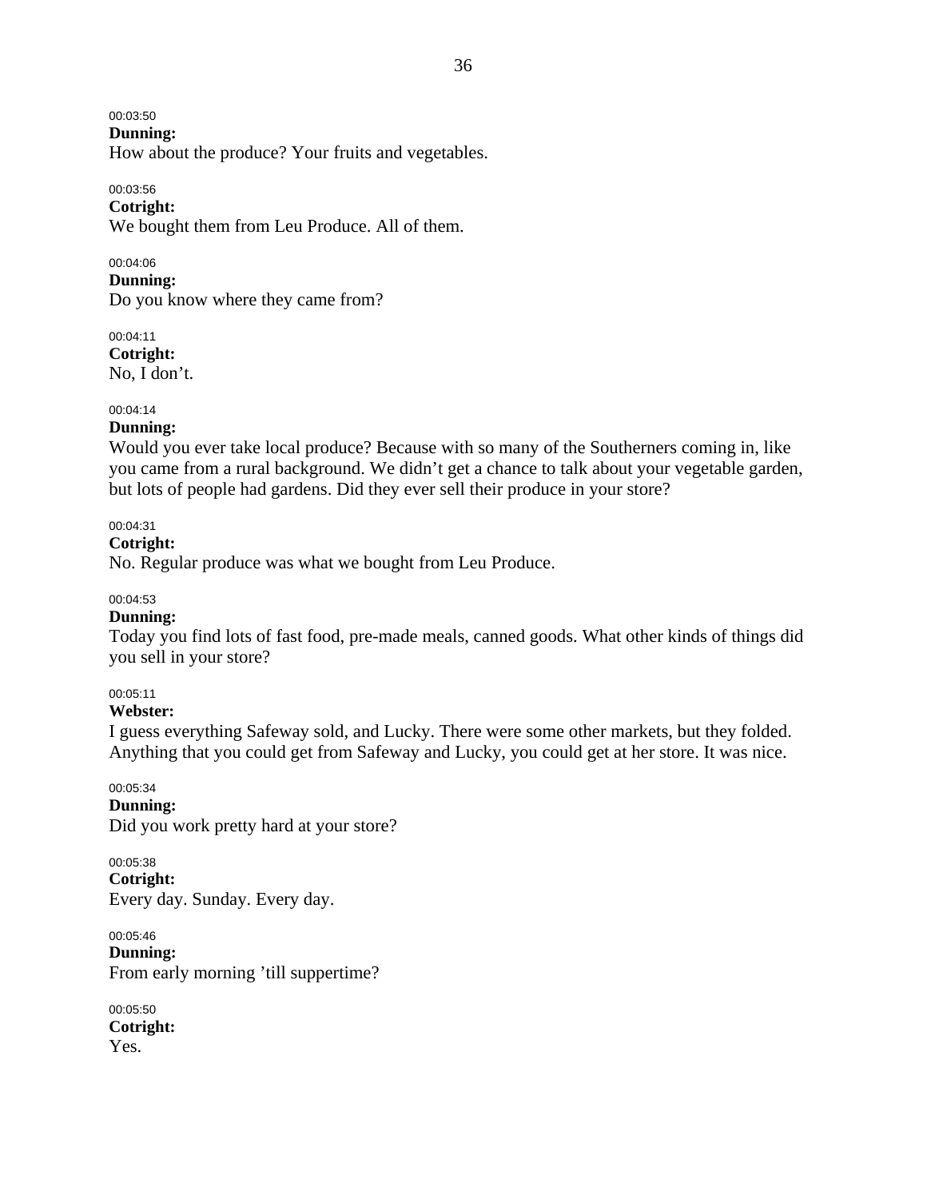00:03:50
**Dunning:**
How about the produce? Your fruits and vegetables.

00:03:56
**Cotright:**
We bought them from Leu Produce. All of them.

00:04:06
**Dunning:**
Do you know where they came from?

00:04:11
**Cotright:**
No, I don't.

00:04:14
**Dunning:**
Would you ever take local produce? Because with so many of the Southerners coming in, like you came from a rural background. We didn't get a chance to talk about your vegetable garden, but lots of people had gardens. Did they ever sell their produce in your store?

00:04:31
**Cotright:**
No. Regular produce was what we bought from Leu Produce.

00:04:53
**Dunning:**
Today you find lots of fast food, pre-made meals, canned goods. What other kinds of things did you sell in your store?

00:05:11
**Webster:**
I guess everything Safeway sold, and Lucky. There were some other markets, but they folded. Anything that you could get from Safeway and Lucky, you could get at her store. It was nice.

00:05:34
**Dunning:**
Did you work pretty hard at your store?

00:05:38
**Cotright:**
Every day. Sunday. Every day.

00:05:46
**Dunning:**
From early morning 'till suppertime?

00:05:50
**Cotright:**
Yes.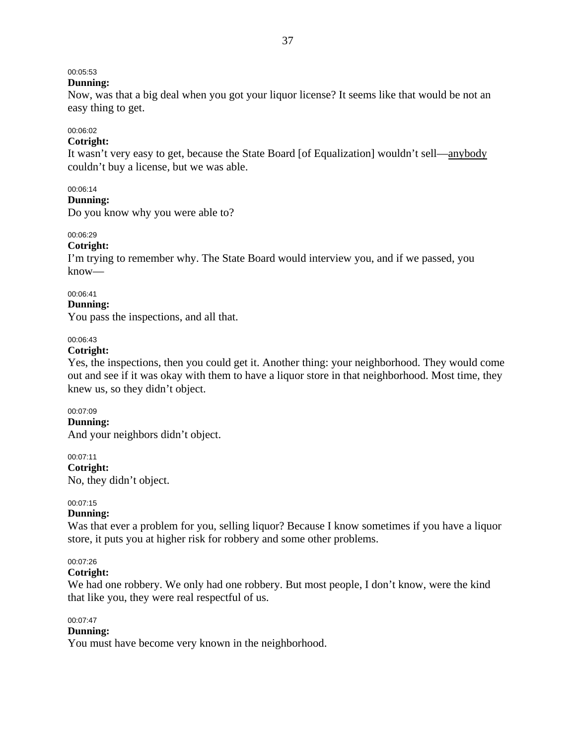00:05:53

**Dunning:**

Now, was that a big deal when you got your liquor license? It seems like that would be not an easy thing to get.

00:06:02

**Cotright:**

It wasn't very easy to get, because the State Board [of Equalization] wouldn't sell—anybody couldn't buy a license, but we was able.

00:06:14

**Dunning:**

Do you know why you were able to?

00:06:29

**Cotright:**

I'm trying to remember why. The State Board would interview you, and if we passed, you know—

00:06:41

**Dunning:**

You pass the inspections, and all that.

00:06:43

**Cotright:**

Yes, the inspections, then you could get it. Another thing: your neighborhood. They would come out and see if it was okay with them to have a liquor store in that neighborhood. Most time, they knew us, so they didn't object.

00:07:09

**Dunning:**

And your neighbors didn't object.

00:07:11

**Cotright:**

No, they didn't object.

00:07:15

**Dunning:**

Was that ever a problem for you, selling liquor? Because I know sometimes if you have a liquor store, it puts you at higher risk for robbery and some other problems.

00:07:26

**Cotright:**

We had one robbery. We only had one robbery. But most people, I don't know, were the kind that like you, they were real respectful of us.

00:07:47

**Dunning:**

You must have become very known in the neighborhood.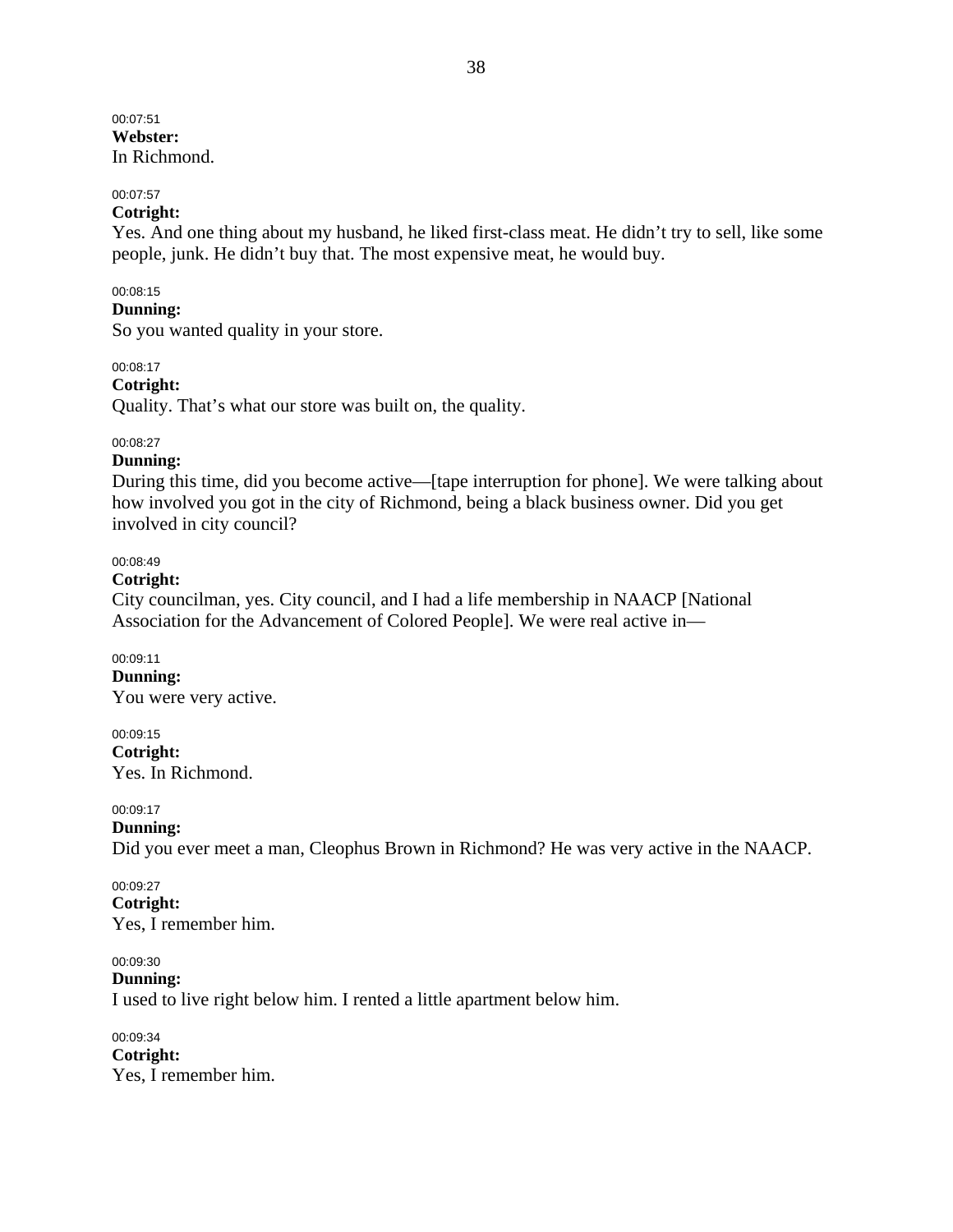00:07:51
**Webster:**
In Richmond.

00:07:57
**Cotright:**
Yes. And one thing about my husband, he liked first-class meat. He didn't try to sell, like some people, junk. He didn't buy that. The most expensive meat, he would buy.

00:08:15
**Dunning:**
So you wanted quality in your store.

00:08:17
**Cotright:**
Quality. That's what our store was built on, the quality.

00:08:27
**Dunning:**
During this time, did you become active—[tape interruption for phone]. We were talking about how involved you got in the city of Richmond, being a black business owner. Did you get involved in city council?

00:08:49
**Cotright:**
City councilman, yes. City council, and I had a life membership in NAACP [National Association for the Advancement of Colored People]. We were real active in—

00:09:11
**Dunning:**
You were very active.

00:09:15
**Cotright:**
Yes. In Richmond.

00:09:17
**Dunning:**
Did you ever meet a man, Cleophus Brown in Richmond? He was very active in the NAACP.

00:09:27
**Cotright:**
Yes, I remember him.

00:09:30
**Dunning:**
I used to live right below him. I rented a little apartment below him.

00:09:34
**Cotright:**
Yes, I remember him.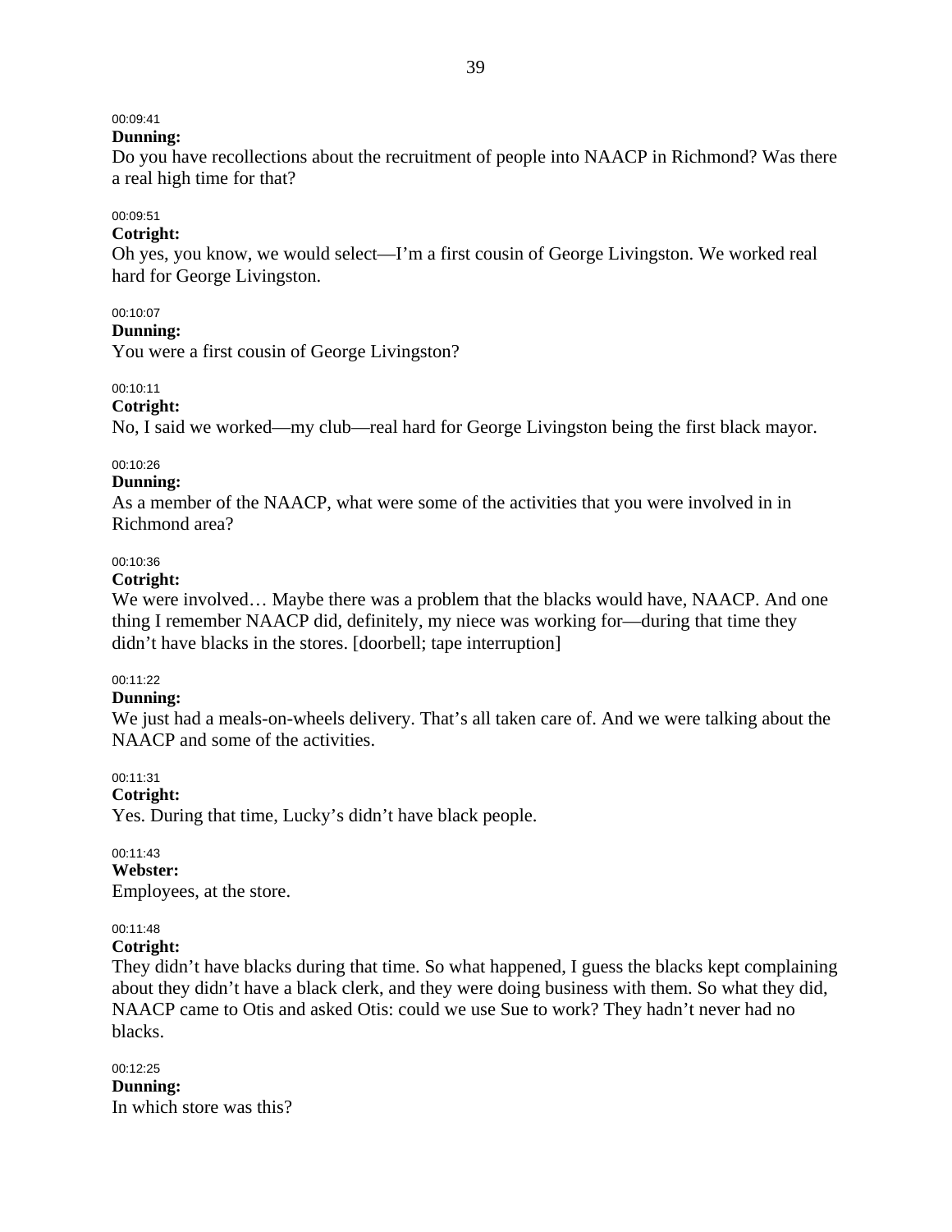00:09:41

**Dunning:**
Do you have recollections about the recruitment of people into NAACP in Richmond? Was there a real high time for that?

00:09:51

**Cotright:**
Oh yes, you know, we would select—I'm a first cousin of George Livingston. We worked real hard for George Livingston.

00:10:07

**Dunning:**
You were a first cousin of George Livingston?

00:10:11

**Cotright:**
No, I said we worked—my club—real hard for George Livingston being the first black mayor.

00:10:26

**Dunning:**
As a member of the NAACP, what were some of the activities that you were involved in in Richmond area?

00:10:36

**Cotright:**
We were involved… Maybe there was a problem that the blacks would have, NAACP. And one thing I remember NAACP did, definitely, my niece was working for—during that time they didn't have blacks in the stores. [doorbell; tape interruption]

00:11:22

**Dunning:**
We just had a meals-on-wheels delivery. That's all taken care of. And we were talking about the NAACP and some of the activities.

00:11:31

**Cotright:**
Yes. During that time, Lucky's didn't have black people.

00:11:43

**Webster:**
Employees, at the store.

00:11:48

**Cotright:**
They didn't have blacks during that time. So what happened, I guess the blacks kept complaining about they didn't have a black clerk, and they were doing business with them. So what they did, NAACP came to Otis and asked Otis: could we use Sue to work? They hadn't never had no blacks.

00:12:25

**Dunning:**
In which store was this?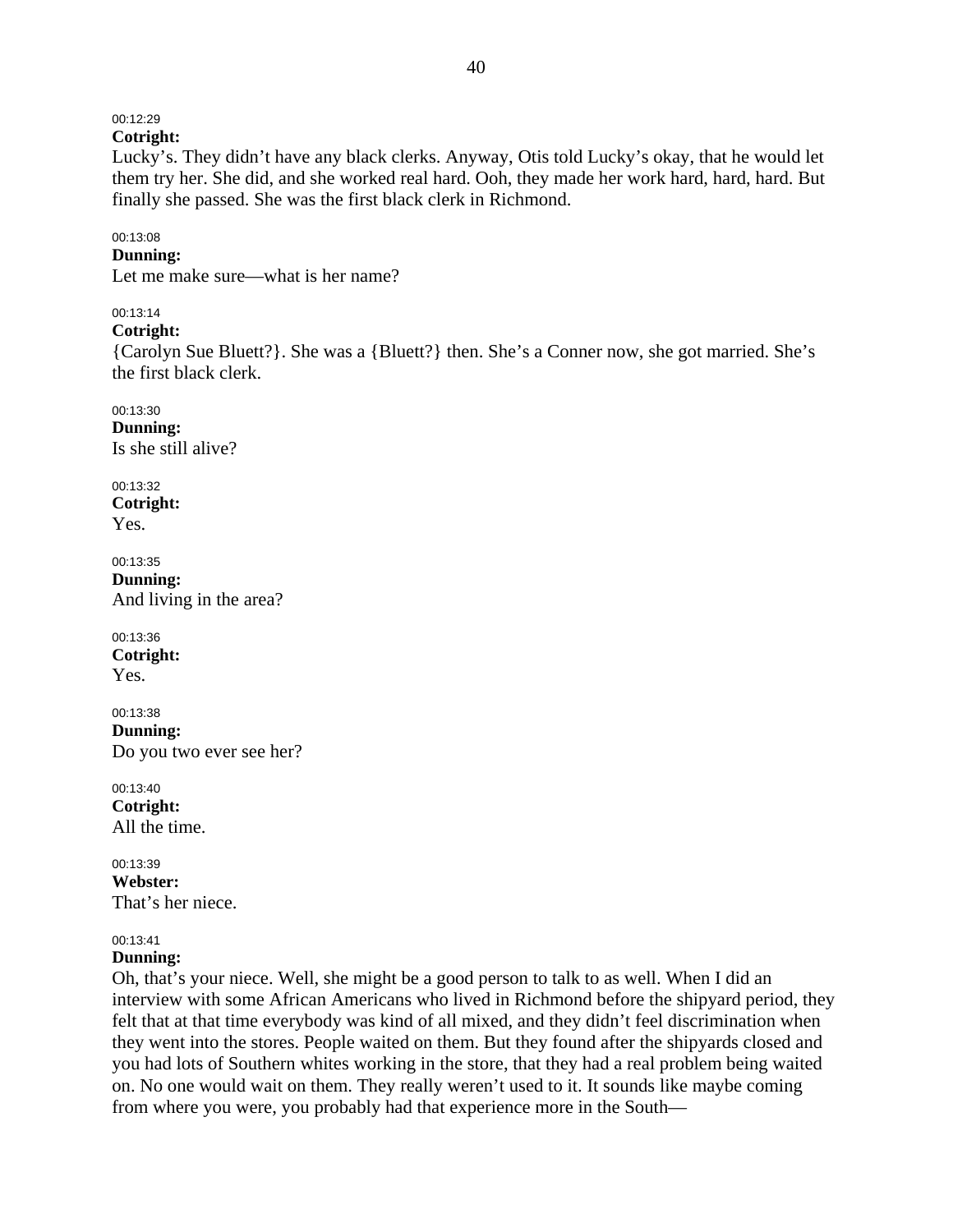00:12:29

**Cotright:**

Lucky's. They didn't have any black clerks. Anyway, Otis told Lucky's okay, that he would let them try her. She did, and she worked real hard. Ooh, they made her work hard, hard, hard. But finally she passed. She was the first black clerk in Richmond.

00:13:08

**Dunning:**

Let me make sure—what is her name?

00:13:14

**Cotright:**

{Carolyn Sue Bluett?}. She was a {Bluett?} then. She's a Conner now, she got married. She's the first black clerk.

00:13:30

**Dunning:**

Is she still alive?

00:13:32

**Cotright:**

Yes.

00:13:35

**Dunning:**

And living in the area?

00:13:36

**Cotright:**

Yes.

00:13:38

**Dunning:**

Do you two ever see her?

00:13:40

**Cotright:**

All the time.

00:13:39

**Webster:**

That's her niece.

00:13:41

**Dunning:**

Oh, that's your niece. Well, she might be a good person to talk to as well. When I did an interview with some African Americans who lived in Richmond before the shipyard period, they felt that at that time everybody was kind of all mixed, and they didn't feel discrimination when they went into the stores. People waited on them. But they found after the shipyards closed and you had lots of Southern whites working in the store, that they had a real problem being waited on. No one would wait on them. They really weren't used to it. It sounds like maybe coming from where you were, you probably had that experience more in the South—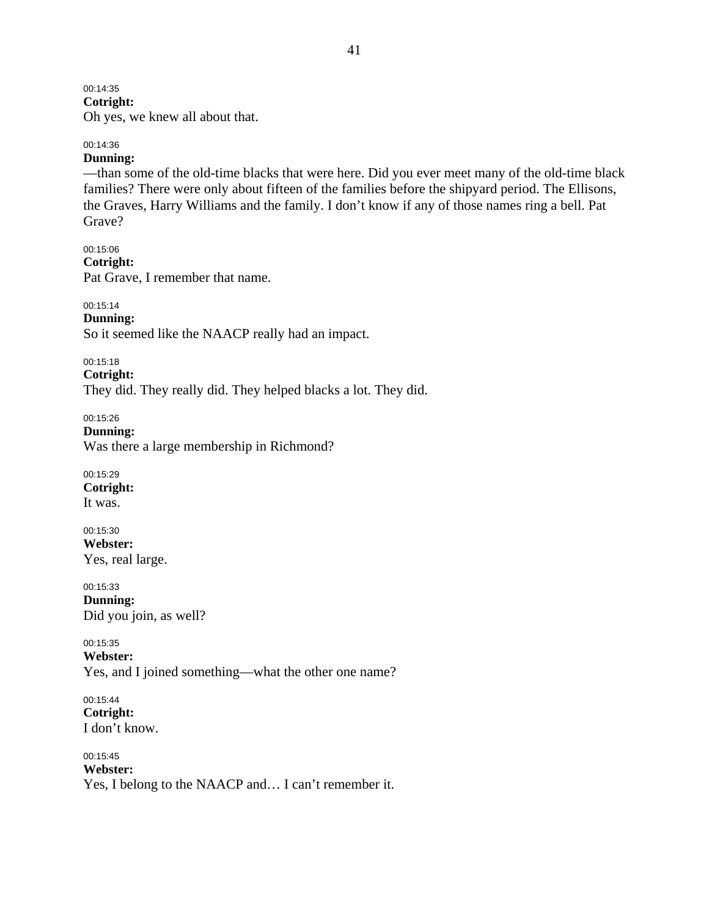00:14:35
**Cotright:**
Oh yes, we knew all about that.

00:14:36
**Dunning:**
—than some of the old-time blacks that were here. Did you ever meet many of the old-time black families? There were only about fifteen of the families before the shipyard period. The Ellisons, the Graves, Harry Williams and the family. I don't know if any of those names ring a bell. Pat Grave?

00:15:06
**Cotright:**
Pat Grave, I remember that name.

00:15:14
**Dunning:**
So it seemed like the NAACP really had an impact.

00:15:18
**Cotright:**
They did. They really did. They helped blacks a lot. They did.

00:15:26
**Dunning:**
Was there a large membership in Richmond?

00:15:29
**Cotright:**
It was.

00:15:30
**Webster:**
Yes, real large.

00:15:33
**Dunning:**
Did you join, as well?

00:15:35
**Webster:**
Yes, and I joined something—what the other one name?

00:15:44
**Cotright:**
I don't know.

00:15:45
**Webster:**
Yes, I belong to the NAACP and… I can't remember it.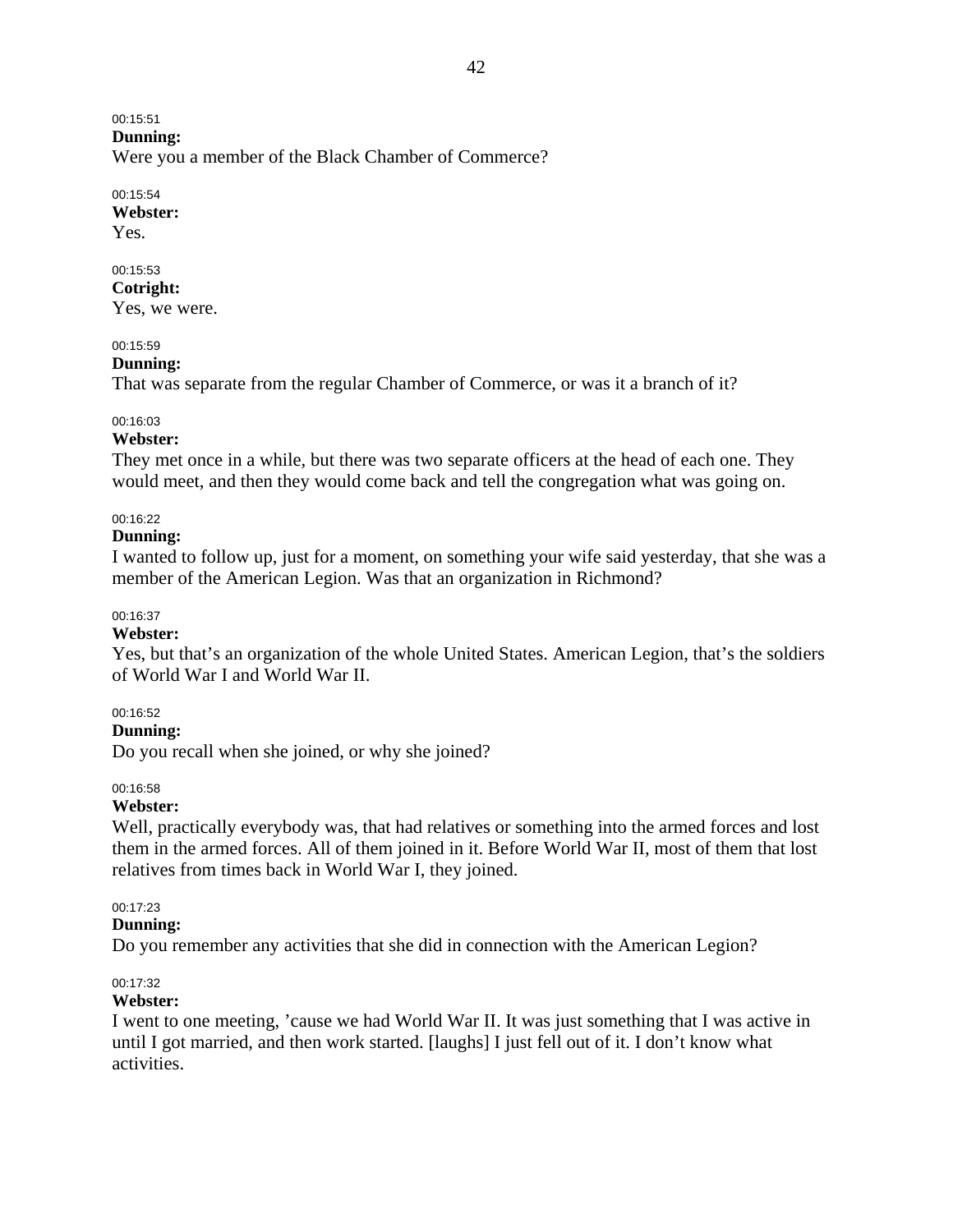00:15:51

**Dunning:**

Were you a member of the Black Chamber of Commerce?

00:15:54

**Webster:**

Yes.

00:15:53

**Cotright:**

Yes, we were.

00:15:59

**Dunning:**

That was separate from the regular Chamber of Commerce, or was it a branch of it?

00:16:03

**Webster:**

They met once in a while, but there was two separate officers at the head of each one. They would meet, and then they would come back and tell the congregation what was going on.

00:16:22

**Dunning:**

I wanted to follow up, just for a moment, on something your wife said yesterday, that she was a member of the American Legion. Was that an organization in Richmond?

00:16:37

**Webster:**

Yes, but that's an organization of the whole United States. American Legion, that's the soldiers of World War I and World War II.

00:16:52

**Dunning:**

Do you recall when she joined, or why she joined?

00:16:58

**Webster:**

Well, practically everybody was, that had relatives or something into the armed forces and lost them in the armed forces. All of them joined in it. Before World War II, most of them that lost relatives from times back in World War I, they joined.

00:17:23

**Dunning:**

Do you remember any activities that she did in connection with the American Legion?

00:17:32

**Webster:**

I went to one meeting, 'cause we had World War II. It was just something that I was active in until I got married, and then work started. [laughs] I just fell out of it. I don't know what activities.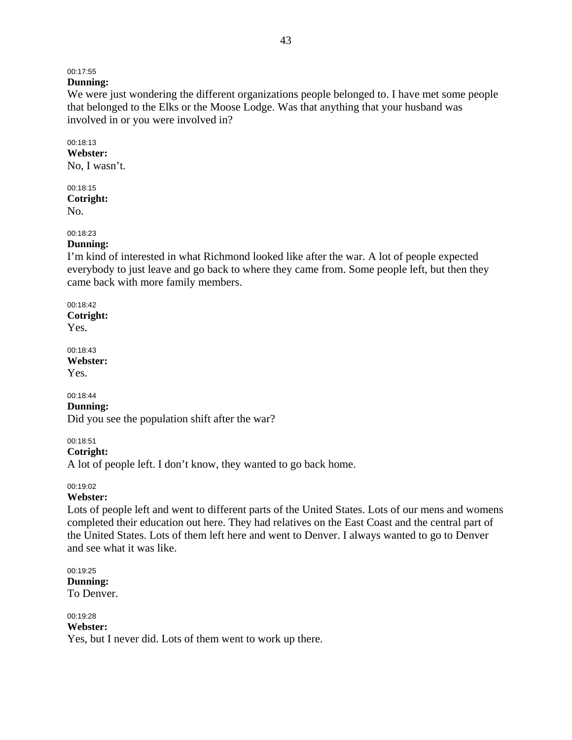00:17:55

**Dunning:**

We were just wondering the different organizations people belonged to. I have met some people that belonged to the Elks or the Moose Lodge. Was that anything that your husband was involved in or you were involved in?

00:18:13

**Webster:**

No, I wasn't.

00:18:15

**Cotright:**

No.

00:18:23

**Dunning:**

I'm kind of interested in what Richmond looked like after the war. A lot of people expected everybody to just leave and go back to where they came from. Some people left, but then they came back with more family members.

00:18:42

**Cotright:**

Yes.

00:18:43

**Webster:**

Yes.

00:18:44

**Dunning:**

Did you see the population shift after the war?

00:18:51

**Cotright:**

A lot of people left. I don't know, they wanted to go back home.

00:19:02

**Webster:**

Lots of people left and went to different parts of the United States. Lots of our mens and womens completed their education out here. They had relatives on the East Coast and the central part of the United States. Lots of them left here and went to Denver. I always wanted to go to Denver and see what it was like.

00:19:25

**Dunning:**

To Denver.

00:19:28

**Webster:**

Yes, but I never did. Lots of them went to work up there.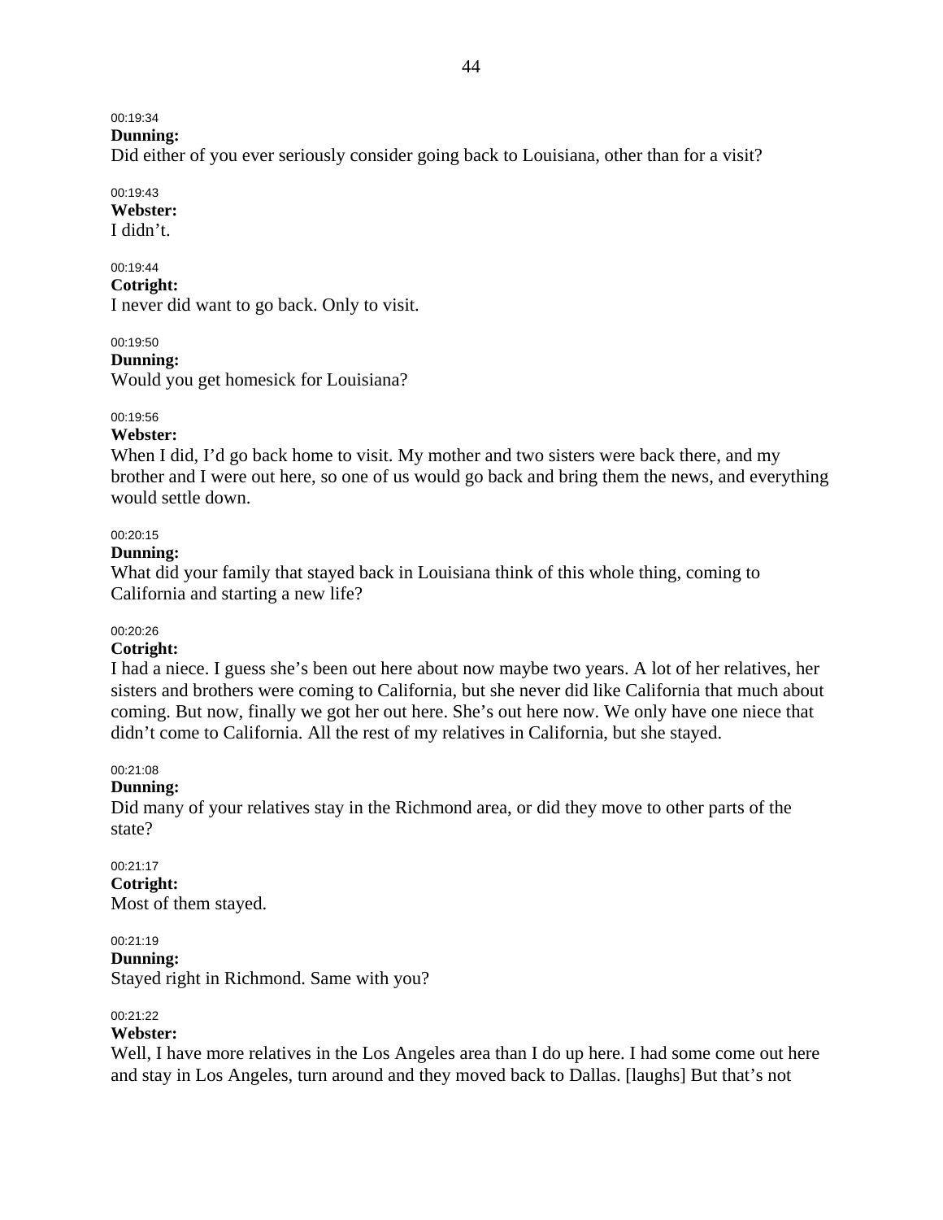00:19:34
**Dunning:**
Did either of you ever seriously consider going back to Louisiana, other than for a visit?

00:19:43
**Webster:**
I didn't.

00:19:44
**Cotright:**
I never did want to go back. Only to visit.

00:19:50
**Dunning:**
Would you get homesick for Louisiana?

00:19:56
**Webster:**
When I did, I'd go back home to visit. My mother and two sisters were back there, and my brother and I were out here, so one of us would go back and bring them the news, and everything would settle down.

00:20:15
**Dunning:**
What did your family that stayed back in Louisiana think of this whole thing, coming to California and starting a new life?

00:20:26
**Cotright:**
I had a niece. I guess she's been out here about now maybe two years. A lot of her relatives, her sisters and brothers were coming to California, but she never did like California that much about coming. But now, finally we got her out here. She's out here now. We only have one niece that didn't come to California. All the rest of my relatives in California, but she stayed.

00:21:08
**Dunning:**
Did many of your relatives stay in the Richmond area, or did they move to other parts of the state?

00:21:17
**Cotright:**
Most of them stayed.

00:21:19
**Dunning:**
Stayed right in Richmond. Same with you?

00:21:22
**Webster:**
Well, I have more relatives in the Los Angeles area than I do up here. I had some come out here and stay in Los Angeles, turn around and they moved back to Dallas. [laughs] But that's not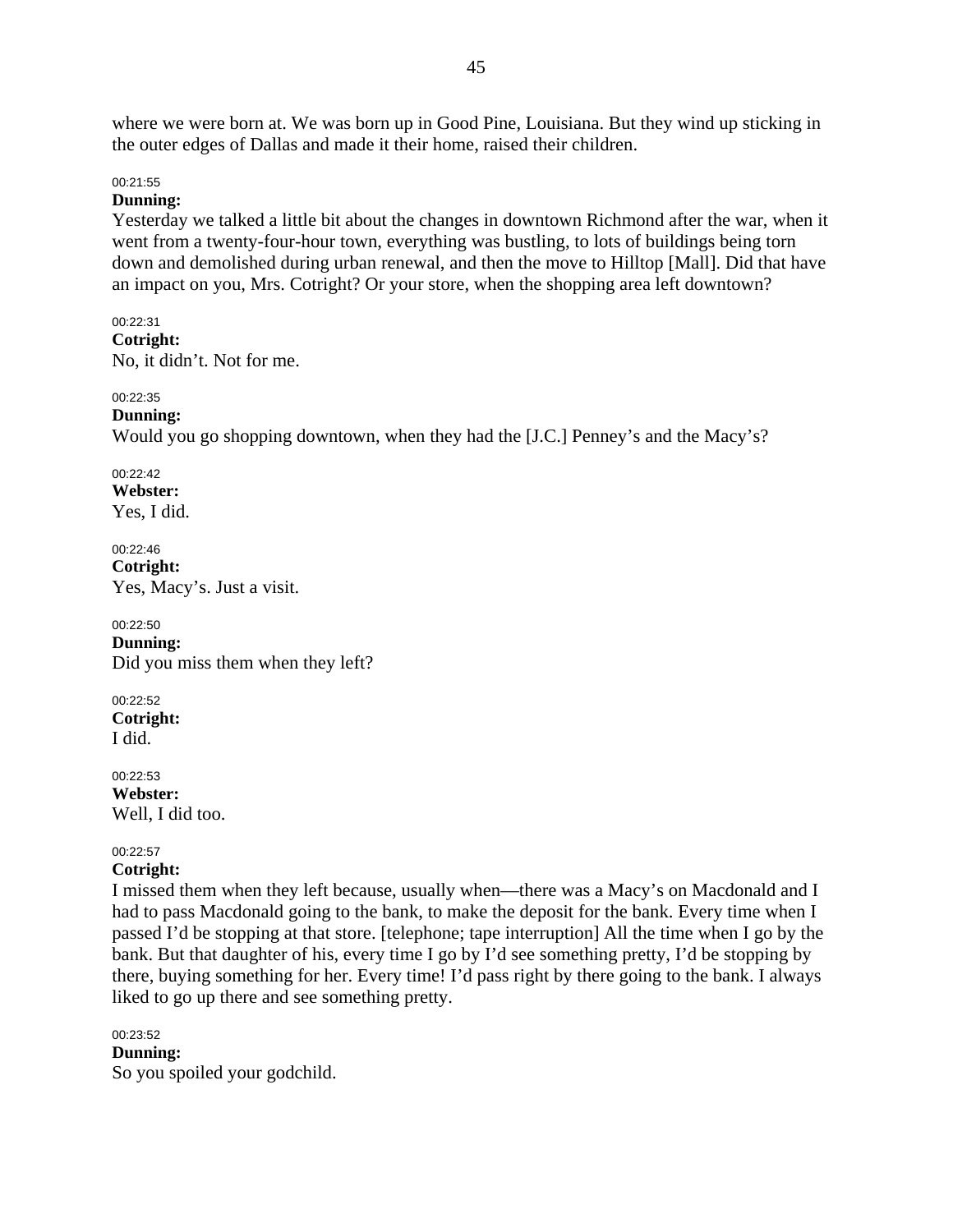where we were born at. We was born up in Good Pine, Louisiana. But they wind up sticking in the outer edges of Dallas and made it their home, raised their children.

00:21:55

**Dunning:**

Yesterday we talked a little bit about the changes in downtown Richmond after the war, when it went from a twenty-four-hour town, everything was bustling, to lots of buildings being torn down and demolished during urban renewal, and then the move to Hilltop [Mall]. Did that have an impact on you, Mrs. Cotright? Or your store, when the shopping area left downtown?

00:22:31

**Cotright:**

No, it didn't. Not for me.

00:22:35

**Dunning:**

Would you go shopping downtown, when they had the [J.C.] Penney's and the Macy's?

00:22:42

**Webster:**

Yes, I did.

00:22:46

**Cotright:**

Yes, Macy's. Just a visit.

00:22:50

**Dunning:**

Did you miss them when they left?

00:22:52

**Cotright:**

I did.

00:22:53

**Webster:**

Well, I did too.

00:22:57

**Cotright:**

I missed them when they left because, usually when—there was a Macy's on Macdonald and I had to pass Macdonald going to the bank, to make the deposit for the bank. Every time when I passed I'd be stopping at that store. [telephone; tape interruption] All the time when I go by the bank. But that daughter of his, every time I go by I'd see something pretty, I'd be stopping by there, buying something for her. Every time! I'd pass right by there going to the bank. I always liked to go up there and see something pretty.

00:23:52

**Dunning:**

So you spoiled your godchild.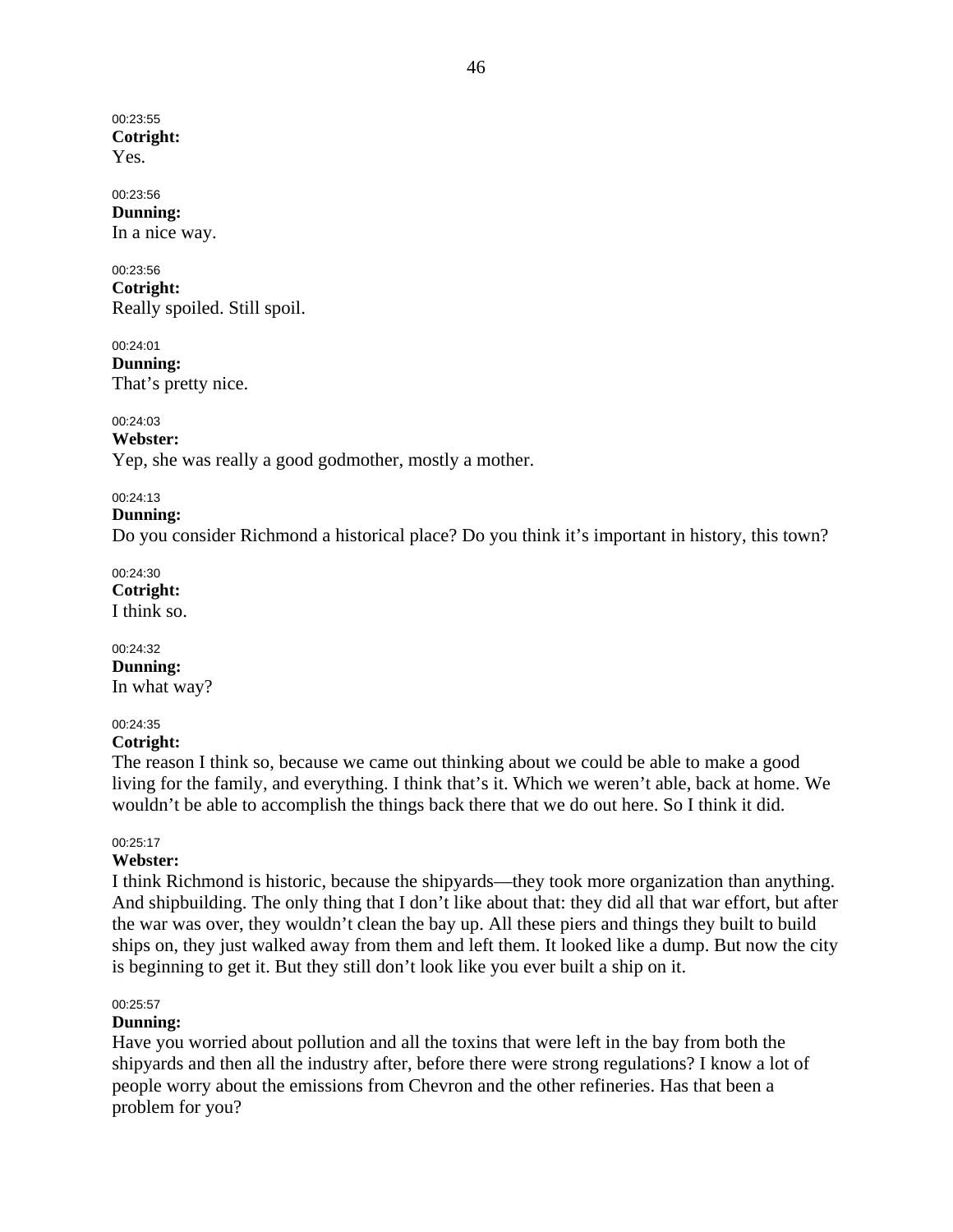00:23:55
**Cotright:**
Yes.

00:23:56
**Dunning:**
In a nice way.

00:23:56
**Cotright:**
Really spoiled. Still spoil.

00:24:01
**Dunning:**
That's pretty nice.

00:24:03
**Webster:**
Yep, she was really a good godmother, mostly a mother.

00:24:13
**Dunning:**
Do you consider Richmond a historical place? Do you think it's important in history, this town?

00:24:30
**Cotright:**
I think so.

00:24:32
**Dunning:**
In what way?

00:24:35
**Cotright:**
The reason I think so, because we came out thinking about we could be able to make a good living for the family, and everything. I think that's it. Which we weren't able, back at home. We wouldn't be able to accomplish the things back there that we do out here. So I think it did.

00:25:17
**Webster:**
I think Richmond is historic, because the shipyards—they took more organization than anything. And shipbuilding. The only thing that I don't like about that: they did all that war effort, but after the war was over, they wouldn't clean the bay up. All these piers and things they built to build ships on, they just walked away from them and left them. It looked like a dump. But now the city is beginning to get it. But they still don't look like you ever built a ship on it.

00:25:57
**Dunning:**
Have you worried about pollution and all the toxins that were left in the bay from both the shipyards and then all the industry after, before there were strong regulations? I know a lot of people worry about the emissions from Chevron and the other refineries. Has that been a problem for you?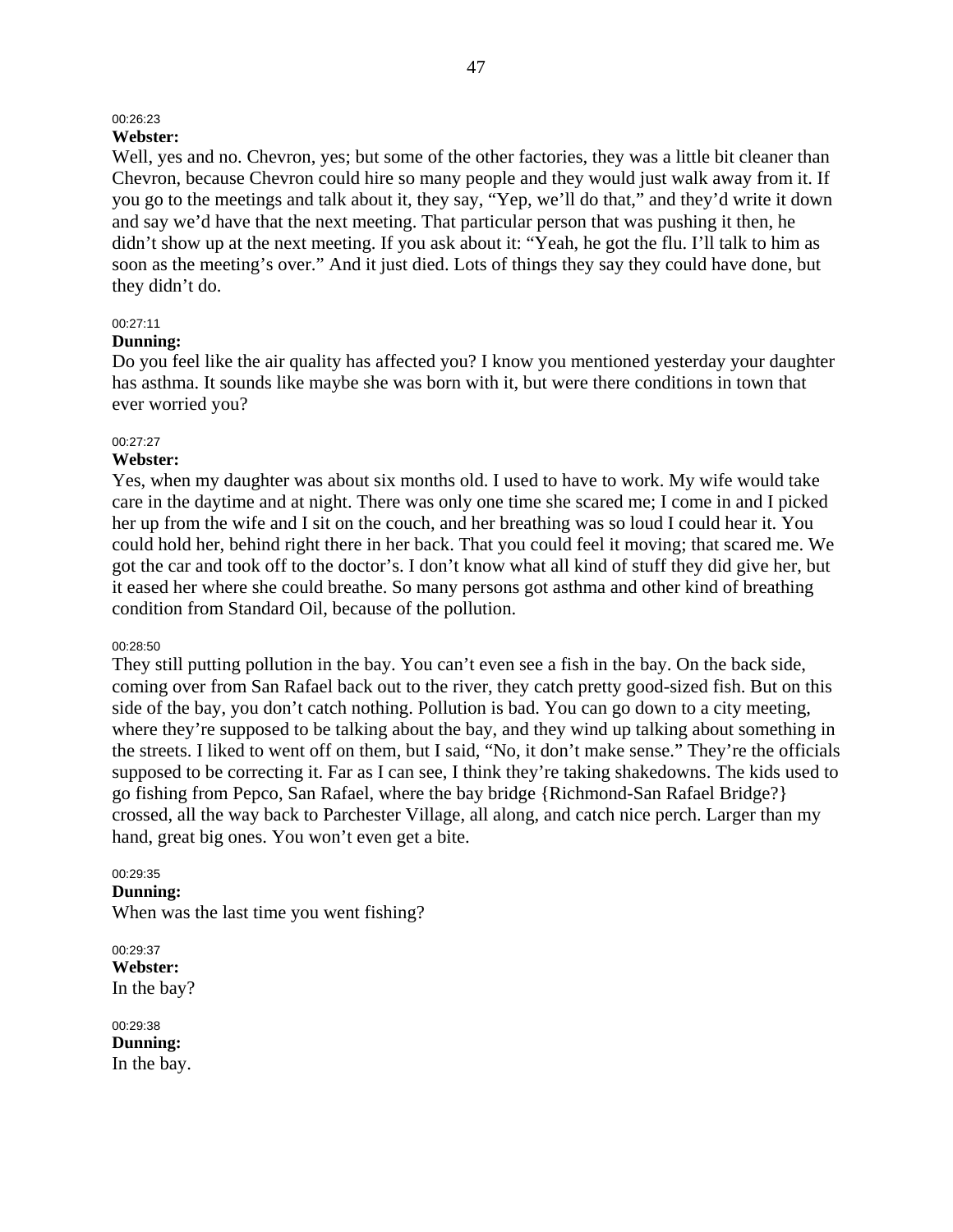00:26:23
**Webster:**
Well, yes and no. Chevron, yes; but some of the other factories, they was a little bit cleaner than Chevron, because Chevron could hire so many people and they would just walk away from it. If you go to the meetings and talk about it, they say, "Yep, we'll do that," and they'd write it down and say we'd have that the next meeting. That particular person that was pushing it then, he didn't show up at the next meeting. If you ask about it: "Yeah, he got the flu. I'll talk to him as soon as the meeting's over." And it just died. Lots of things they say they could have done, but they didn't do.

00:27:11
**Dunning:**
Do you feel like the air quality has affected you? I know you mentioned yesterday your daughter has asthma. It sounds like maybe she was born with it, but were there conditions in town that ever worried you?

00:27:27
**Webster:**
Yes, when my daughter was about six months old. I used to have to work. My wife would take care in the daytime and at night. There was only one time she scared me; I come in and I picked her up from the wife and I sit on the couch, and her breathing was so loud I could hear it. You could hold her, behind right there in her back. That you could feel it moving; that scared me. We got the car and took off to the doctor's. I don't know what all kind of stuff they did give her, but it eased her where she could breathe. So many persons got asthma and other kind of breathing condition from Standard Oil, because of the pollution.

00:28:50
They still putting pollution in the bay. You can't even see a fish in the bay. On the back side, coming over from San Rafael back out to the river, they catch pretty good-sized fish. But on this side of the bay, you don't catch nothing. Pollution is bad. You can go down to a city meeting, where they're supposed to be talking about the bay, and they wind up talking about something in the streets. I liked to went off on them, but I said, "No, it don't make sense." They're the officials supposed to be correcting it. Far as I can see, I think they're taking shakedowns. The kids used to go fishing from Pepco, San Rafael, where the bay bridge {Richmond-San Rafael Bridge?} crossed, all the way back to Parchester Village, all along, and catch nice perch. Larger than my hand, great big ones. You won't even get a bite.

00:29:35
**Dunning:**
When was the last time you went fishing?

00:29:37
**Webster:**
In the bay?

00:29:38
**Dunning:**
In the bay.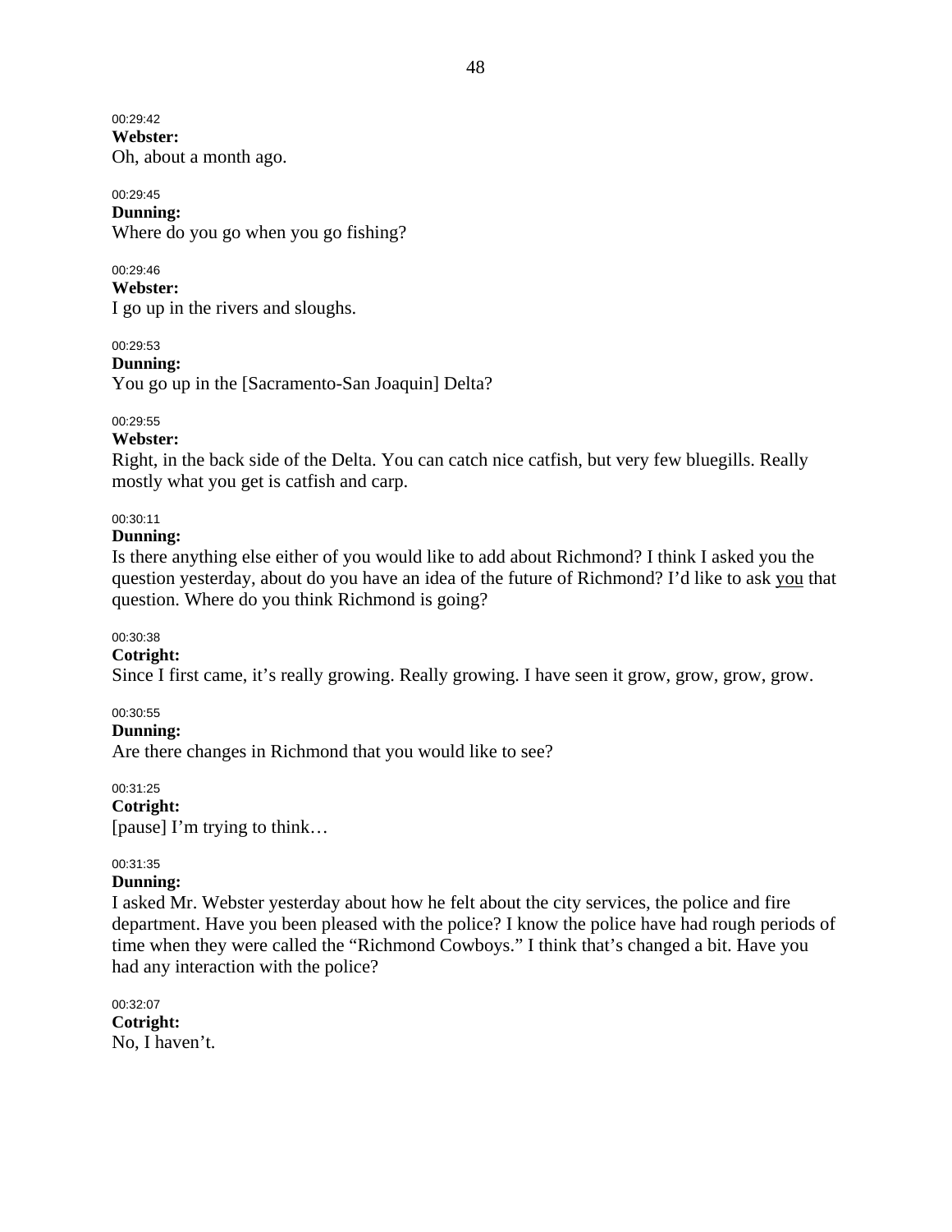00:29:42
**Webster:**
Oh, about a month ago.

00:29:45
**Dunning:**
Where do you go when you go fishing?

00:29:46
**Webster:**
I go up in the rivers and sloughs.

00:29:53
**Dunning:**
You go up in the [Sacramento-San Joaquin] Delta?

00:29:55
**Webster:**
Right, in the back side of the Delta. You can catch nice catfish, but very few bluegills. Really mostly what you get is catfish and carp.

00:30:11
**Dunning:**
Is there anything else either of you would like to add about Richmond? I think I asked you the question yesterday, about do you have an idea of the future of Richmond? I'd like to ask <u>you</u> that question. Where do you think Richmond is going?

00:30:38
**Cotright:**
Since I first came, it's really growing. Really growing. I have seen it grow, grow, grow, grow.

00:30:55
**Dunning:**
Are there changes in Richmond that you would like to see?

00:31:25
**Cotright:**
[pause] I'm trying to think…

00:31:35
**Dunning:**
I asked Mr. Webster yesterday about how he felt about the city services, the police and fire department. Have you been pleased with the police? I know the police have had rough periods of time when they were called the "Richmond Cowboys." I think that's changed a bit. Have you had any interaction with the police?

00:32:07
**Cotright:**
No, I haven't.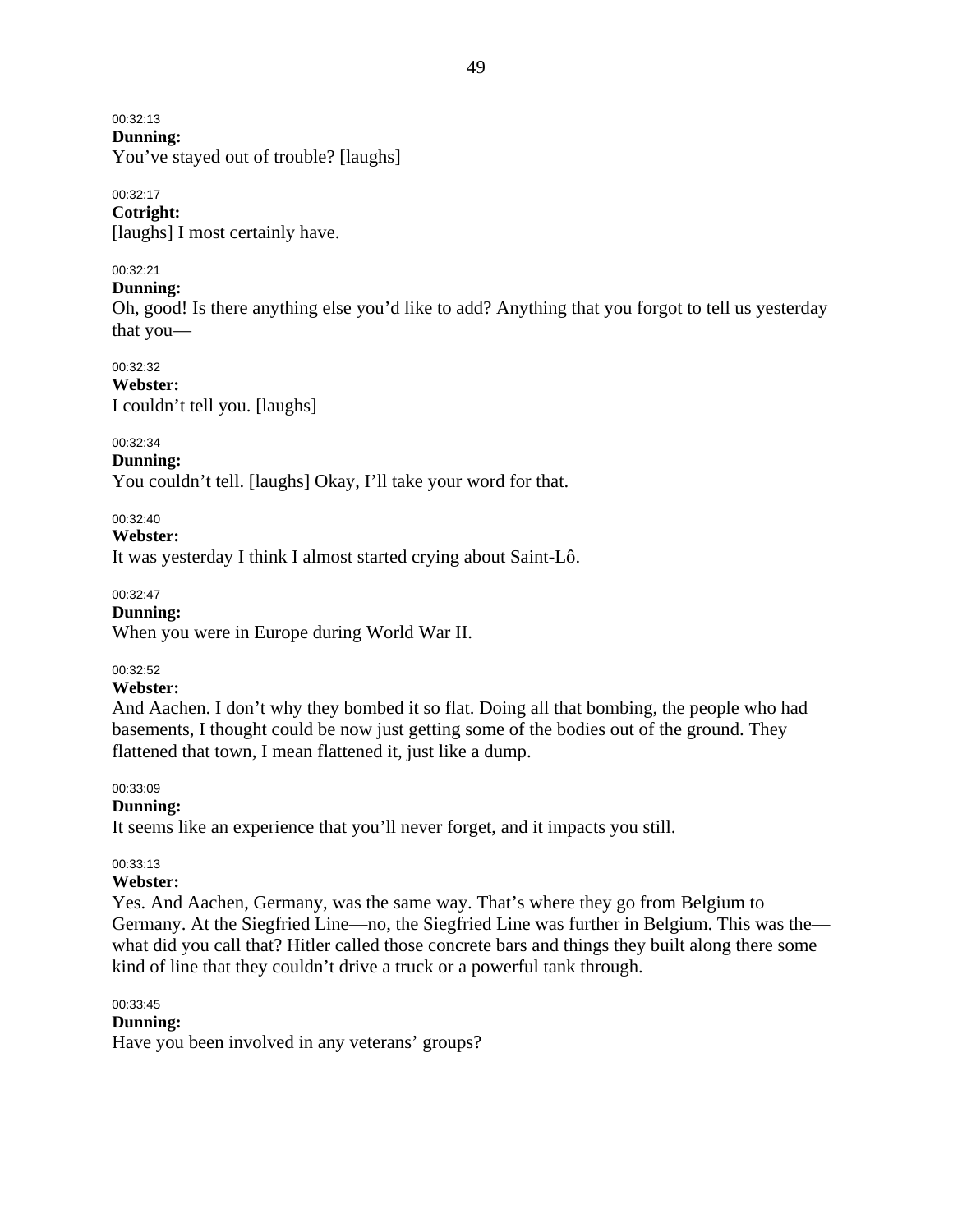00:32:13
**Dunning:**
You've stayed out of trouble? [laughs]

00:32:17
**Cotright:**
[laughs] I most certainly have.

00:32:21
**Dunning:**
Oh, good! Is there anything else you'd like to add? Anything that you forgot to tell us yesterday that you—

00:32:32
**Webster:**
I couldn't tell you. [laughs]

00:32:34
**Dunning:**
You couldn't tell. [laughs] Okay, I'll take your word for that.

00:32:40
**Webster:**
It was yesterday I think I almost started crying about Saint-Lô.

00:32:47
**Dunning:**
When you were in Europe during World War II.

00:32:52
**Webster:**
And Aachen. I don't why they bombed it so flat. Doing all that bombing, the people who had basements, I thought could be now just getting some of the bodies out of the ground. They flattened that town, I mean flattened it, just like a dump.

00:33:09
**Dunning:**
It seems like an experience that you'll never forget, and it impacts you still.

00:33:13
**Webster:**
Yes. And Aachen, Germany, was the same way. That's where they go from Belgium to Germany. At the Siegfried Line—no, the Siegfried Line was further in Belgium. This was the—what did you call that? Hitler called those concrete bars and things they built along there some kind of line that they couldn't drive a truck or a powerful tank through.

00:33:45
**Dunning:**
Have you been involved in any veterans' groups?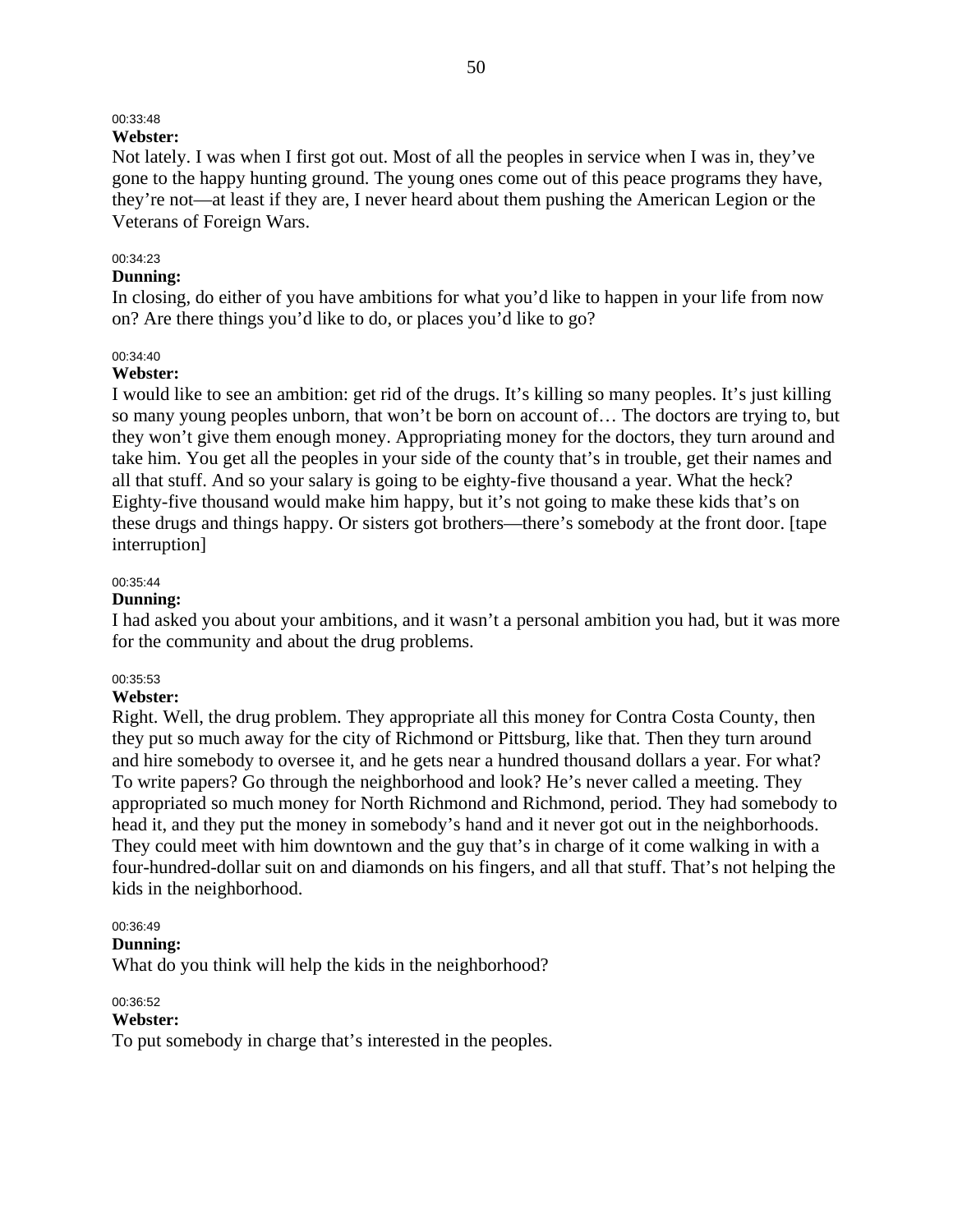00:33:48

**Webster:**
Not lately. I was when I first got out. Most of all the peoples in service when I was in, they've gone to the happy hunting ground. The young ones come out of this peace programs they have, they're not—at least if they are, I never heard about them pushing the American Legion or the Veterans of Foreign Wars.

00:34:23

**Dunning:**
In closing, do either of you have ambitions for what you'd like to happen in your life from now on? Are there things you'd like to do, or places you'd like to go?

00:34:40

**Webster:**
I would like to see an ambition: get rid of the drugs. It's killing so many peoples. It's just killing so many young peoples unborn, that won't be born on account of… The doctors are trying to, but they won't give them enough money. Appropriating money for the doctors, they turn around and take him. You get all the peoples in your side of the county that's in trouble, get their names and all that stuff. And so your salary is going to be eighty-five thousand a year. What the heck? Eighty-five thousand would make him happy, but it's not going to make these kids that's on these drugs and things happy. Or sisters got brothers—there's somebody at the front door. [tape interruption]

00:35:44

**Dunning:**
I had asked you about your ambitions, and it wasn't a personal ambition you had, but it was more for the community and about the drug problems.

00:35:53

**Webster:**
Right. Well, the drug problem. They appropriate all this money for Contra Costa County, then they put so much away for the city of Richmond or Pittsburg, like that. Then they turn around and hire somebody to oversee it, and he gets near a hundred thousand dollars a year. For what? To write papers? Go through the neighborhood and look? He's never called a meeting. They appropriated so much money for North Richmond and Richmond, period. They had somebody to head it, and they put the money in somebody's hand and it never got out in the neighborhoods. They could meet with him downtown and the guy that's in charge of it come walking in with a four-hundred-dollar suit on and diamonds on his fingers, and all that stuff. That's not helping the kids in the neighborhood.

00:36:49

**Dunning:**
What do you think will help the kids in the neighborhood?

00:36:52

**Webster:**
To put somebody in charge that's interested in the peoples.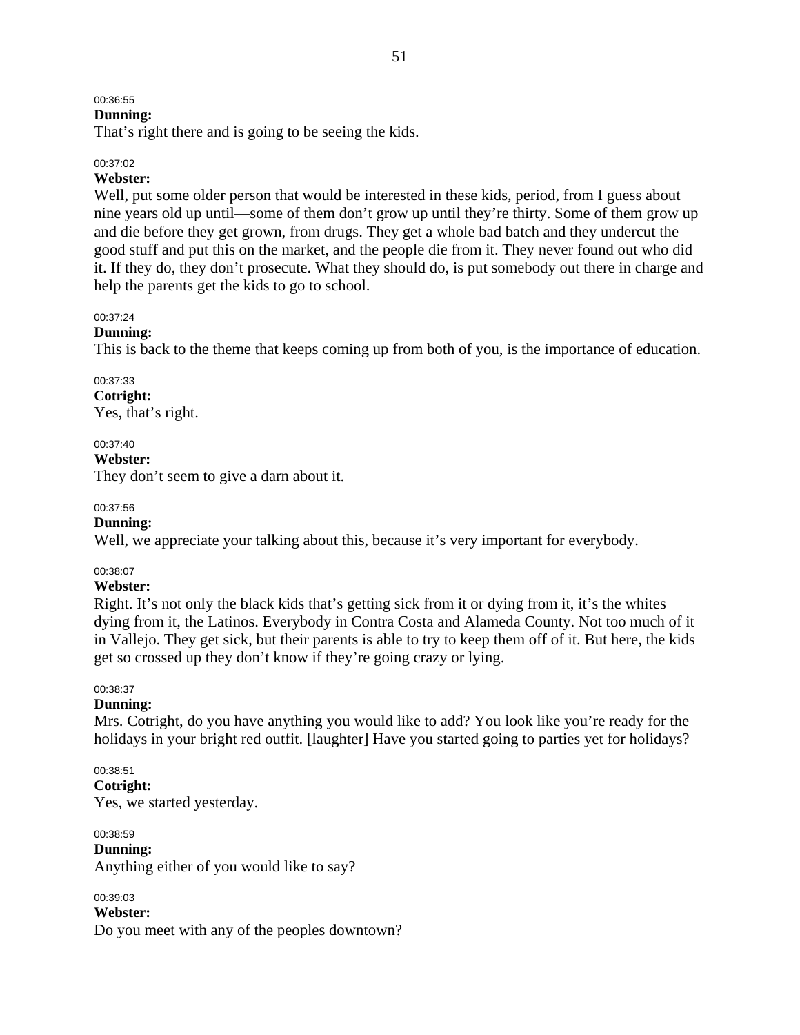00:36:55
**Dunning:**
That's right there and is going to be seeing the kids.

00:37:02
**Webster:**
Well, put some older person that would be interested in these kids, period, from I guess about nine years old up until—some of them don't grow up until they're thirty. Some of them grow up and die before they get grown, from drugs. They get a whole bad batch and they undercut the good stuff and put this on the market, and the people die from it. They never found out who did it. If they do, they don't prosecute. What they should do, is put somebody out there in charge and help the parents get the kids to go to school.

00:37:24
**Dunning:**
This is back to the theme that keeps coming up from both of you, is the importance of education.

00:37:33
**Cotright:**
Yes, that's right.

00:37:40
**Webster:**
They don't seem to give a darn about it.

00:37:56
**Dunning:**
Well, we appreciate your talking about this, because it's very important for everybody.

00:38:07
**Webster:**
Right. It's not only the black kids that's getting sick from it or dying from it, it's the whites dying from it, the Latinos. Everybody in Contra Costa and Alameda County. Not too much of it in Vallejo. They get sick, but their parents is able to try to keep them off of it. But here, the kids get so crossed up they don't know if they're going crazy or lying.

00:38:37
**Dunning:**
Mrs. Cotright, do you have anything you would like to add? You look like you're ready for the holidays in your bright red outfit. [laughter] Have you started going to parties yet for holidays?

00:38:51
**Cotright:**
Yes, we started yesterday.

00:38:59
**Dunning:**
Anything either of you would like to say?

00:39:03
**Webster:**
Do you meet with any of the peoples downtown?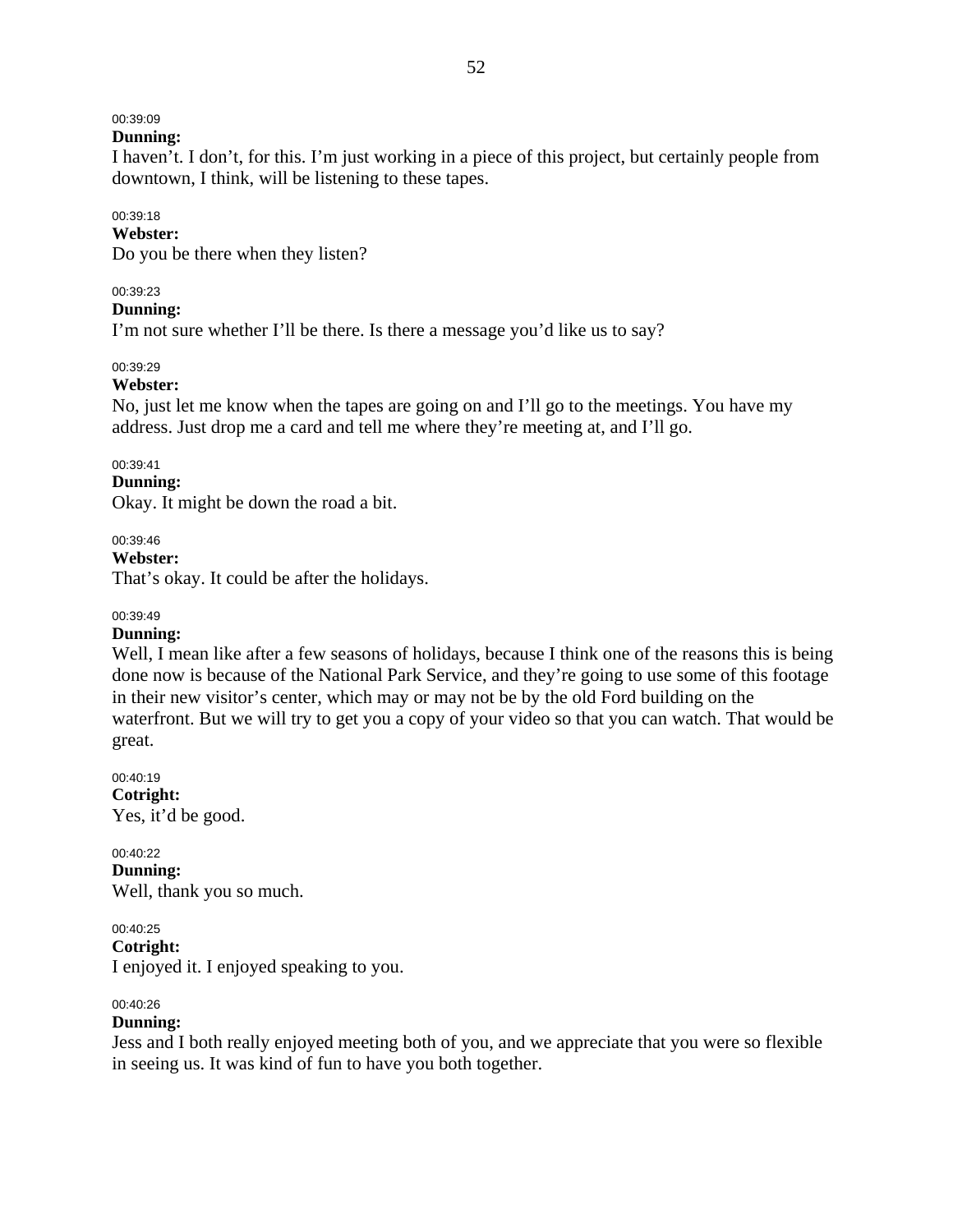00:39:09

**Dunning:**

I haven't. I don't, for this. I'm just working in a piece of this project, but certainly people from downtown, I think, will be listening to these tapes.

00:39:18

**Webster:**

Do you be there when they listen?

00:39:23

**Dunning:**

I'm not sure whether I'll be there. Is there a message you'd like us to say?

00:39:29

**Webster:**

No, just let me know when the tapes are going on and I'll go to the meetings. You have my address. Just drop me a card and tell me where they're meeting at, and I'll go.

00:39:41

**Dunning:**

Okay. It might be down the road a bit.

00:39:46

**Webster:**

That's okay. It could be after the holidays.

00:39:49

**Dunning:**

Well, I mean like after a few seasons of holidays, because I think one of the reasons this is being done now is because of the National Park Service, and they're going to use some of this footage in their new visitor's center, which may or may not be by the old Ford building on the waterfront. But we will try to get you a copy of your video so that you can watch. That would be great.

00:40:19

**Cotright:**

Yes, it'd be good.

00:40:22

**Dunning:**

Well, thank you so much.

00:40:25

**Cotright:**

I enjoyed it. I enjoyed speaking to you.

00:40:26

**Dunning:**

Jess and I both really enjoyed meeting both of you, and we appreciate that you were so flexible in seeing us. It was kind of fun to have you both together.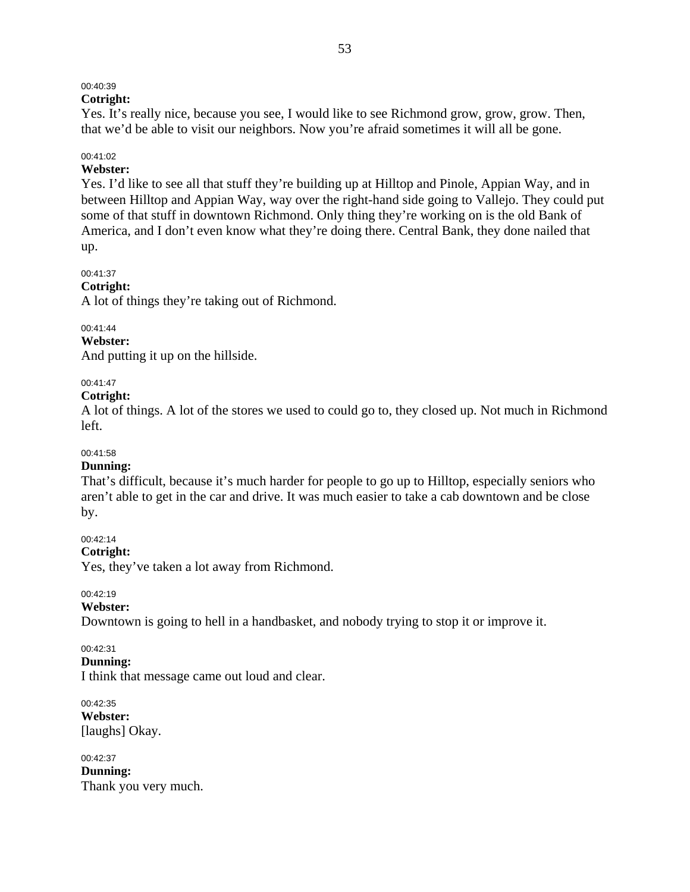00:40:39

**Cotright:**

Yes. It's really nice, because you see, I would like to see Richmond grow, grow, grow. Then, that we'd be able to visit our neighbors. Now you're afraid sometimes it will all be gone.

00:41:02

**Webster:**

Yes. I'd like to see all that stuff they're building up at Hilltop and Pinole, Appian Way, and in between Hilltop and Appian Way, way over the right-hand side going to Vallejo. They could put some of that stuff in downtown Richmond. Only thing they're working on is the old Bank of America, and I don't even know what they're doing there. Central Bank, they done nailed that up.

00:41:37

**Cotright:**

A lot of things they're taking out of Richmond.

00:41:44

**Webster:**

And putting it up on the hillside.

00:41:47

**Cotright:**

A lot of things. A lot of the stores we used to could go to, they closed up. Not much in Richmond left.

00:41:58

**Dunning:**

That's difficult, because it's much harder for people to go up to Hilltop, especially seniors who aren't able to get in the car and drive. It was much easier to take a cab downtown and be close by.

00:42:14

**Cotright:**

Yes, they've taken a lot away from Richmond.

00:42:19

**Webster:**

Downtown is going to hell in a handbasket, and nobody trying to stop it or improve it.

00:42:31

**Dunning:**

I think that message came out loud and clear.

00:42:35

**Webster:**

[laughs] Okay.

00:42:37

**Dunning:**

Thank you very much.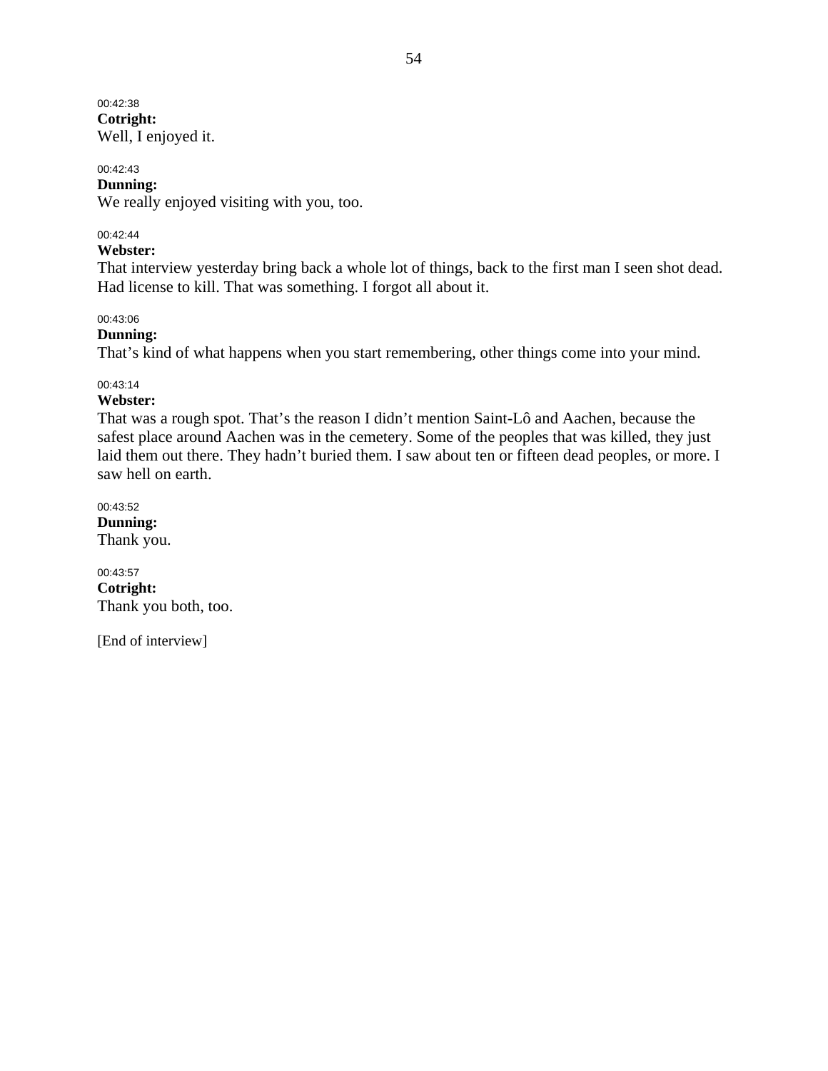00:42:38
**Cotright:**
Well, I enjoyed it.

00:42:43
**Dunning:**
We really enjoyed visiting with you, too.

00:42:44
**Webster:**
That interview yesterday bring back a whole lot of things, back to the first man I seen shot dead. Had license to kill. That was something. I forgot all about it.

00:43:06
**Dunning:**
That's kind of what happens when you start remembering, other things come into your mind.

00:43:14
**Webster:**
That was a rough spot. That's the reason I didn't mention Saint-Lô and Aachen, because the safest place around Aachen was in the cemetery. Some of the peoples that was killed, they just laid them out there. They hadn't buried them. I saw about ten or fifteen dead peoples, or more. I saw hell on earth.

00:43:52
**Dunning:**
Thank you.

00:43:57
**Cotright:**
Thank you both, too.

[End of interview]